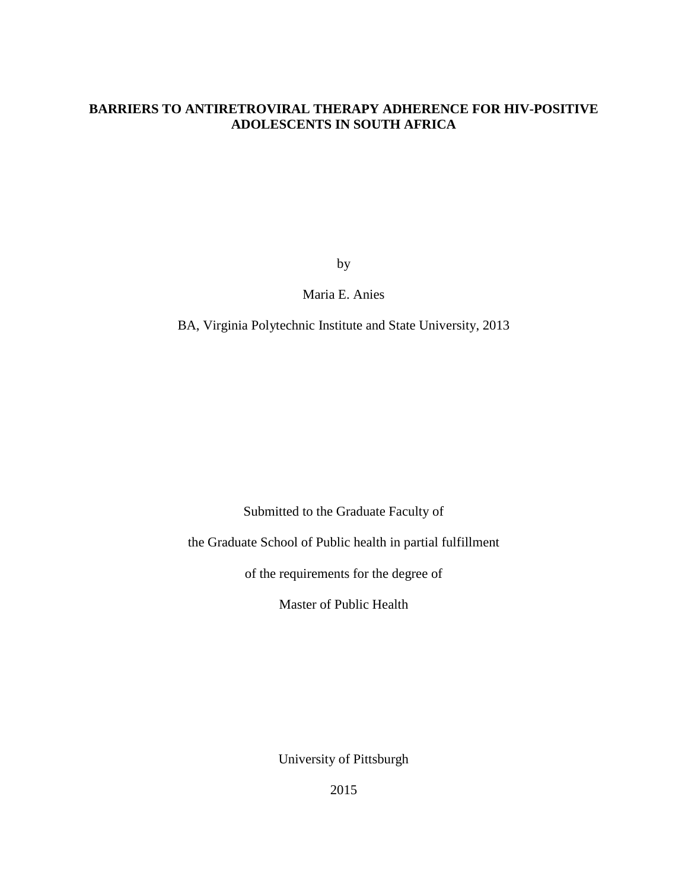# BARRIERS TO ANTIRETROVIRAL THERAPY ADHERENCE FOR HIV-POSITIVE ADOLESCENTS IN SOUTH AFRICA

by

Maria E. Anies

BA, Virginia Polytechnic Institute and State University, 2013

Submitted to the Graduate Faculty of

the Graduate School of Public health in partial fulfillment

of the requirements for the degree of

Master of Public Health

University of Pittsburgh

2015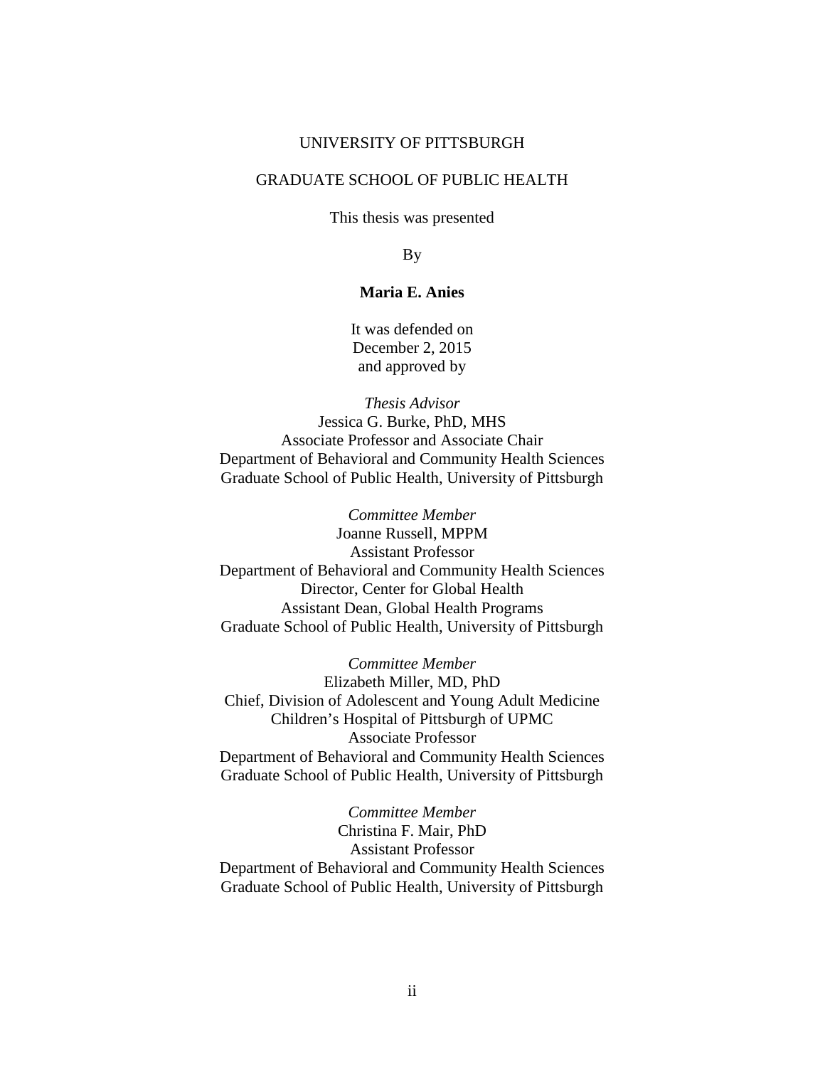UNIVERSITY OF PITTSBURGH

GRADUATE SCHOOL OF PUBLIC HEALTH

This thesis was presented

By

**Maria E. Anies**

It was defended on
December 2, 2015
and approved by

*Thesis Advisor*
Jessica G. Burke, PhD, MHS
Associate Professor and Associate Chair
Department of Behavioral and Community Health Sciences
Graduate School of Public Health, University of Pittsburgh

*Committee Member*
Joanne Russell, MPPM
Assistant Professor
Department of Behavioral and Community Health Sciences
Director, Center for Global Health
Assistant Dean, Global Health Programs
Graduate School of Public Health, University of Pittsburgh

*Committee Member*
Elizabeth Miller, MD, PhD
Chief, Division of Adolescent and Young Adult Medicine
Children's Hospital of Pittsburgh of UPMC
Associate Professor
Department of Behavioral and Community Health Sciences
Graduate School of Public Health, University of Pittsburgh

*Committee Member*
Christina F. Mair, PhD
Assistant Professor
Department of Behavioral and Community Health Sciences
Graduate School of Public Health, University of Pittsburgh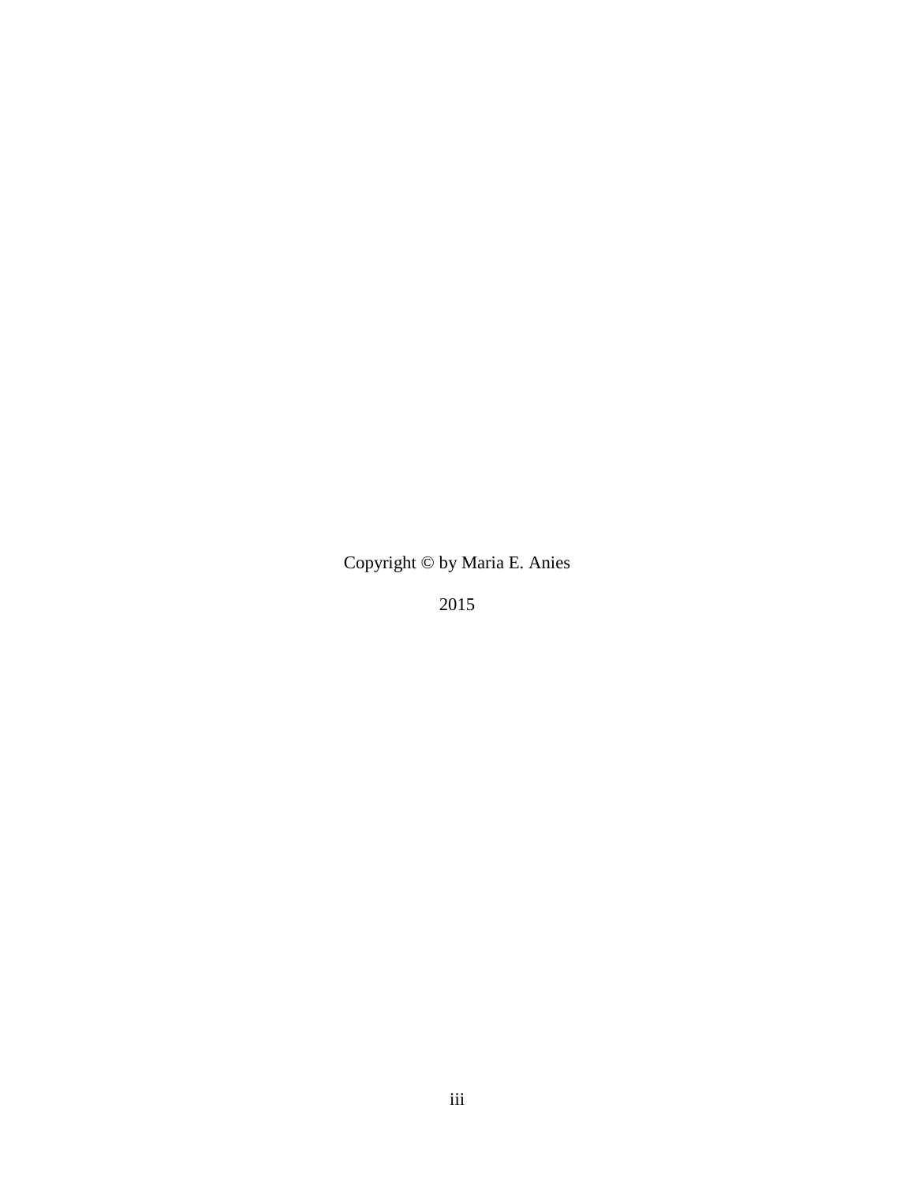Copyright © by Maria E. Anies

2015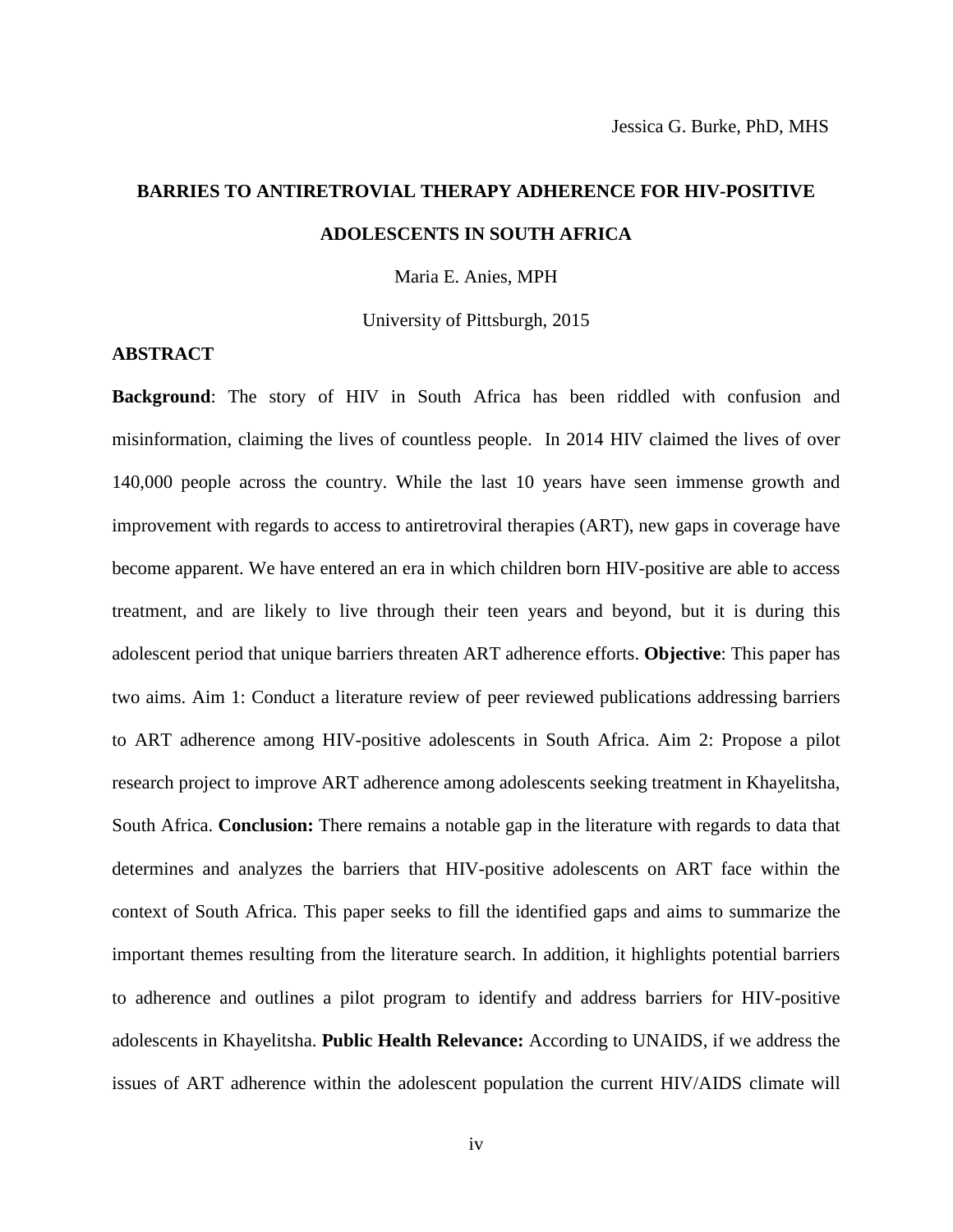Jessica G. Burke, PhD, MHS

**BARRIES TO ANTIRETROVIAL THERAPY ADHERENCE FOR HIV-POSITIVE ADOLESCENTS IN SOUTH AFRICA**

Maria E. Anies, MPH

University of Pittsburgh, 2015

**ABSTRACT**

**Background**: The story of HIV in South Africa has been riddled with confusion and misinformation, claiming the lives of countless people. In 2014 HIV claimed the lives of over 140,000 people across the country. While the last 10 years have seen immense growth and improvement with regards to access to antiretroviral therapies (ART), new gaps in coverage have become apparent. We have entered an era in which children born HIV-positive are able to access treatment, and are likely to live through their teen years and beyond, but it is during this adolescent period that unique barriers threaten ART adherence efforts. **Objective**: This paper has two aims. Aim 1: Conduct a literature review of peer reviewed publications addressing barriers to ART adherence among HIV-positive adolescents in South Africa. Aim 2: Propose a pilot research project to improve ART adherence among adolescents seeking treatment in Khayelitsha, South Africa. **Conclusion:** There remains a notable gap in the literature with regards to data that determines and analyzes the barriers that HIV-positive adolescents on ART face within the context of South Africa. This paper seeks to fill the identified gaps and aims to summarize the important themes resulting from the literature search. In addition, it highlights potential barriers to adherence and outlines a pilot program to identify and address barriers for HIV-positive adolescents in Khayelitsha. **Public Health Relevance:** According to UNAIDS, if we address the issues of ART adherence within the adolescent population the current HIV/AIDS climate will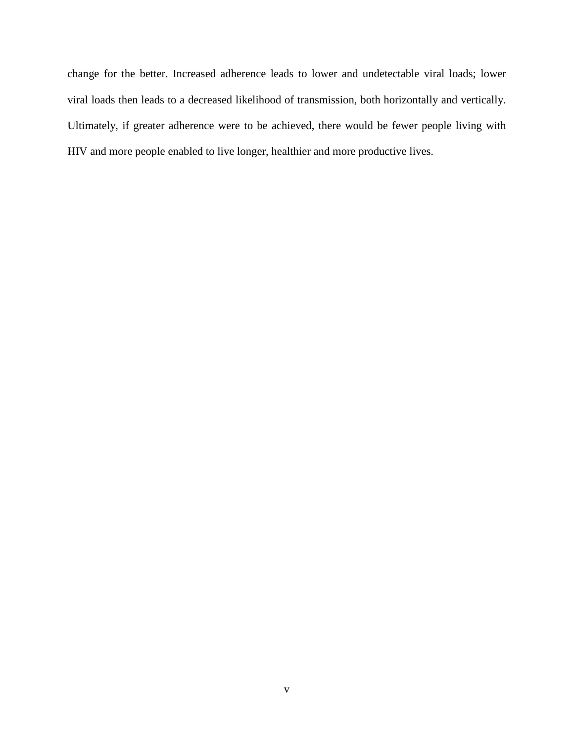change for the better. Increased adherence leads to lower and undetectable viral loads; lower viral loads then leads to a decreased likelihood of transmission, both horizontally and vertically. Ultimately, if greater adherence were to be achieved, there would be fewer people living with HIV and more people enabled to live longer, healthier and more productive lives.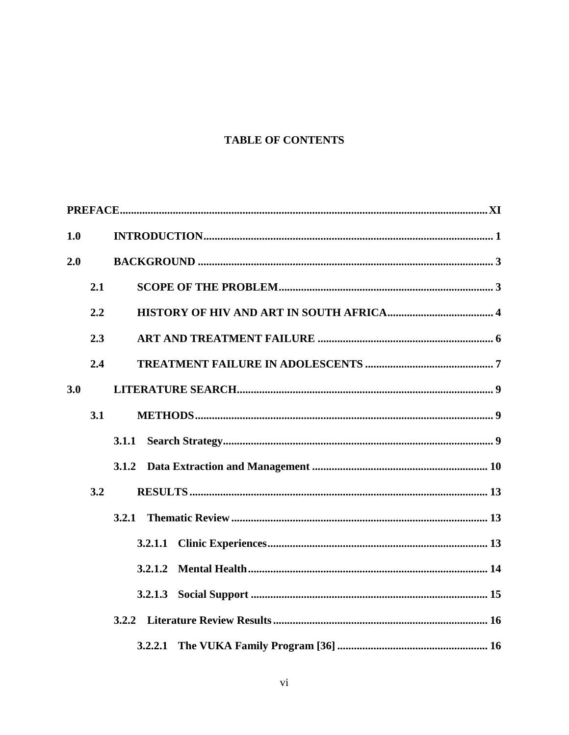# TABLE OF CONTENTS

**PREFACE** .......... **XI**

**1.0 INTRODUCTION** .......... **1**

**2.0 BACKGROUND** .......... **3**

- **2.1 SCOPE OF THE PROBLEM** .......... **3**
- **2.2 HISTORY OF HIV AND ART IN SOUTH AFRICA** .......... **4**
- **2.3 ART AND TREATMENT FAILURE** .......... **6**
- **2.4 TREATMENT FAILURE IN ADOLESCENTS** .......... **7**

**3.0 LITERATURE SEARCH** .......... **9**

- **3.1 METHODS** .......... **9**
  - **3.1.1 Search Strategy** .......... **9**
  - **3.1.2 Data Extraction and Management** .......... **10**
- **3.2 RESULTS** .......... **13**
  - **3.2.1 Thematic Review** .......... **13**
    - **3.2.1.1 Clinic Experiences** .......... **13**
    - **3.2.1.2 Mental Health** .......... **14**
    - **3.2.1.3 Social Support** .......... **15**
  - **3.2.2 Literature Review Results** .......... **16**
    - **3.2.2.1 The VUKA Family Program [36]** .......... **16**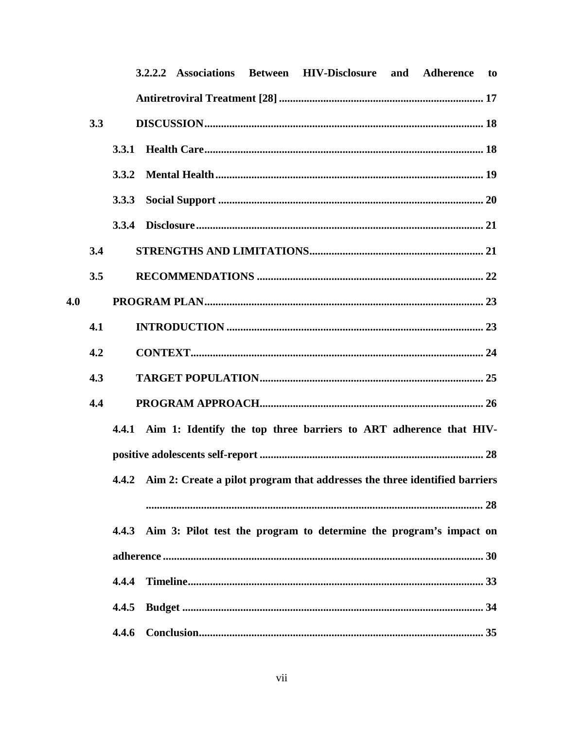3.2.2.2 Associations Between HIV-Disclosure and Adherence to Antiretroviral Treatment [28] ........................................................................ 17

3.3 DISCUSSION .................................................................................................. 18

3.3.1 Health Care .................................................................................................. 18

3.3.2 Mental Health .............................................................................................. 19

3.3.3 Social Support ............................................................................................. 20

3.3.4 Disclosure ..................................................................................................... 21

3.4 STRENGTHS AND LIMITATIONS ............................................................ 21

3.5 RECOMMENDATIONS ............................................................................... 22

4.0 PROGRAM PLAN .................................................................................................. 23

4.1 INTRODUCTION .......................................................................................... 23

4.2 CONTEXT ....................................................................................................... 24

4.3 TARGET POPULATION .............................................................................. 25

4.4 PROGRAM APPROACH .............................................................................. 26

4.4.1 Aim 1: Identify the top three barriers to ART adherence that HIV-positive adolescents self-report ................................................................................ 28

4.4.2 Aim 2: Create a pilot program that addresses the three identified barriers ........................................................................................................................ 28

4.4.3 Aim 3: Pilot test the program to determine the program's impact on adherence .................................................................................................................. 30

4.4.4 Timeline ........................................................................................................ 33

4.4.5 Budget .......................................................................................................... 34

4.4.6 Conclusion .................................................................................................... 35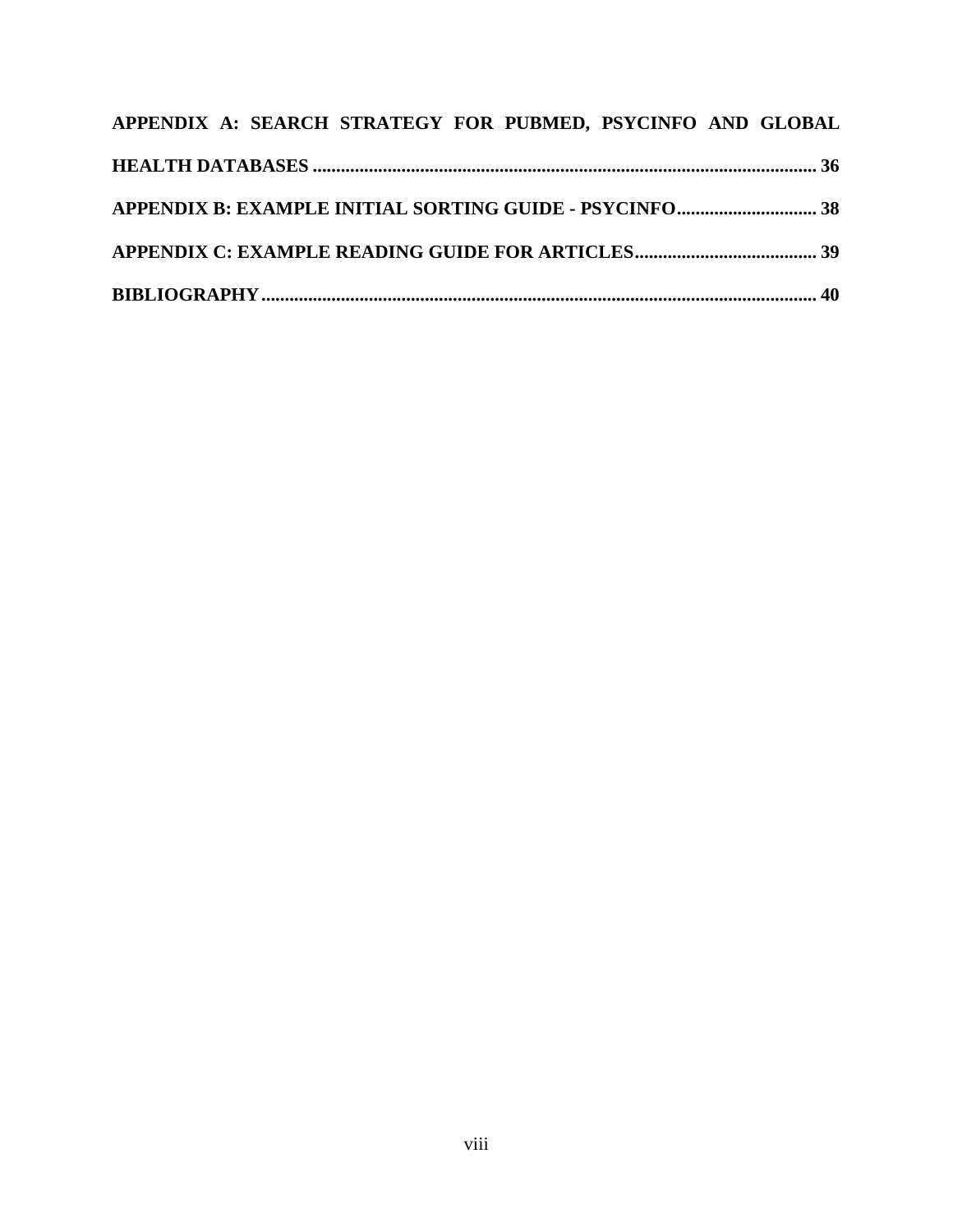**APPENDIX A: SEARCH STRATEGY FOR PUBMED, PSYCINFO AND GLOBAL HEALTH DATABASES ............ 36**

**APPENDIX B: EXAMPLE INITIAL SORTING GUIDE - PSYCINFO ............ 38**

**APPENDIX C: EXAMPLE READING GUIDE FOR ARTICLES ............ 39**

**BIBLIOGRAPHY ............ 40**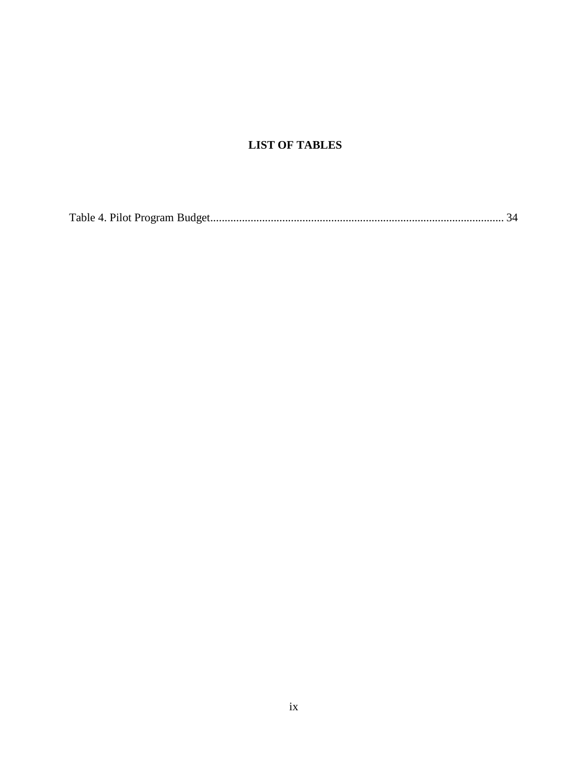# LIST OF TABLES

Table 4. Pilot Program Budget.................................................................................................... 34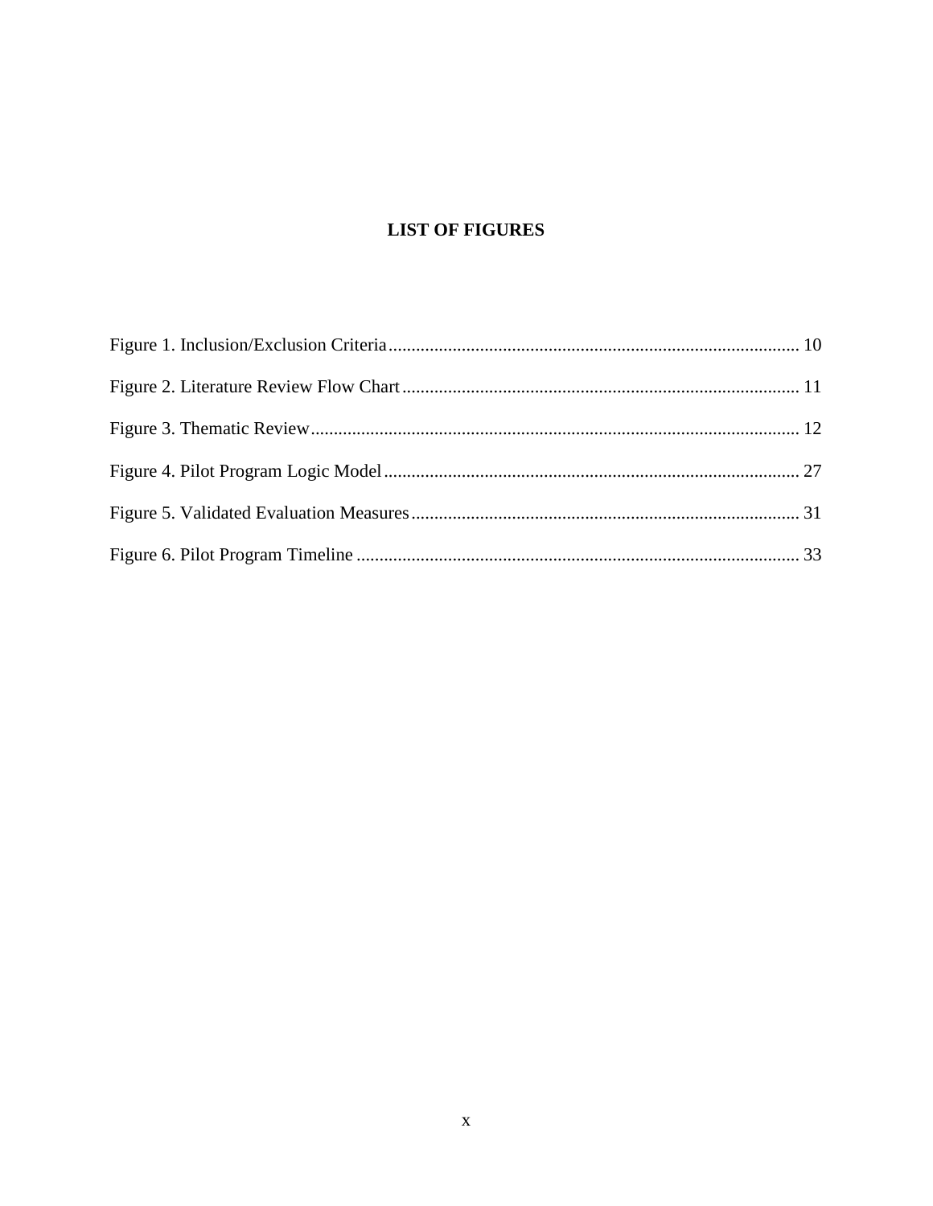# LIST OF FIGURES

Figure 1. Inclusion/Exclusion Criteria .......................................................................................... 10

Figure 2. Literature Review Flow Chart ....................................................................................... 11

Figure 3. Thematic Review............................................................................................................ 12

Figure 4. Pilot Program Logic Model ........................................................................................... 27

Figure 5. Validated Evaluation Measures ..................................................................................... 31

Figure 6. Pilot Program Timeline ................................................................................................. 33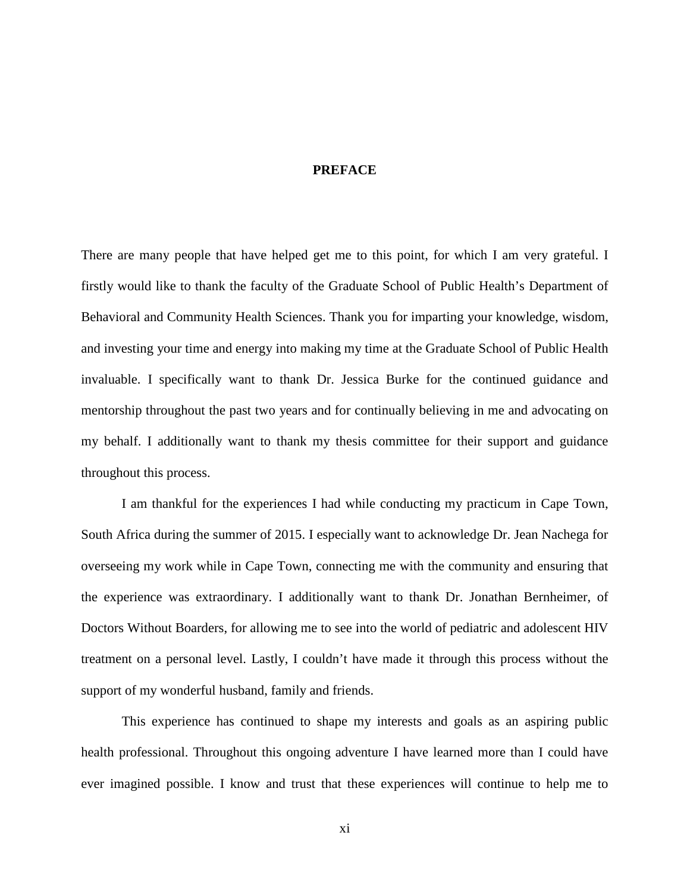# PREFACE

There are many people that have helped get me to this point, for which I am very grateful. I firstly would like to thank the faculty of the Graduate School of Public Health's Department of Behavioral and Community Health Sciences. Thank you for imparting your knowledge, wisdom, and investing your time and energy into making my time at the Graduate School of Public Health invaluable. I specifically want to thank Dr. Jessica Burke for the continued guidance and mentorship throughout the past two years and for continually believing in me and advocating on my behalf. I additionally want to thank my thesis committee for their support and guidance throughout this process.

I am thankful for the experiences I had while conducting my practicum in Cape Town, South Africa during the summer of 2015. I especially want to acknowledge Dr. Jean Nachega for overseeing my work while in Cape Town, connecting me with the community and ensuring that the experience was extraordinary. I additionally want to thank Dr. Jonathan Bernheimer, of Doctors Without Boarders, for allowing me to see into the world of pediatric and adolescent HIV treatment on a personal level. Lastly, I couldn't have made it through this process without the support of my wonderful husband, family and friends.

This experience has continued to shape my interests and goals as an aspiring public health professional. Throughout this ongoing adventure I have learned more than I could have ever imagined possible. I know and trust that these experiences will continue to help me to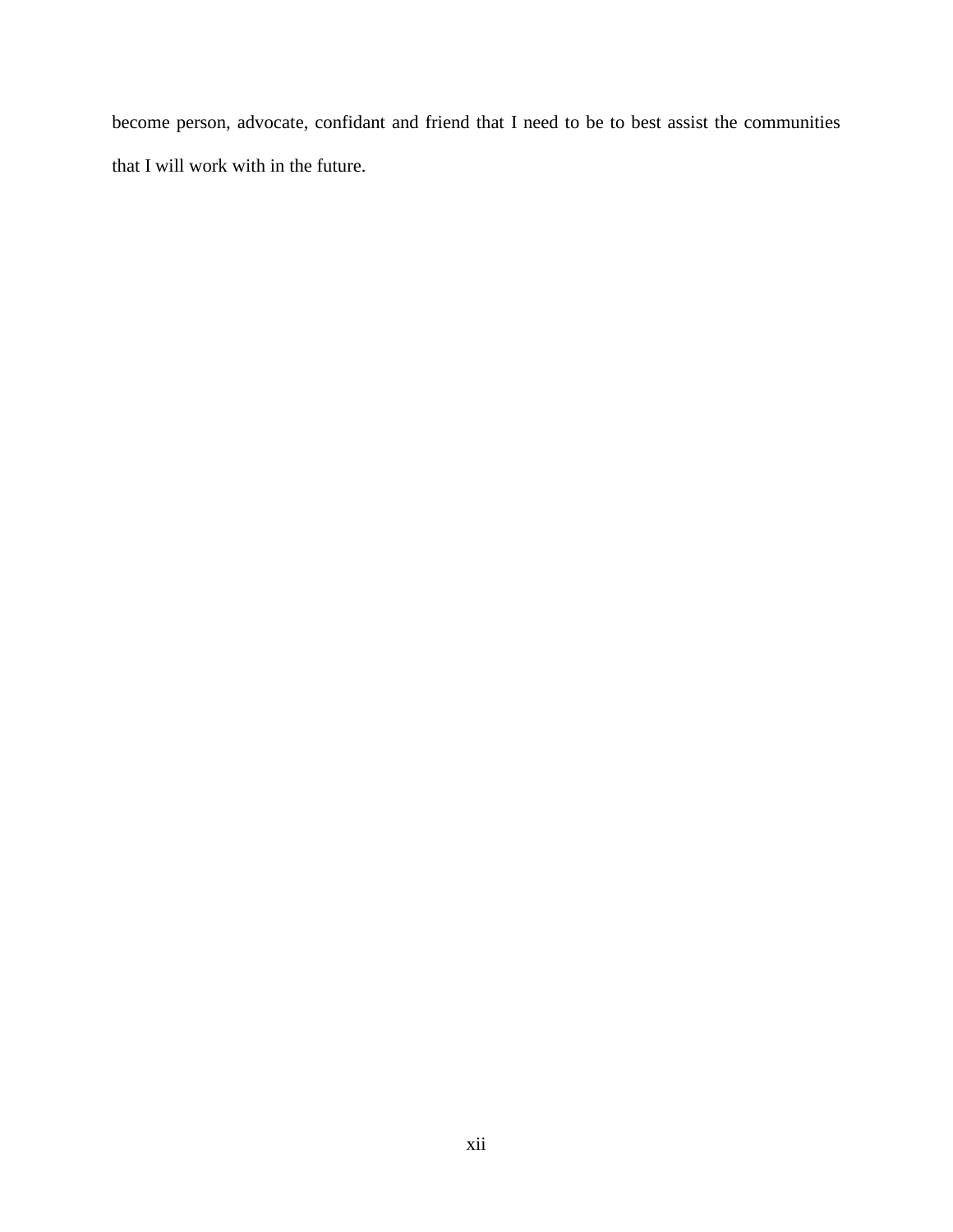become person, advocate, confidant and friend that I need to be to best assist the communities that I will work with in the future.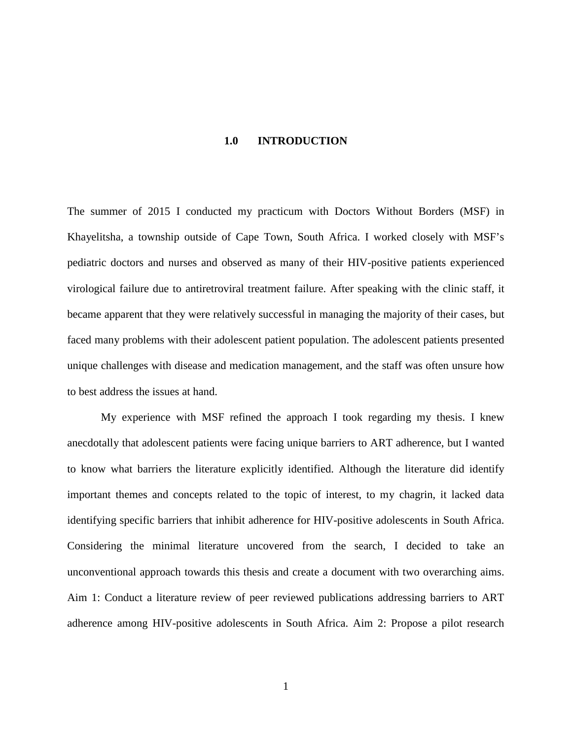# 1.0 INTRODUCTION

The summer of 2015 I conducted my practicum with Doctors Without Borders (MSF) in Khayelitsha, a township outside of Cape Town, South Africa. I worked closely with MSF's pediatric doctors and nurses and observed as many of their HIV-positive patients experienced virological failure due to antiretroviral treatment failure. After speaking with the clinic staff, it became apparent that they were relatively successful in managing the majority of their cases, but faced many problems with their adolescent patient population. The adolescent patients presented unique challenges with disease and medication management, and the staff was often unsure how to best address the issues at hand.

My experience with MSF refined the approach I took regarding my thesis. I knew anecdotally that adolescent patients were facing unique barriers to ART adherence, but I wanted to know what barriers the literature explicitly identified. Although the literature did identify important themes and concepts related to the topic of interest, to my chagrin, it lacked data identifying specific barriers that inhibit adherence for HIV-positive adolescents in South Africa. Considering the minimal literature uncovered from the search, I decided to take an unconventional approach towards this thesis and create a document with two overarching aims. Aim 1: Conduct a literature review of peer reviewed publications addressing barriers to ART adherence among HIV-positive adolescents in South Africa. Aim 2: Propose a pilot research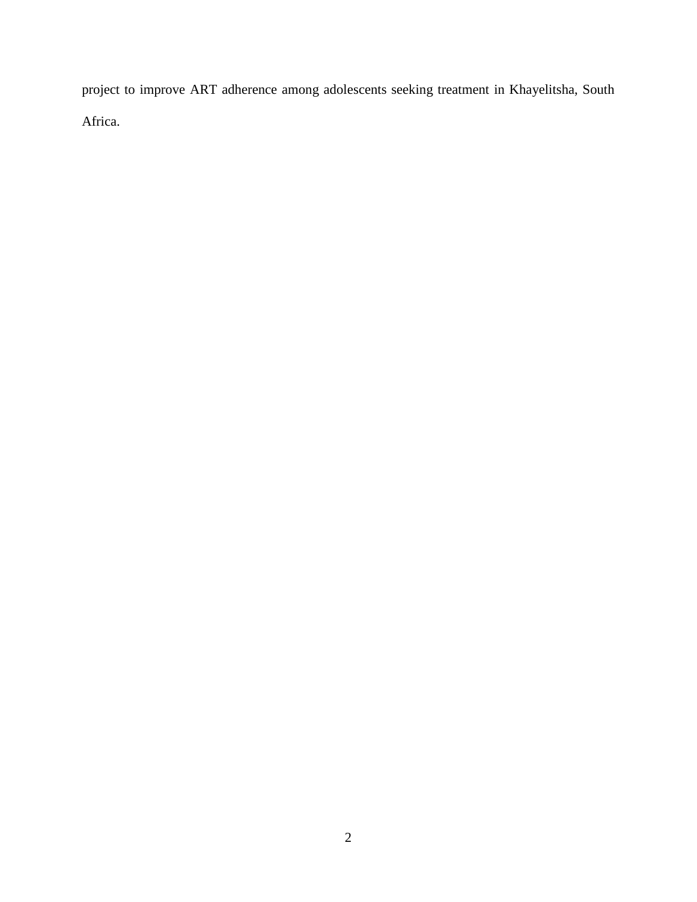project to improve ART adherence among adolescents seeking treatment in Khayelitsha, South Africa.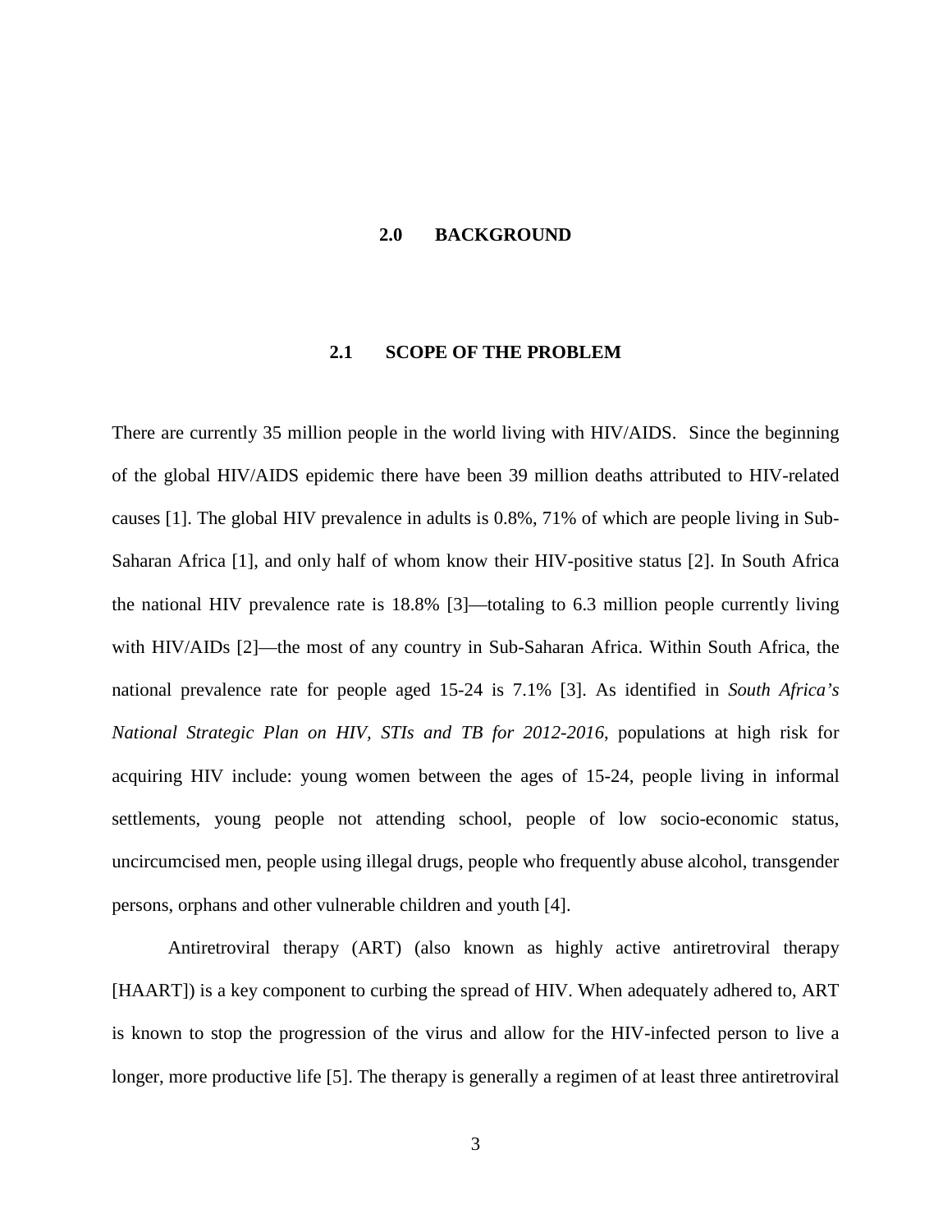# 2.0 BACKGROUND

## 2.1 SCOPE OF THE PROBLEM

There are currently 35 million people in the world living with HIV/AIDS. Since the beginning of the global HIV/AIDS epidemic there have been 39 million deaths attributed to HIV-related causes [1]. The global HIV prevalence in adults is 0.8%, 71% of which are people living in Sub-Saharan Africa [1], and only half of whom know their HIV-positive status [2]. In South Africa the national HIV prevalence rate is 18.8% [3]—totaling to 6.3 million people currently living with HIV/AIDs [2]—the most of any country in Sub-Saharan Africa. Within South Africa, the national prevalence rate for people aged 15-24 is 7.1% [3]. As identified in *South Africa's National Strategic Plan on HIV, STIs and TB for 2012-2016*, populations at high risk for acquiring HIV include: young women between the ages of 15-24, people living in informal settlements, young people not attending school, people of low socio-economic status, uncircumcised men, people using illegal drugs, people who frequently abuse alcohol, transgender persons, orphans and other vulnerable children and youth [4].

Antiretroviral therapy (ART) (also known as highly active antiretroviral therapy [HAART]) is a key component to curbing the spread of HIV. When adequately adhered to, ART is known to stop the progression of the virus and allow for the HIV-infected person to live a longer, more productive life [5]. The therapy is generally a regimen of at least three antiretroviral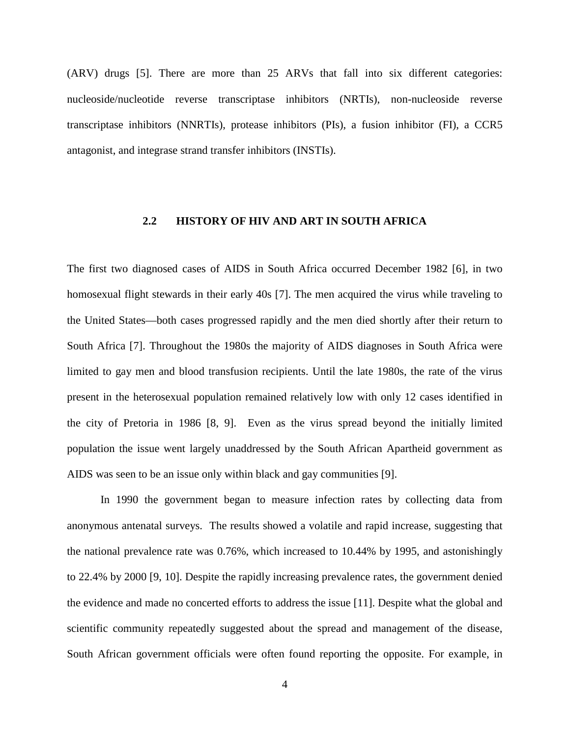(ARV) drugs [5]. There are more than 25 ARVs that fall into six different categories: nucleoside/nucleotide reverse transcriptase inhibitors (NRTIs), non-nucleoside reverse transcriptase inhibitors (NNRTIs), protease inhibitors (PIs), a fusion inhibitor (FI), a CCR5 antagonist, and integrase strand transfer inhibitors (INSTIs).

## 2.2 HISTORY OF HIV AND ART IN SOUTH AFRICA

The first two diagnosed cases of AIDS in South Africa occurred December 1982 [6], in two homosexual flight stewards in their early 40s [7]. The men acquired the virus while traveling to the United States—both cases progressed rapidly and the men died shortly after their return to South Africa [7]. Throughout the 1980s the majority of AIDS diagnoses in South Africa were limited to gay men and blood transfusion recipients. Until the late 1980s, the rate of the virus present in the heterosexual population remained relatively low with only 12 cases identified in the city of Pretoria in 1986 [8, 9]. Even as the virus spread beyond the initially limited population the issue went largely unaddressed by the South African Apartheid government as AIDS was seen to be an issue only within black and gay communities [9].

In 1990 the government began to measure infection rates by collecting data from anonymous antenatal surveys. The results showed a volatile and rapid increase, suggesting that the national prevalence rate was 0.76%, which increased to 10.44% by 1995, and astonishingly to 22.4% by 2000 [9, 10]. Despite the rapidly increasing prevalence rates, the government denied the evidence and made no concerted efforts to address the issue [11]. Despite what the global and scientific community repeatedly suggested about the spread and management of the disease, South African government officials were often found reporting the opposite. For example, in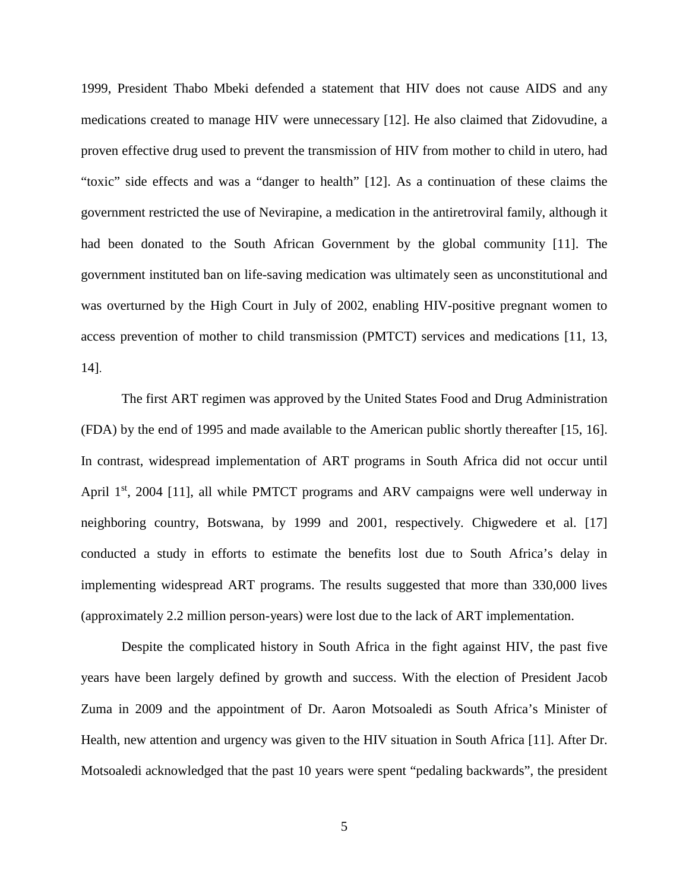1999, President Thabo Mbeki defended a statement that HIV does not cause AIDS and any medications created to manage HIV were unnecessary [12]. He also claimed that Zidovudine, a proven effective drug used to prevent the transmission of HIV from mother to child in utero, had "toxic" side effects and was a "danger to health" [12]. As a continuation of these claims the government restricted the use of Nevirapine, a medication in the antiretroviral family, although it had been donated to the South African Government by the global community [11]. The government instituted ban on life-saving medication was ultimately seen as unconstitutional and was overturned by the High Court in July of 2002, enabling HIV-positive pregnant women to access prevention of mother to child transmission (PMTCT) services and medications [11, 13, 14].

The first ART regimen was approved by the United States Food and Drug Administration (FDA) by the end of 1995 and made available to the American public shortly thereafter [15, 16]. In contrast, widespread implementation of ART programs in South Africa did not occur until April 1st, 2004 [11], all while PMTCT programs and ARV campaigns were well underway in neighboring country, Botswana, by 1999 and 2001, respectively. Chigwedere et al. [17] conducted a study in efforts to estimate the benefits lost due to South Africa's delay in implementing widespread ART programs. The results suggested that more than 330,000 lives (approximately 2.2 million person-years) were lost due to the lack of ART implementation.

Despite the complicated history in South Africa in the fight against HIV, the past five years have been largely defined by growth and success. With the election of President Jacob Zuma in 2009 and the appointment of Dr. Aaron Motsoaledi as South Africa's Minister of Health, new attention and urgency was given to the HIV situation in South Africa [11]. After Dr. Motsoaledi acknowledged that the past 10 years were spent "pedaling backwards", the president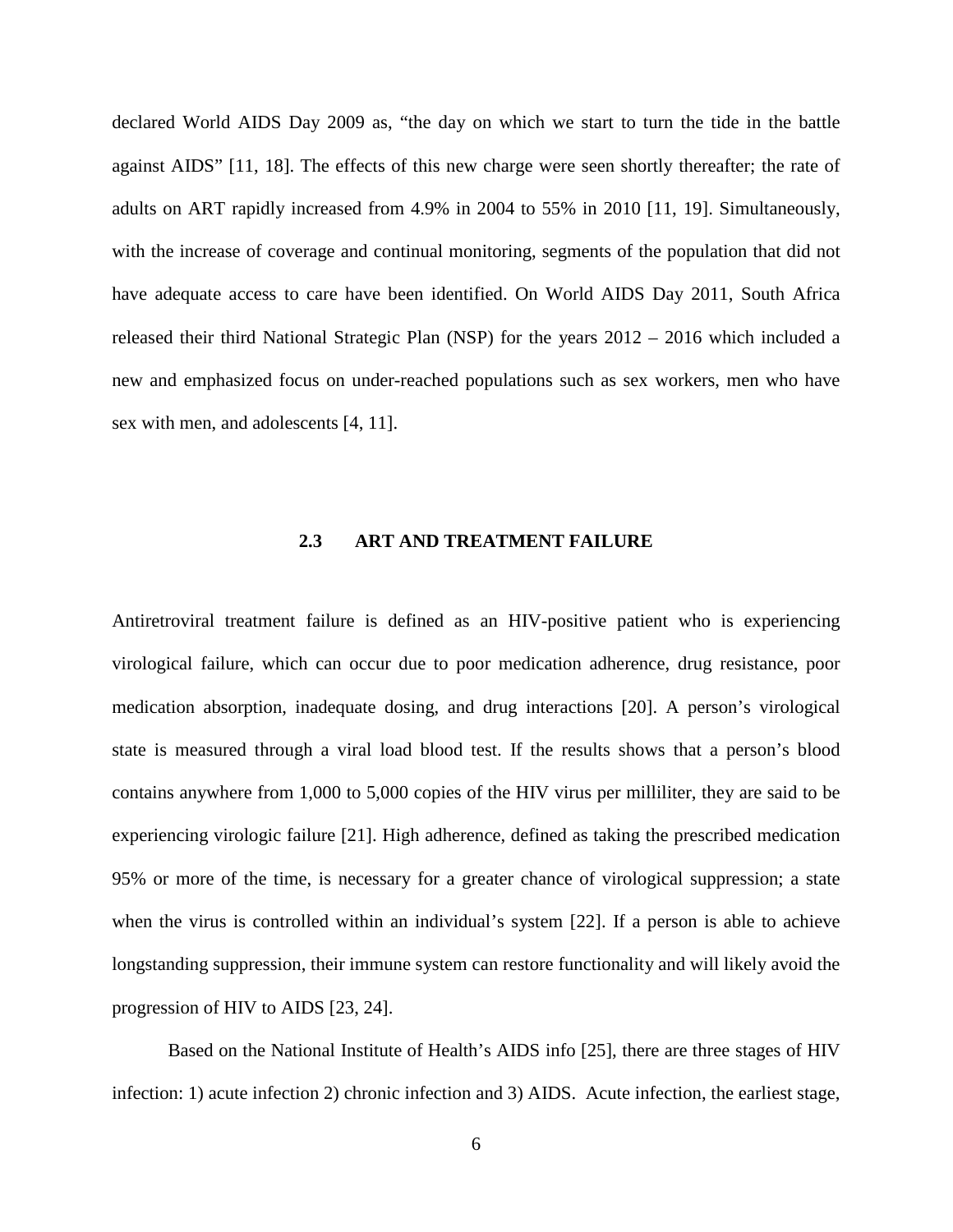declared World AIDS Day 2009 as, "the day on which we start to turn the tide in the battle against AIDS" [11, 18]. The effects of this new charge were seen shortly thereafter; the rate of adults on ART rapidly increased from 4.9% in 2004 to 55% in 2010 [11, 19]. Simultaneously, with the increase of coverage and continual monitoring, segments of the population that did not have adequate access to care have been identified. On World AIDS Day 2011, South Africa released their third National Strategic Plan (NSP) for the years 2012 – 2016 which included a new and emphasized focus on under-reached populations such as sex workers, men who have sex with men, and adolescents [4, 11].

## 2.3 ART AND TREATMENT FAILURE

Antiretroviral treatment failure is defined as an HIV-positive patient who is experiencing virological failure, which can occur due to poor medication adherence, drug resistance, poor medication absorption, inadequate dosing, and drug interactions [20]. A person's virological state is measured through a viral load blood test. If the results shows that a person's blood contains anywhere from 1,000 to 5,000 copies of the HIV virus per milliliter, they are said to be experiencing virologic failure [21]. High adherence, defined as taking the prescribed medication 95% or more of the time, is necessary for a greater chance of virological suppression; a state when the virus is controlled within an individual's system [22]. If a person is able to achieve longstanding suppression, their immune system can restore functionality and will likely avoid the progression of HIV to AIDS [23, 24].

Based on the National Institute of Health's AIDS info [25], there are three stages of HIV infection: 1) acute infection 2) chronic infection and 3) AIDS. Acute infection, the earliest stage,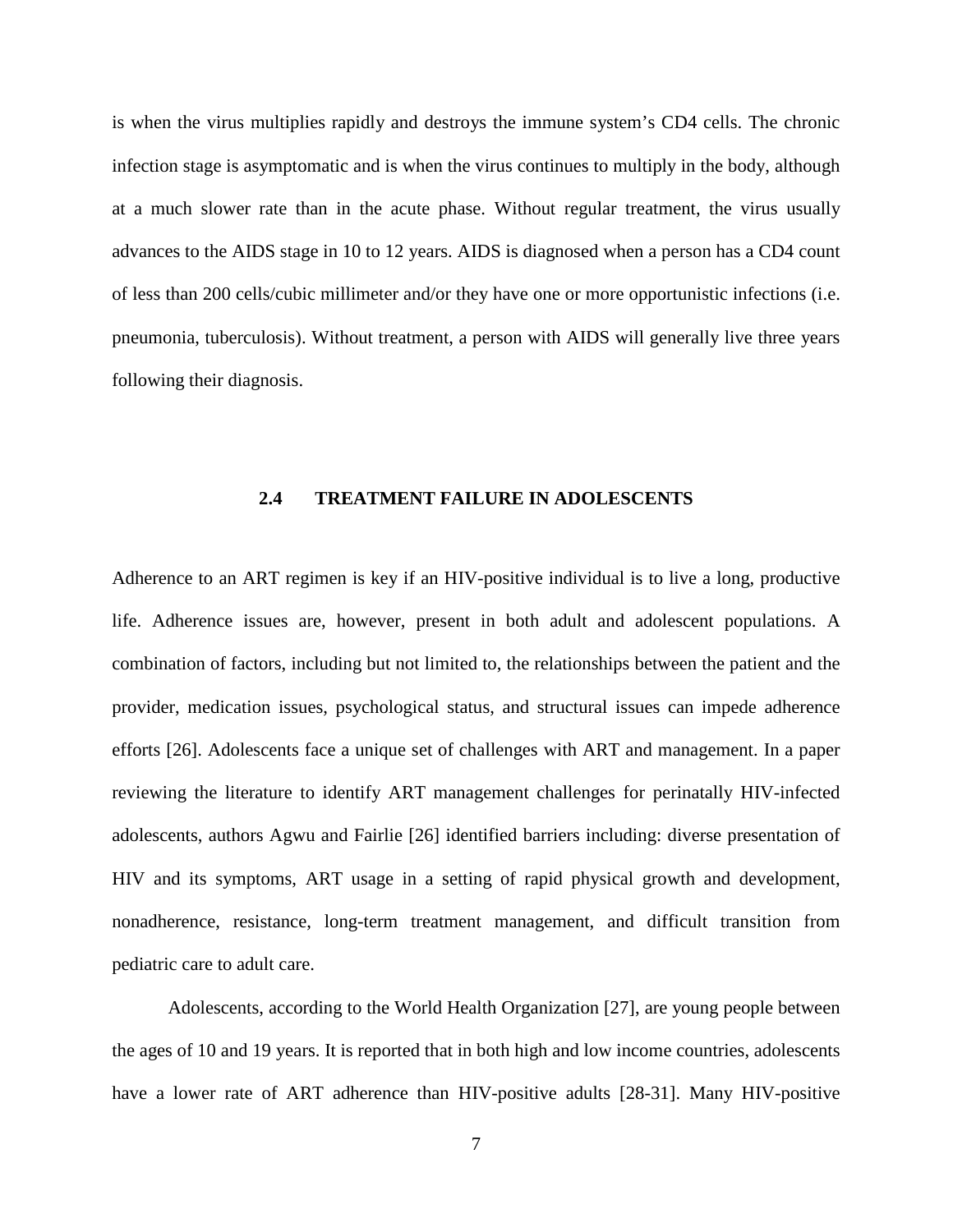is when the virus multiplies rapidly and destroys the immune system's CD4 cells. The chronic infection stage is asymptomatic and is when the virus continues to multiply in the body, although at a much slower rate than in the acute phase. Without regular treatment, the virus usually advances to the AIDS stage in 10 to 12 years. AIDS is diagnosed when a person has a CD4 count of less than 200 cells/cubic millimeter and/or they have one or more opportunistic infections (i.e. pneumonia, tuberculosis). Without treatment, a person with AIDS will generally live three years following their diagnosis.

## 2.4 TREATMENT FAILURE IN ADOLESCENTS

Adherence to an ART regimen is key if an HIV-positive individual is to live a long, productive life. Adherence issues are, however, present in both adult and adolescent populations. A combination of factors, including but not limited to, the relationships between the patient and the provider, medication issues, psychological status, and structural issues can impede adherence efforts [26]. Adolescents face a unique set of challenges with ART and management. In a paper reviewing the literature to identify ART management challenges for perinatally HIV-infected adolescents, authors Agwu and Fairlie [26] identified barriers including: diverse presentation of HIV and its symptoms, ART usage in a setting of rapid physical growth and development, nonadherence, resistance, long-term treatment management, and difficult transition from pediatric care to adult care.

Adolescents, according to the World Health Organization [27], are young people between the ages of 10 and 19 years. It is reported that in both high and low income countries, adolescents have a lower rate of ART adherence than HIV-positive adults [28-31]. Many HIV-positive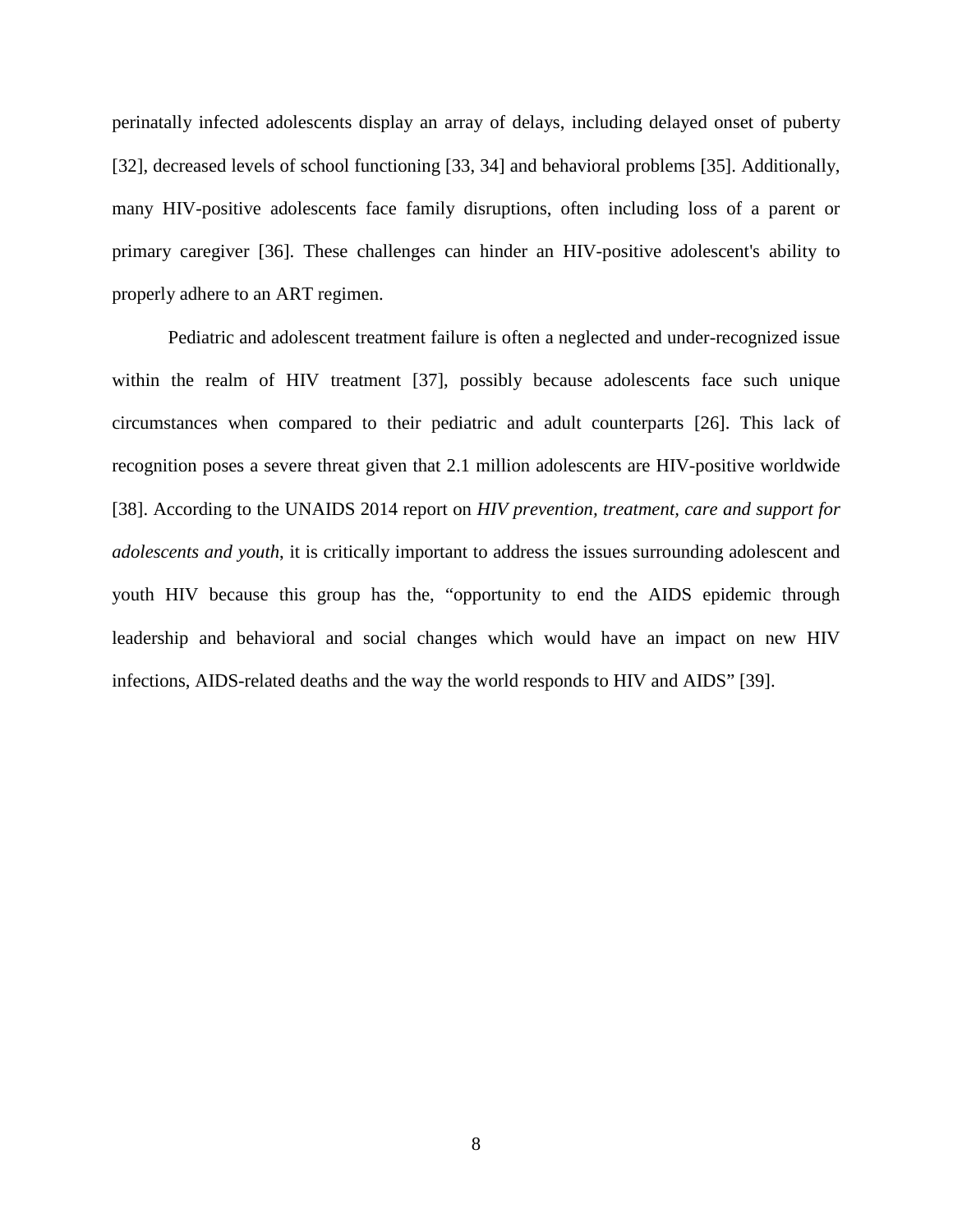perinatally infected adolescents display an array of delays, including delayed onset of puberty [32], decreased levels of school functioning [33, 34] and behavioral problems [35]. Additionally, many HIV-positive adolescents face family disruptions, often including loss of a parent or primary caregiver [36]. These challenges can hinder an HIV-positive adolescent's ability to properly adhere to an ART regimen.

Pediatric and adolescent treatment failure is often a neglected and under-recognized issue within the realm of HIV treatment [37], possibly because adolescents face such unique circumstances when compared to their pediatric and adult counterparts [26]. This lack of recognition poses a severe threat given that 2.1 million adolescents are HIV-positive worldwide [38]. According to the UNAIDS 2014 report on *HIV prevention, treatment, care and support for adolescents and youth*, it is critically important to address the issues surrounding adolescent and youth HIV because this group has the, "opportunity to end the AIDS epidemic through leadership and behavioral and social changes which would have an impact on new HIV infections, AIDS-related deaths and the way the world responds to HIV and AIDS" [39].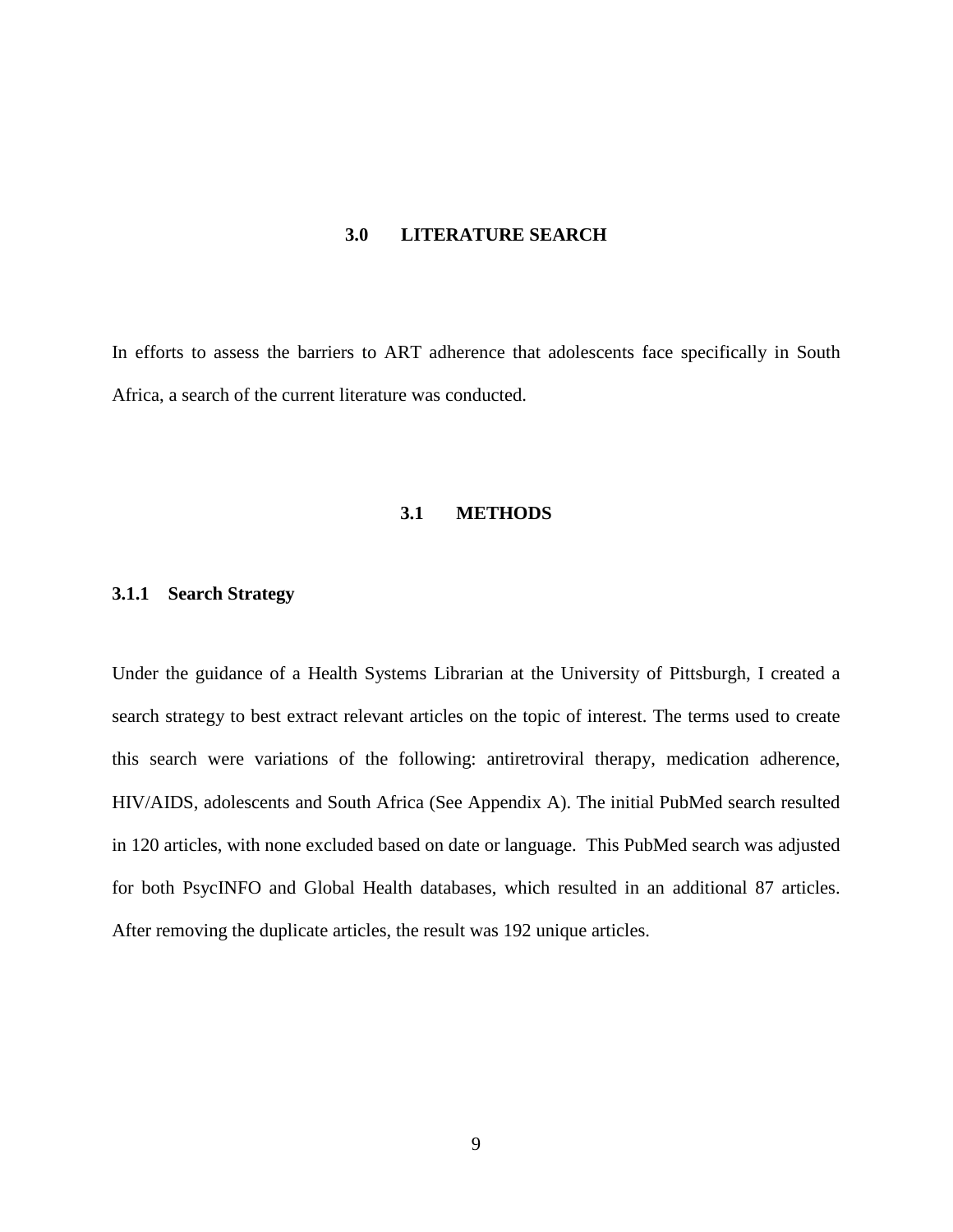# 3.0 LITERATURE SEARCH

In efforts to assess the barriers to ART adherence that adolescents face specifically in South Africa, a search of the current literature was conducted.

## 3.1 METHODS

### 3.1.1 Search Strategy

Under the guidance of a Health Systems Librarian at the University of Pittsburgh, I created a search strategy to best extract relevant articles on the topic of interest. The terms used to create this search were variations of the following: antiretroviral therapy, medication adherence, HIV/AIDS, adolescents and South Africa (See Appendix A). The initial PubMed search resulted in 120 articles, with none excluded based on date or language. This PubMed search was adjusted for both PsycINFO and Global Health databases, which resulted in an additional 87 articles. After removing the duplicate articles, the result was 192 unique articles.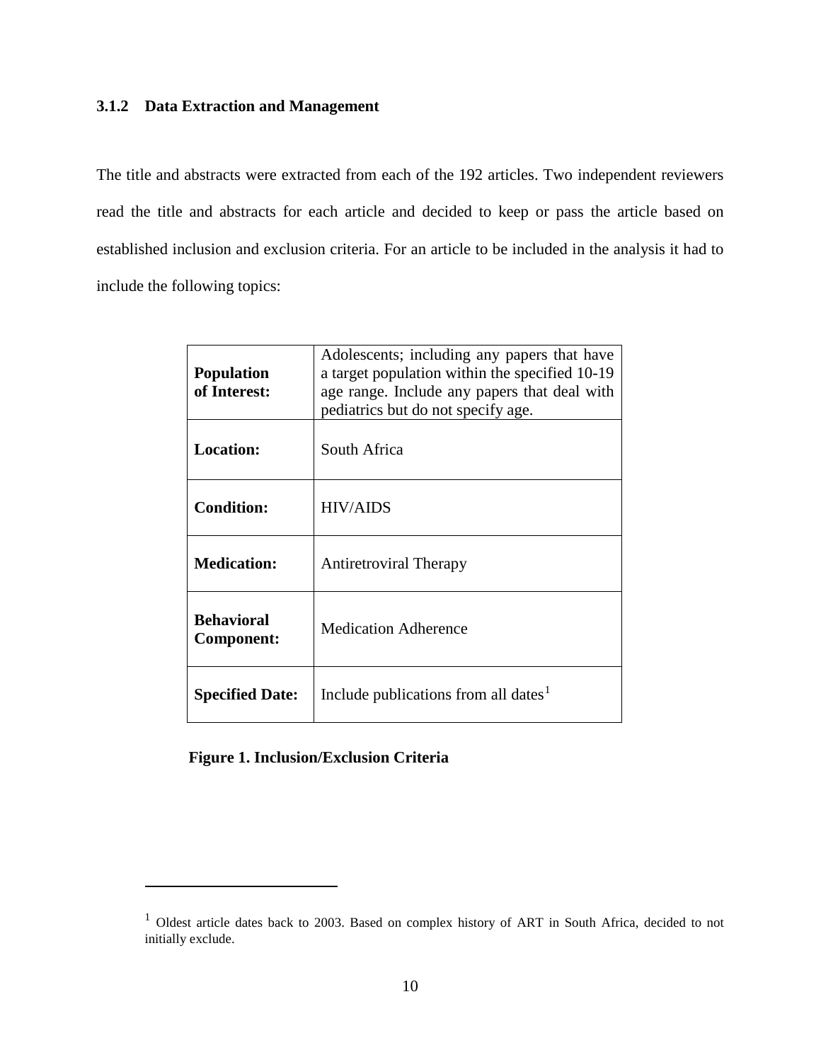### 3.1.2 Data Extraction and Management

The title and abstracts were extracted from each of the 192 articles. Two independent reviewers read the title and abstracts for each article and decided to keep or pass the article based on established inclusion and exclusion criteria. For an article to be included in the analysis it had to include the following topics:

| | |
|---|---|
| **Population of Interest:** | Adolescents; including any papers that have a target population within the specified 10-19 age range. Include any papers that deal with pediatrics but do not specify age. |
| **Location:** | South Africa |
| **Condition:** | HIV/AIDS |
| **Medication:** | Antiretroviral Therapy |
| **Behavioral Component:** | Medication Adherence |
| **Specified Date:** | Include publications from all dates[1] |

**Figure 1. Inclusion/Exclusion Criteria**

[1] Oldest article dates back to 2003. Based on complex history of ART in South Africa, decided to not initially exclude.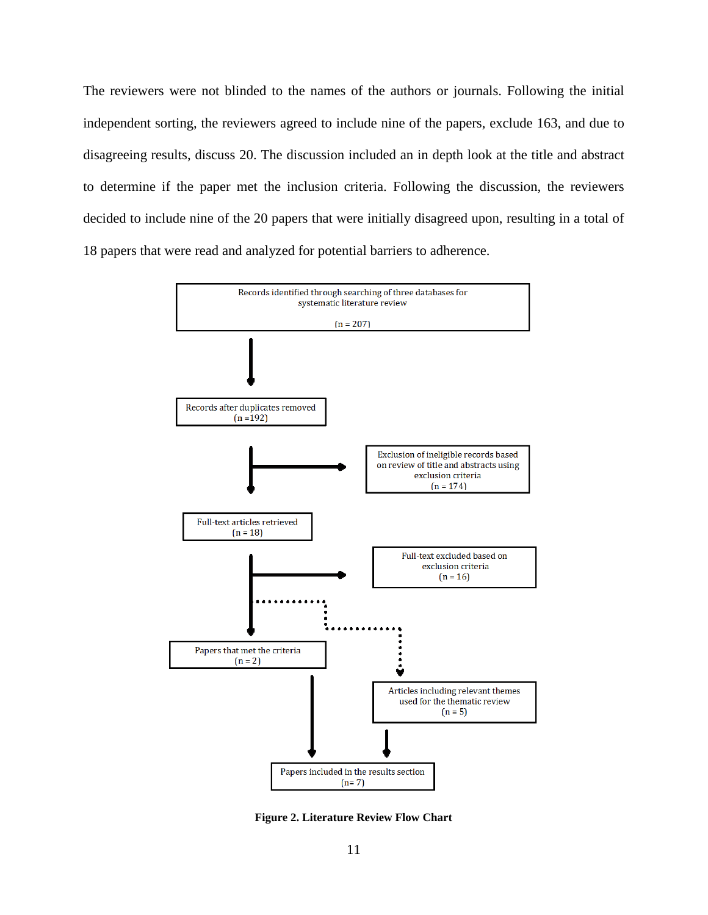The reviewers were not blinded to the names of the authors or journals. Following the initial independent sorting, the reviewers agreed to include nine of the papers, exclude 163, and due to disagreeing results, discuss 20. The discussion included an in depth look at the title and abstract to determine if the paper met the inclusion criteria. Following the discussion, the reviewers decided to include nine of the 20 papers that were initially disagreed upon, resulting in a total of 18 papers that were read and analyzed for potential barriers to adherence.

Records identified through searching of three databases for systematic literature review

(n = 207)

Records after duplicates removed
(n =192)

Exclusion of ineligible records based on review of title and abstracts using exclusion criteria
(n = 174)

Full-text articles retrieved
(n = 18)

Full-text excluded based on exclusion criteria
(n = 16)

Papers that met the criteria
(n = 2)

Articles including relevant themes used for the thematic review
(n = 5)

Papers included in the results section
(n= 7)

**Figure 2. Literature Review Flow Chart**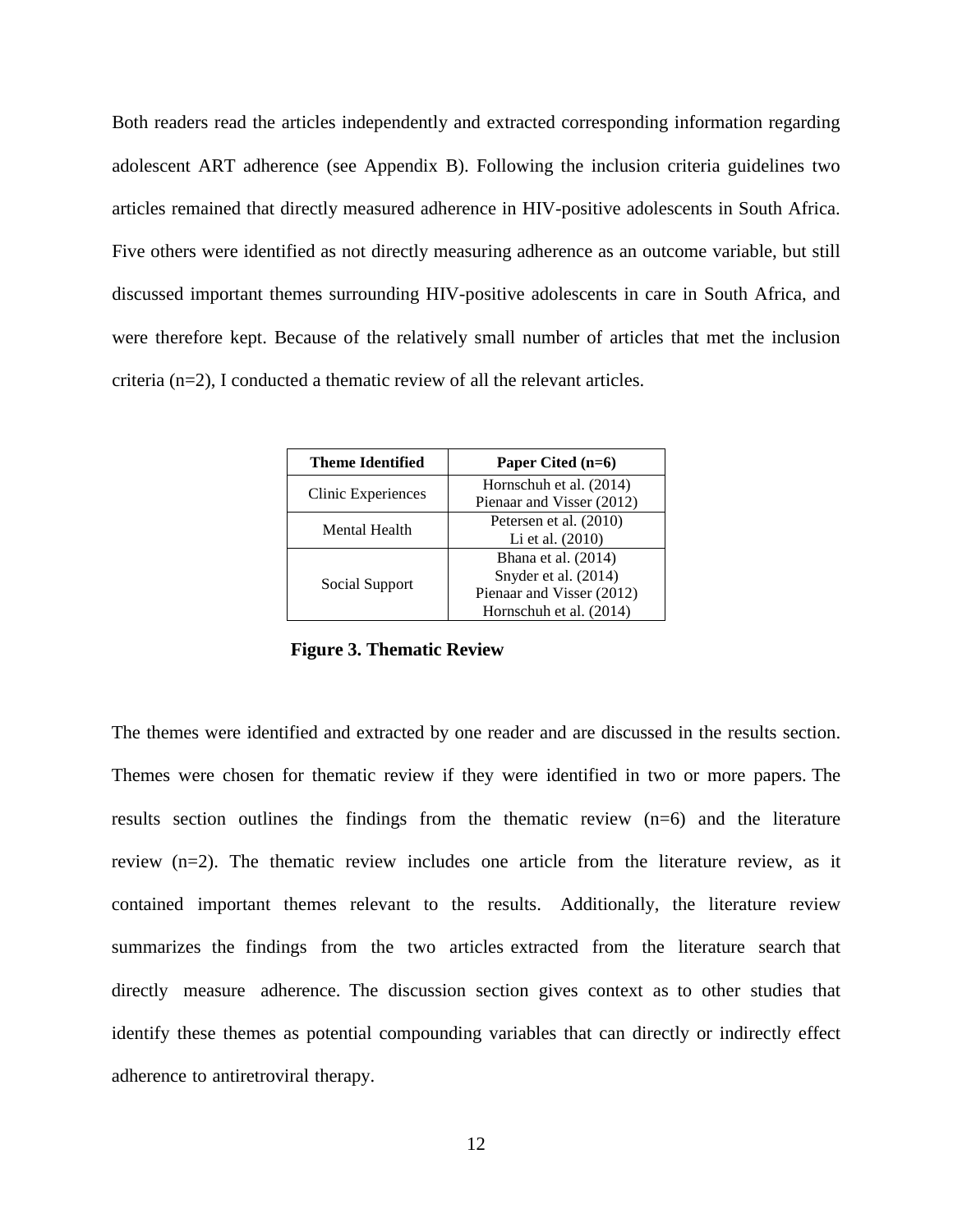Both readers read the articles independently and extracted corresponding information regarding adolescent ART adherence (see Appendix B). Following the inclusion criteria guidelines two articles remained that directly measured adherence in HIV-positive adolescents in South Africa. Five others were identified as not directly measuring adherence as an outcome variable, but still discussed important themes surrounding HIV-positive adolescents in care in South Africa, and were therefore kept. Because of the relatively small number of articles that met the inclusion criteria (n=2), I conducted a thematic review of all the relevant articles.

| Theme Identified | Paper Cited (n=6) |
|---|---|
| Clinic Experiences | Hornschuh et al. (2014)<br>Pienaar and Visser (2012) |
| Mental Health | Petersen et al. (2010)<br>Li et al. (2010) |
| Social Support | Bhana et al. (2014)<br>Snyder et al. (2014)<br>Pienaar and Visser (2012)<br>Hornschuh et al. (2014) |

**Figure 3. Thematic Review**

The themes were identified and extracted by one reader and are discussed in the results section. Themes were chosen for thematic review if they were identified in two or more papers. The results section outlines the findings from the thematic review (n=6) and the literature review (n=2). The thematic review includes one article from the literature review, as it contained important themes relevant to the results. Additionally, the literature review summarizes the findings from the two articles extracted from the literature search that directly measure adherence. The discussion section gives context as to other studies that identify these themes as potential compounding variables that can directly or indirectly effect adherence to antiretroviral therapy.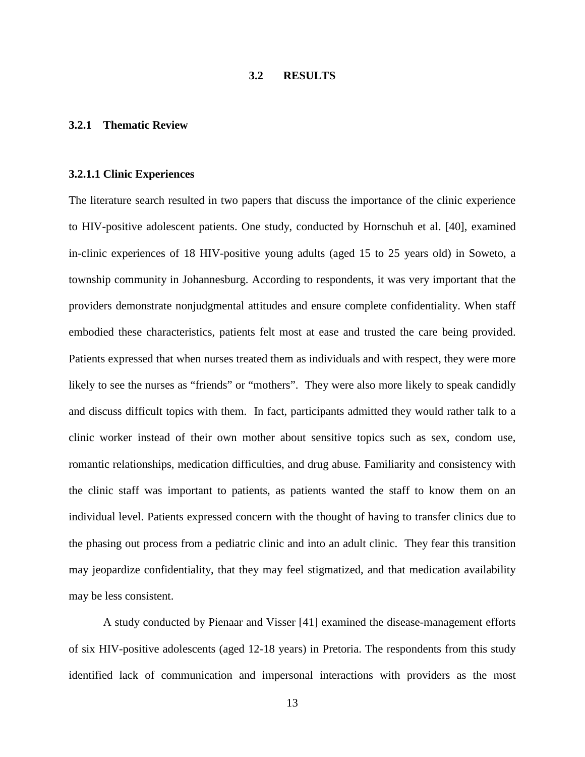## 3.2 RESULTS

### 3.2.1 Thematic Review

#### 3.2.1.1 Clinic Experiences

The literature search resulted in two papers that discuss the importance of the clinic experience to HIV-positive adolescent patients. One study, conducted by Hornschuh et al. [40], examined in-clinic experiences of 18 HIV-positive young adults (aged 15 to 25 years old) in Soweto, a township community in Johannesburg. According to respondents, it was very important that the providers demonstrate nonjudgmental attitudes and ensure complete confidentiality. When staff embodied these characteristics, patients felt most at ease and trusted the care being provided. Patients expressed that when nurses treated them as individuals and with respect, they were more likely to see the nurses as "friends" or "mothers". They were also more likely to speak candidly and discuss difficult topics with them. In fact, participants admitted they would rather talk to a clinic worker instead of their own mother about sensitive topics such as sex, condom use, romantic relationships, medication difficulties, and drug abuse. Familiarity and consistency with the clinic staff was important to patients, as patients wanted the staff to know them on an individual level. Patients expressed concern with the thought of having to transfer clinics due to the phasing out process from a pediatric clinic and into an adult clinic. They fear this transition may jeopardize confidentiality, that they may feel stigmatized, and that medication availability may be less consistent.

A study conducted by Pienaar and Visser [41] examined the disease-management efforts of six HIV-positive adolescents (aged 12-18 years) in Pretoria. The respondents from this study identified lack of communication and impersonal interactions with providers as the most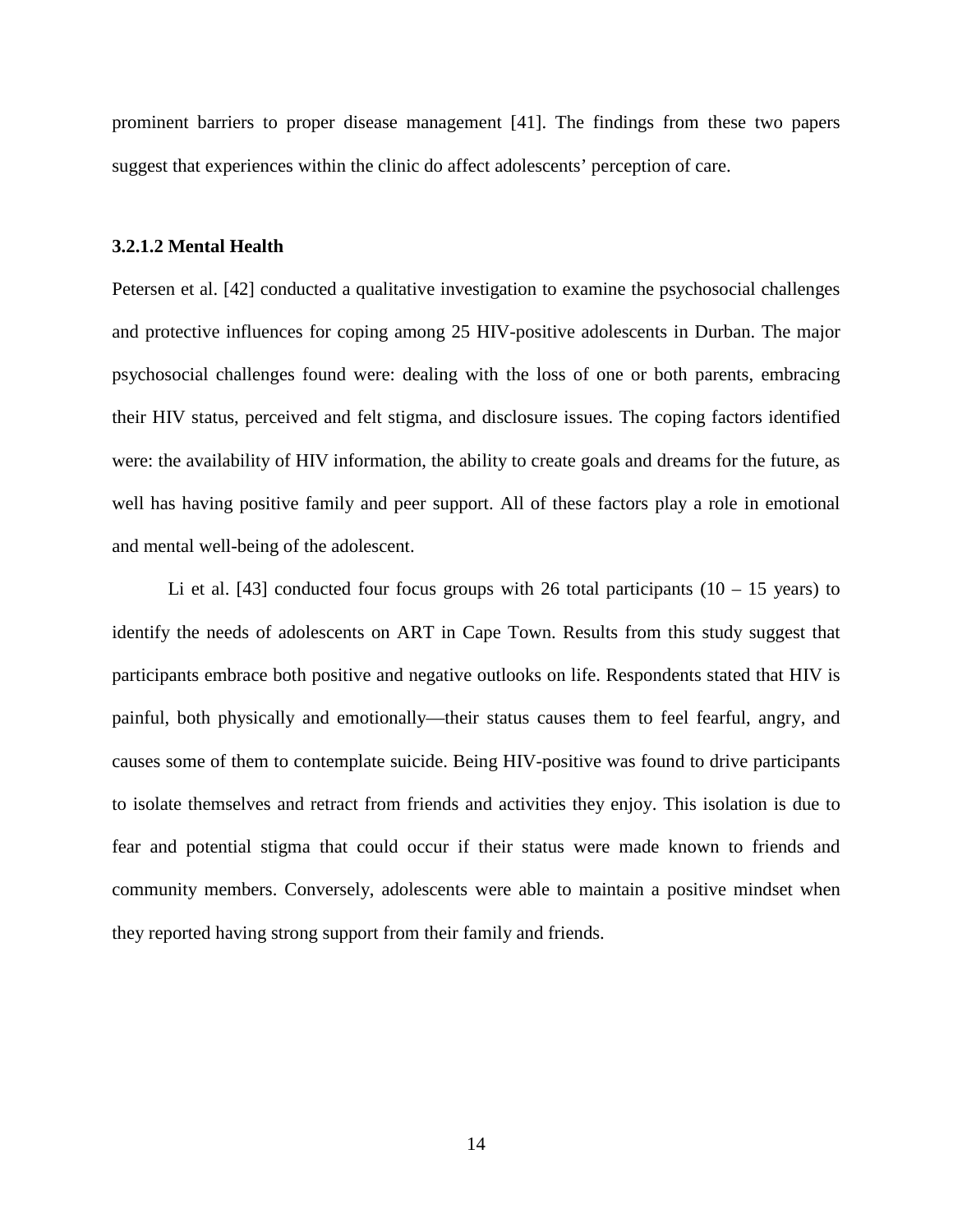prominent barriers to proper disease management [41]. The findings from these two papers suggest that experiences within the clinic do affect adolescents' perception of care.

#### 3.2.1.2 Mental Health

Petersen et al. [42] conducted a qualitative investigation to examine the psychosocial challenges and protective influences for coping among 25 HIV-positive adolescents in Durban. The major psychosocial challenges found were: dealing with the loss of one or both parents, embracing their HIV status, perceived and felt stigma, and disclosure issues. The coping factors identified were: the availability of HIV information, the ability to create goals and dreams for the future, as well has having positive family and peer support. All of these factors play a role in emotional and mental well-being of the adolescent.

Li et al. [43] conducted four focus groups with 26 total participants (10 – 15 years) to identify the needs of adolescents on ART in Cape Town. Results from this study suggest that participants embrace both positive and negative outlooks on life. Respondents stated that HIV is painful, both physically and emotionally—their status causes them to feel fearful, angry, and causes some of them to contemplate suicide. Being HIV-positive was found to drive participants to isolate themselves and retract from friends and activities they enjoy. This isolation is due to fear and potential stigma that could occur if their status were made known to friends and community members. Conversely, adolescents were able to maintain a positive mindset when they reported having strong support from their family and friends.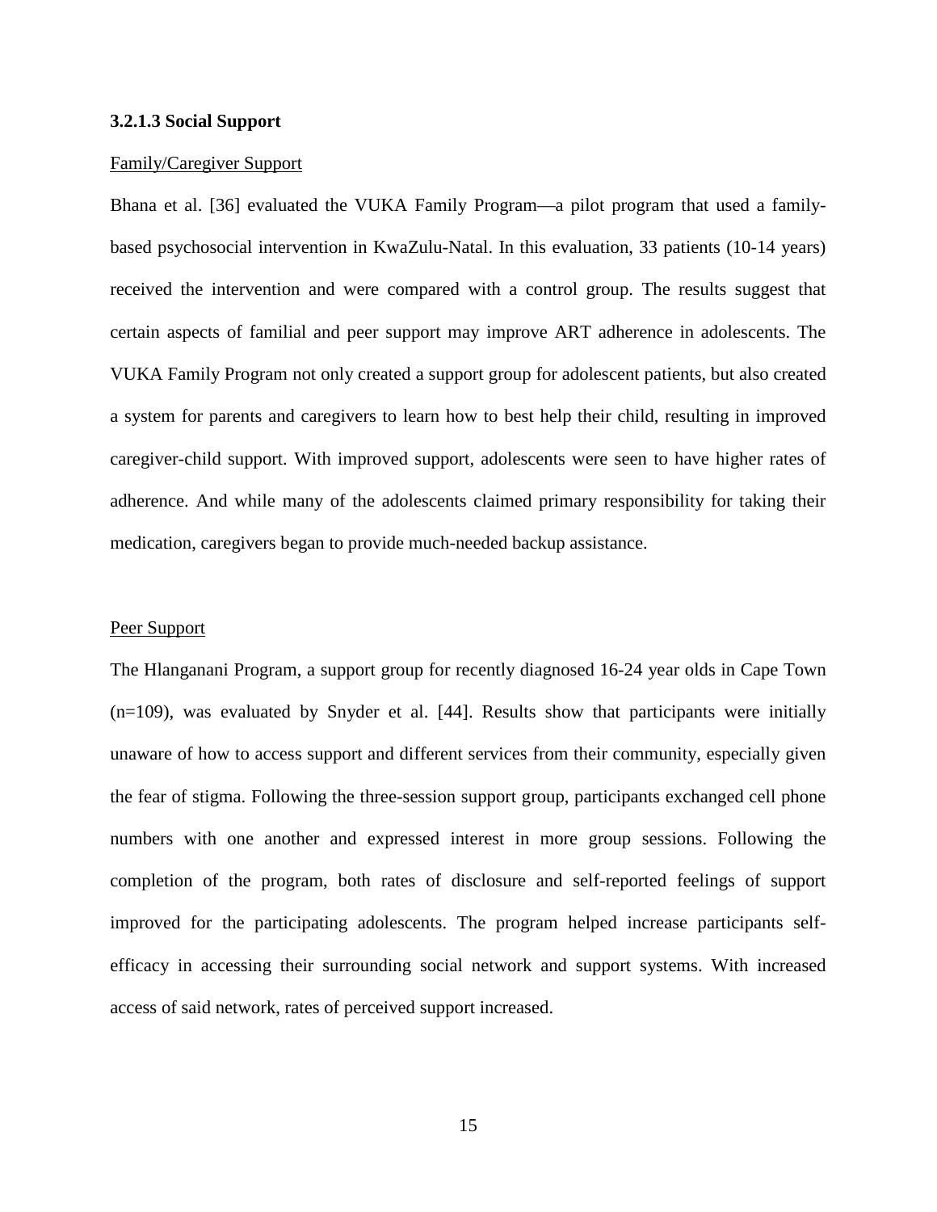#### 3.2.1.3 Social Support

Family/Caregiver Support

Bhana et al. [36] evaluated the VUKA Family Program—a pilot program that used a family-based psychosocial intervention in KwaZulu-Natal. In this evaluation, 33 patients (10-14 years) received the intervention and were compared with a control group. The results suggest that certain aspects of familial and peer support may improve ART adherence in adolescents. The VUKA Family Program not only created a support group for adolescent patients, but also created a system for parents and caregivers to learn how to best help their child, resulting in improved caregiver-child support. With improved support, adolescents were seen to have higher rates of adherence. And while many of the adolescents claimed primary responsibility for taking their medication, caregivers began to provide much-needed backup assistance.

Peer Support

The Hlanganani Program, a support group for recently diagnosed 16-24 year olds in Cape Town (n=109), was evaluated by Snyder et al. [44]. Results show that participants were initially unaware of how to access support and different services from their community, especially given the fear of stigma. Following the three-session support group, participants exchanged cell phone numbers with one another and expressed interest in more group sessions. Following the completion of the program, both rates of disclosure and self-reported feelings of support improved for the participating adolescents. The program helped increase participants self-efficacy in accessing their surrounding social network and support systems. With increased access of said network, rates of perceived support increased.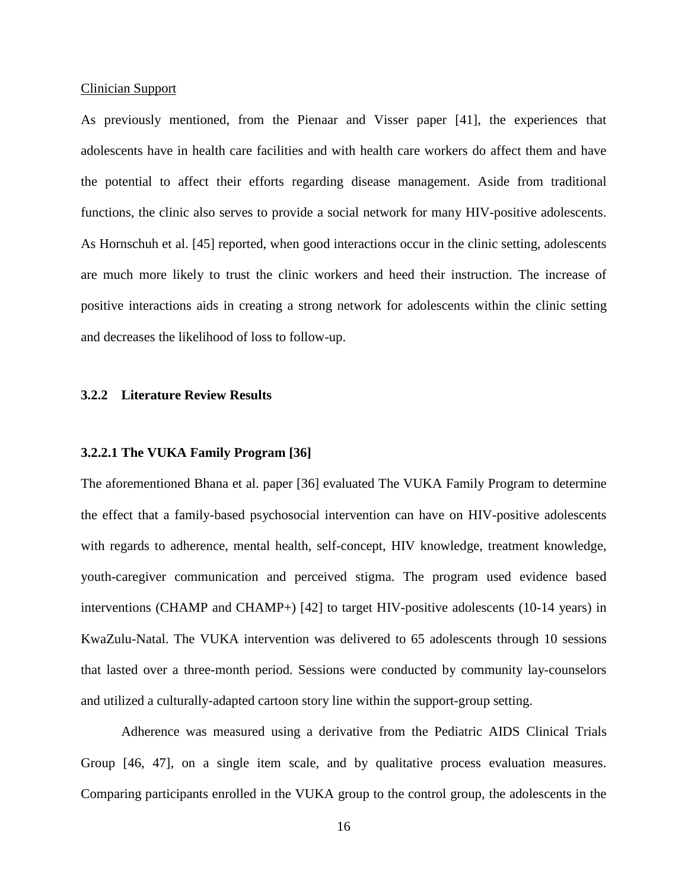<u>Clinician Support</u>

As previously mentioned, from the Pienaar and Visser paper [41], the experiences that adolescents have in health care facilities and with health care workers do affect them and have the potential to affect their efforts regarding disease management. Aside from traditional functions, the clinic also serves to provide a social network for many HIV-positive adolescents. As Hornschuh et al. [45] reported, when good interactions occur in the clinic setting, adolescents are much more likely to trust the clinic workers and heed their instruction. The increase of positive interactions aids in creating a strong network for adolescents within the clinic setting and decreases the likelihood of loss to follow-up.

### 3.2.2 Literature Review Results

#### 3.2.2.1 The VUKA Family Program [36]

The aforementioned Bhana et al. paper [36] evaluated The VUKA Family Program to determine the effect that a family-based psychosocial intervention can have on HIV-positive adolescents with regards to adherence, mental health, self-concept, HIV knowledge, treatment knowledge, youth-caregiver communication and perceived stigma. The program used evidence based interventions (CHAMP and CHAMP+) [42] to target HIV-positive adolescents (10-14 years) in KwaZulu-Natal. The VUKA intervention was delivered to 65 adolescents through 10 sessions that lasted over a three-month period. Sessions were conducted by community lay-counselors and utilized a culturally-adapted cartoon story line within the support-group setting.

Adherence was measured using a derivative from the Pediatric AIDS Clinical Trials Group [46, 47], on a single item scale, and by qualitative process evaluation measures. Comparing participants enrolled in the VUKA group to the control group, the adolescents in the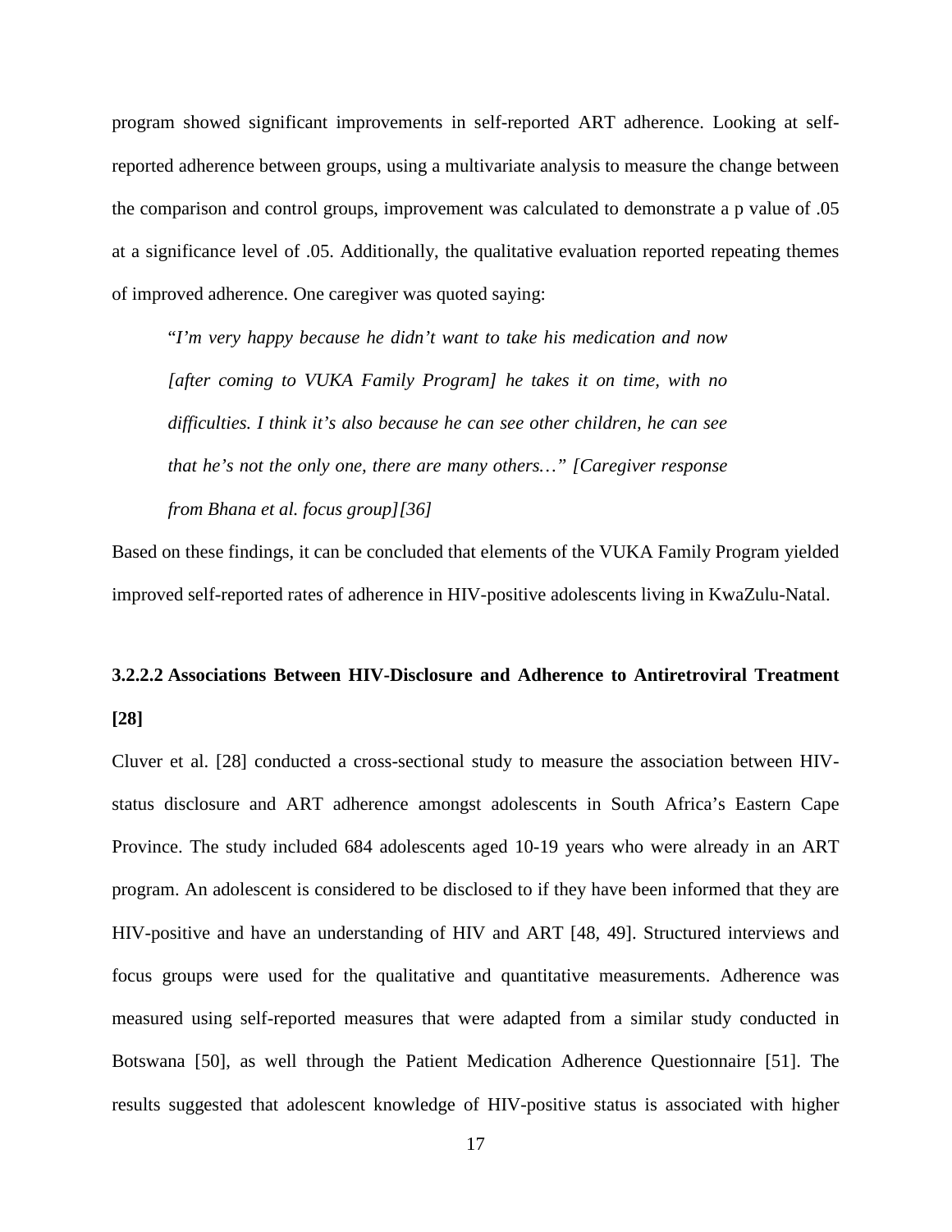program showed significant improvements in self-reported ART adherence. Looking at self-reported adherence between groups, using a multivariate analysis to measure the change between the comparison and control groups, improvement was calculated to demonstrate a p value of .05 at a significance level of .05. Additionally, the qualitative evaluation reported repeating themes of improved adherence. One caregiver was quoted saying:

> "*I'm very happy because he didn't want to take his medication and now [after coming to VUKA Family Program] he takes it on time, with no difficulties. I think it's also because he can see other children, he can see that he's not the only one, there are many others…" [Caregiver response from Bhana et al. focus group][36]*

Based on these findings, it can be concluded that elements of the VUKA Family Program yielded improved self-reported rates of adherence in HIV-positive adolescents living in KwaZulu-Natal.

#### 3.2.2.2 Associations Between HIV-Disclosure and Adherence to Antiretroviral Treatment [28]

Cluver et al. [28] conducted a cross-sectional study to measure the association between HIV-status disclosure and ART adherence amongst adolescents in South Africa's Eastern Cape Province. The study included 684 adolescents aged 10-19 years who were already in an ART program. An adolescent is considered to be disclosed to if they have been informed that they are HIV-positive and have an understanding of HIV and ART [48, 49]. Structured interviews and focus groups were used for the qualitative and quantitative measurements. Adherence was measured using self-reported measures that were adapted from a similar study conducted in Botswana [50], as well through the Patient Medication Adherence Questionnaire [51]. The results suggested that adolescent knowledge of HIV-positive status is associated with higher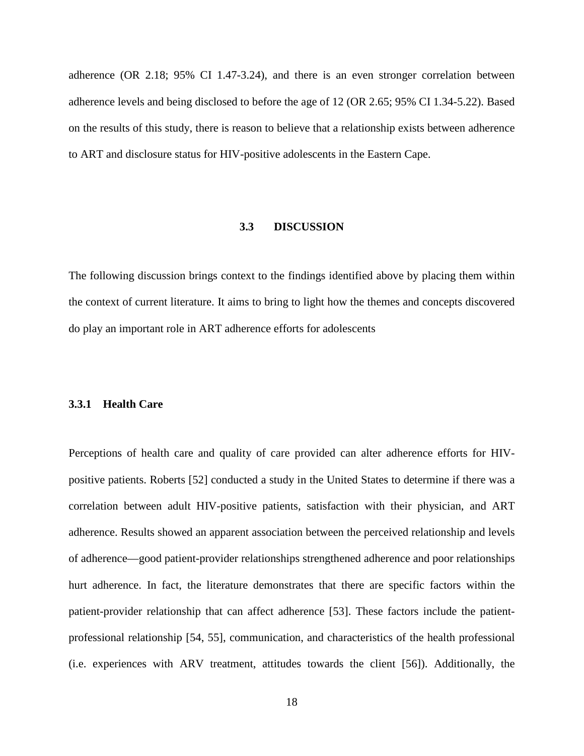adherence (OR 2.18; 95% CI 1.47-3.24), and there is an even stronger correlation between adherence levels and being disclosed to before the age of 12 (OR 2.65; 95% CI 1.34-5.22). Based on the results of this study, there is reason to believe that a relationship exists between adherence to ART and disclosure status for HIV-positive adolescents in the Eastern Cape.

## 3.3 DISCUSSION

The following discussion brings context to the findings identified above by placing them within the context of current literature. It aims to bring to light how the themes and concepts discovered do play an important role in ART adherence efforts for adolescents

### 3.3.1 Health Care

Perceptions of health care and quality of care provided can alter adherence efforts for HIV-positive patients. Roberts [52] conducted a study in the United States to determine if there was a correlation between adult HIV-positive patients, satisfaction with their physician, and ART adherence. Results showed an apparent association between the perceived relationship and levels of adherence—good patient-provider relationships strengthened adherence and poor relationships hurt adherence. In fact, the literature demonstrates that there are specific factors within the patient-provider relationship that can affect adherence [53]. These factors include the patient-professional relationship [54, 55], communication, and characteristics of the health professional (i.e. experiences with ARV treatment, attitudes towards the client [56]). Additionally, the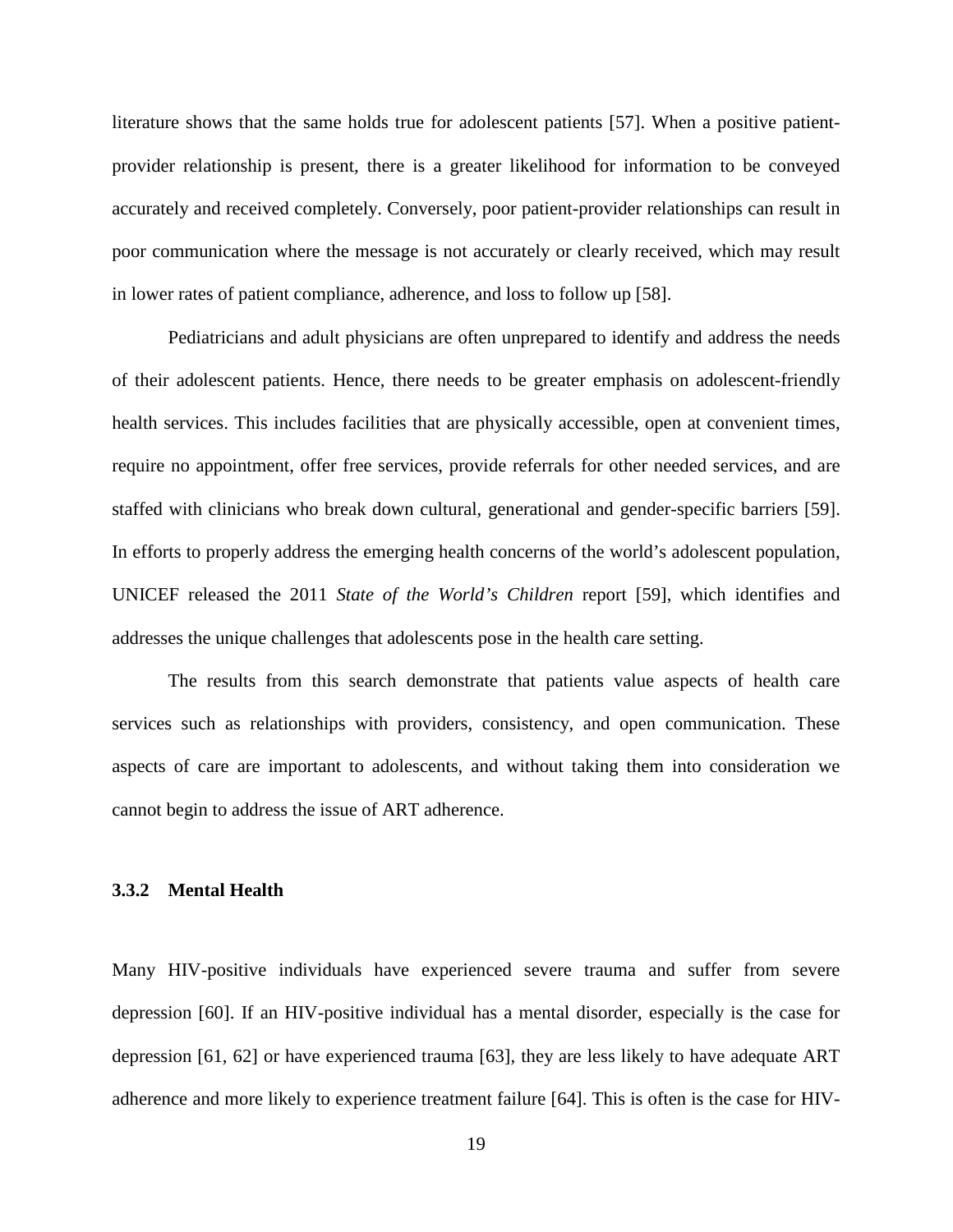literature shows that the same holds true for adolescent patients [57]. When a positive patient-provider relationship is present, there is a greater likelihood for information to be conveyed accurately and received completely. Conversely, poor patient-provider relationships can result in poor communication where the message is not accurately or clearly received, which may result in lower rates of patient compliance, adherence, and loss to follow up [58].

Pediatricians and adult physicians are often unprepared to identify and address the needs of their adolescent patients. Hence, there needs to be greater emphasis on adolescent-friendly health services. This includes facilities that are physically accessible, open at convenient times, require no appointment, offer free services, provide referrals for other needed services, and are staffed with clinicians who break down cultural, generational and gender-specific barriers [59]. In efforts to properly address the emerging health concerns of the world's adolescent population, UNICEF released the 2011 *State of the World's Children* report [59], which identifies and addresses the unique challenges that adolescents pose in the health care setting.

The results from this search demonstrate that patients value aspects of health care services such as relationships with providers, consistency, and open communication. These aspects of care are important to adolescents, and without taking them into consideration we cannot begin to address the issue of ART adherence.

### 3.3.2 Mental Health

Many HIV-positive individuals have experienced severe trauma and suffer from severe depression [60]. If an HIV-positive individual has a mental disorder, especially is the case for depression [61, 62] or have experienced trauma [63], they are less likely to have adequate ART adherence and more likely to experience treatment failure [64]. This is often is the case for HIV-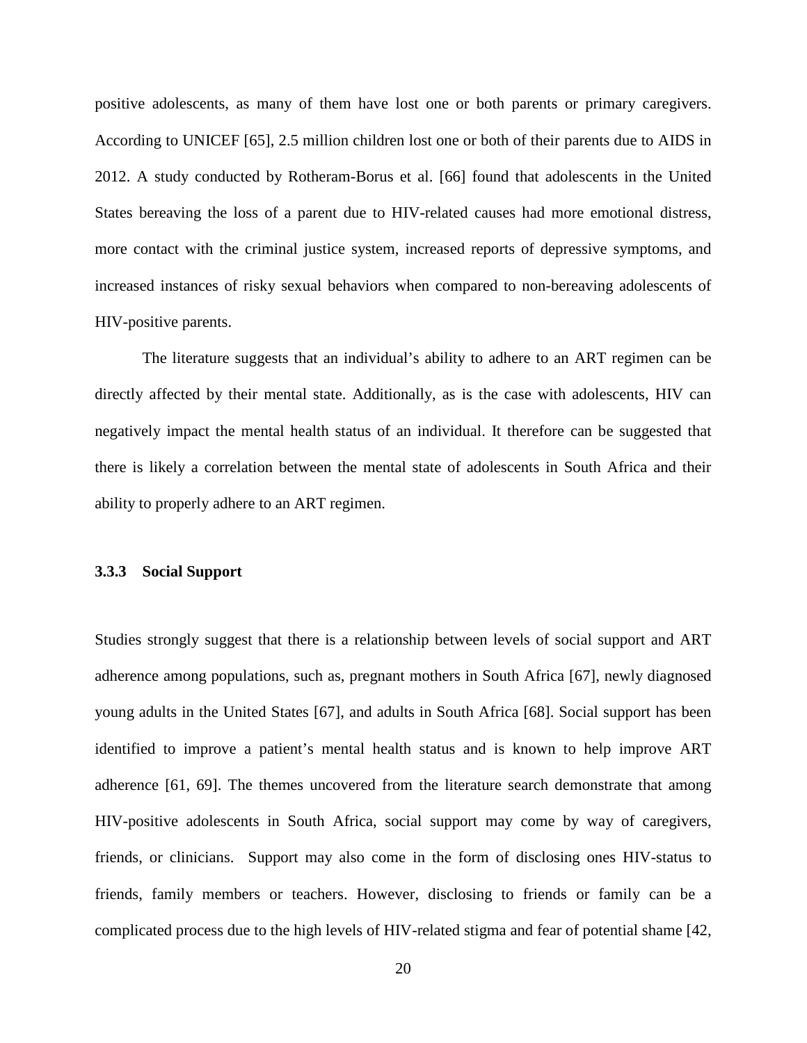positive adolescents, as many of them have lost one or both parents or primary caregivers. According to UNICEF [65], 2.5 million children lost one or both of their parents due to AIDS in 2012. A study conducted by Rotheram-Borus et al. [66] found that adolescents in the United States bereaving the loss of a parent due to HIV-related causes had more emotional distress, more contact with the criminal justice system, increased reports of depressive symptoms, and increased instances of risky sexual behaviors when compared to non-bereaving adolescents of HIV-positive parents.

The literature suggests that an individual's ability to adhere to an ART regimen can be directly affected by their mental state. Additionally, as is the case with adolescents, HIV can negatively impact the mental health status of an individual. It therefore can be suggested that there is likely a correlation between the mental state of adolescents in South Africa and their ability to properly adhere to an ART regimen.

### 3.3.3 Social Support

Studies strongly suggest that there is a relationship between levels of social support and ART adherence among populations, such as, pregnant mothers in South Africa [67], newly diagnosed young adults in the United States [67], and adults in South Africa [68]. Social support has been identified to improve a patient's mental health status and is known to help improve ART adherence [61, 69]. The themes uncovered from the literature search demonstrate that among HIV-positive adolescents in South Africa, social support may come by way of caregivers, friends, or clinicians. Support may also come in the form of disclosing ones HIV-status to friends, family members or teachers. However, disclosing to friends or family can be a complicated process due to the high levels of HIV-related stigma and fear of potential shame [42,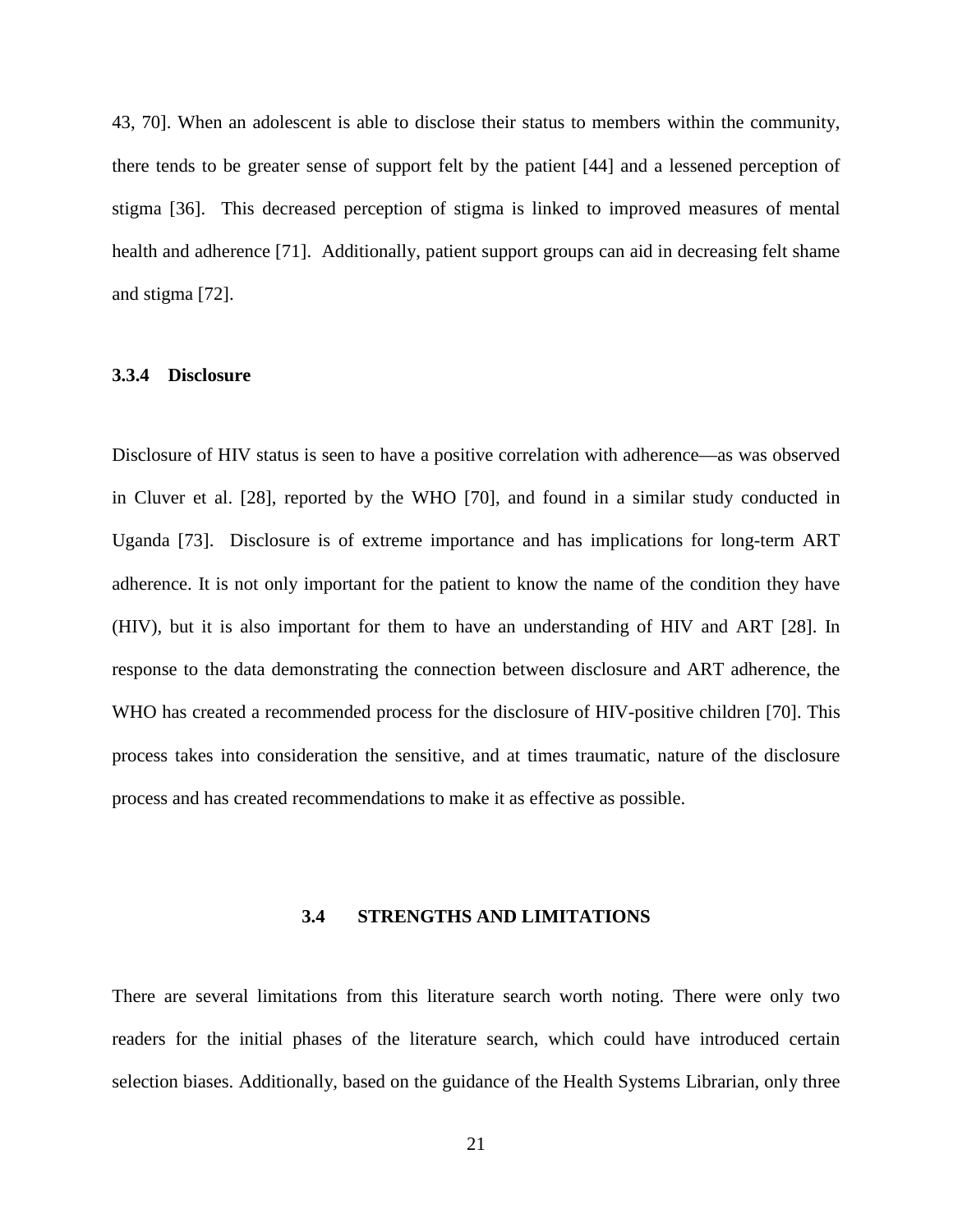43, 70]. When an adolescent is able to disclose their status to members within the community, there tends to be greater sense of support felt by the patient [44] and a lessened perception of stigma [36]. This decreased perception of stigma is linked to improved measures of mental health and adherence [71]. Additionally, patient support groups can aid in decreasing felt shame and stigma [72].

### 3.3.4 Disclosure

Disclosure of HIV status is seen to have a positive correlation with adherence—as was observed in Cluver et al. [28], reported by the WHO [70], and found in a similar study conducted in Uganda [73]. Disclosure is of extreme importance and has implications for long-term ART adherence. It is not only important for the patient to know the name of the condition they have (HIV), but it is also important for them to have an understanding of HIV and ART [28]. In response to the data demonstrating the connection between disclosure and ART adherence, the WHO has created a recommended process for the disclosure of HIV-positive children [70]. This process takes into consideration the sensitive, and at times traumatic, nature of the disclosure process and has created recommendations to make it as effective as possible.

## 3.4 STRENGTHS AND LIMITATIONS

There are several limitations from this literature search worth noting. There were only two readers for the initial phases of the literature search, which could have introduced certain selection biases. Additionally, based on the guidance of the Health Systems Librarian, only three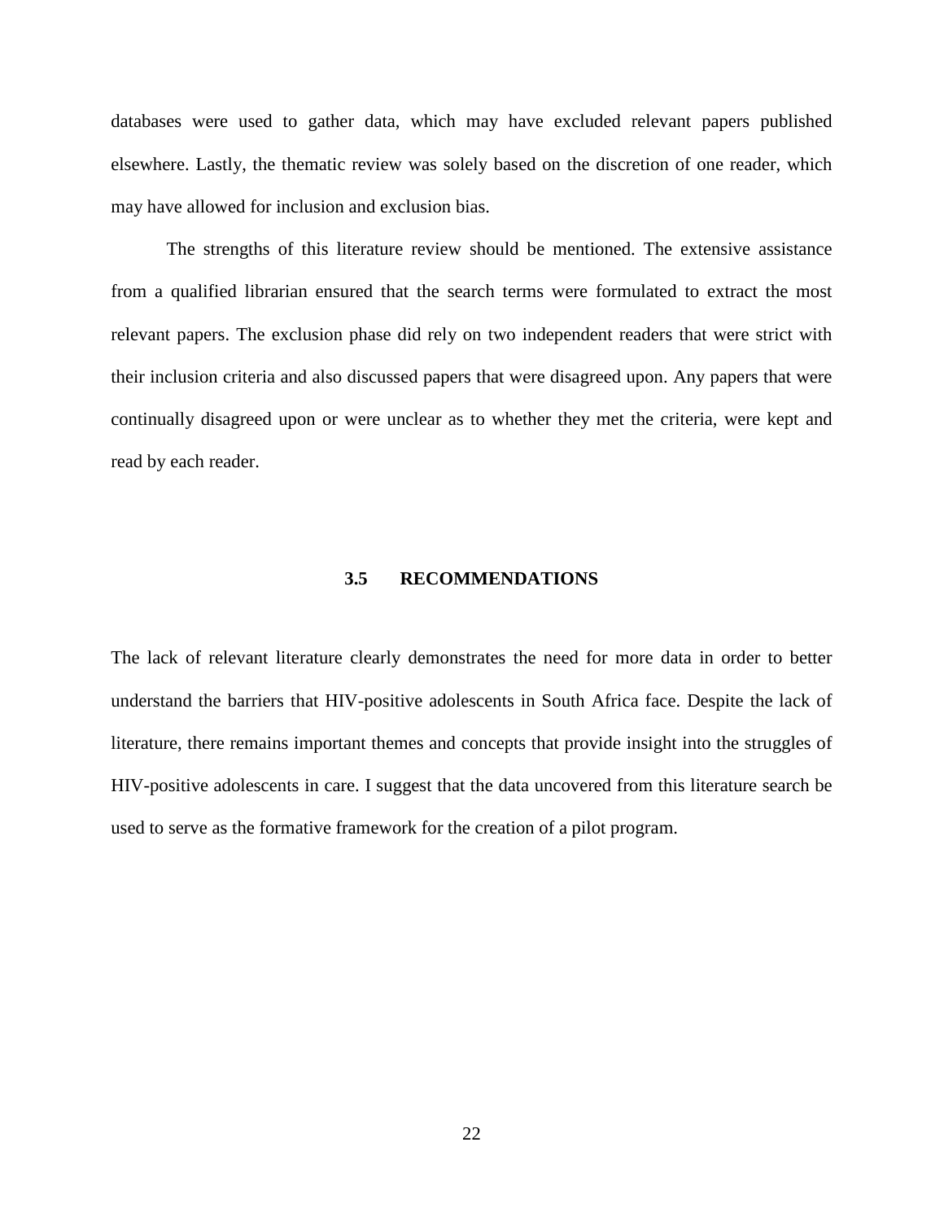databases were used to gather data, which may have excluded relevant papers published elsewhere. Lastly, the thematic review was solely based on the discretion of one reader, which may have allowed for inclusion and exclusion bias.

The strengths of this literature review should be mentioned. The extensive assistance from a qualified librarian ensured that the search terms were formulated to extract the most relevant papers. The exclusion phase did rely on two independent readers that were strict with their inclusion criteria and also discussed papers that were disagreed upon. Any papers that were continually disagreed upon or were unclear as to whether they met the criteria, were kept and read by each reader.

## 3.5 RECOMMENDATIONS

The lack of relevant literature clearly demonstrates the need for more data in order to better understand the barriers that HIV-positive adolescents in South Africa face. Despite the lack of literature, there remains important themes and concepts that provide insight into the struggles of HIV-positive adolescents in care. I suggest that the data uncovered from this literature search be used to serve as the formative framework for the creation of a pilot program.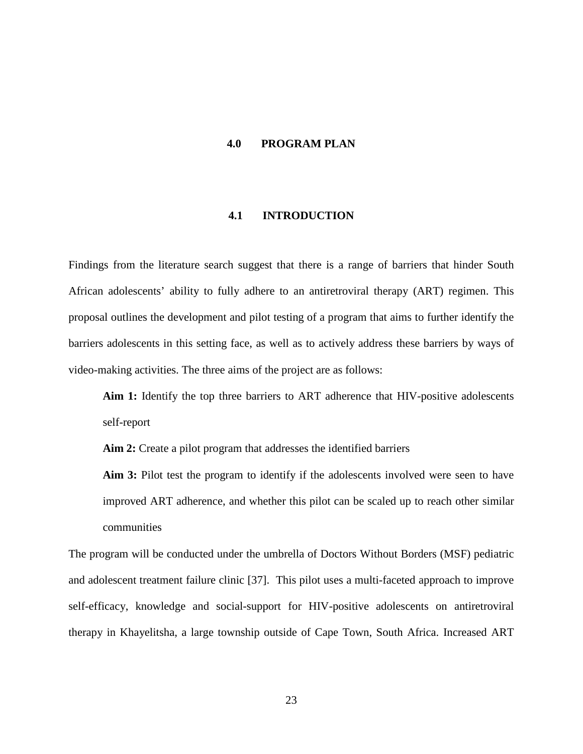# 4.0 PROGRAM PLAN

## 4.1 INTRODUCTION

Findings from the literature search suggest that there is a range of barriers that hinder South African adolescents' ability to fully adhere to an antiretroviral therapy (ART) regimen. This proposal outlines the development and pilot testing of a program that aims to further identify the barriers adolescents in this setting face, as well as to actively address these barriers by ways of video-making activities. The three aims of the project are as follows:

> **Aim 1:** Identify the top three barriers to ART adherence that HIV-positive adolescents self-report
>
> **Aim 2:** Create a pilot program that addresses the identified barriers
>
> **Aim 3:** Pilot test the program to identify if the adolescents involved were seen to have improved ART adherence, and whether this pilot can be scaled up to reach other similar communities

The program will be conducted under the umbrella of Doctors Without Borders (MSF) pediatric and adolescent treatment failure clinic [37]. This pilot uses a multi-faceted approach to improve self-efficacy, knowledge and social-support for HIV-positive adolescents on antiretroviral therapy in Khayelitsha, a large township outside of Cape Town, South Africa. Increased ART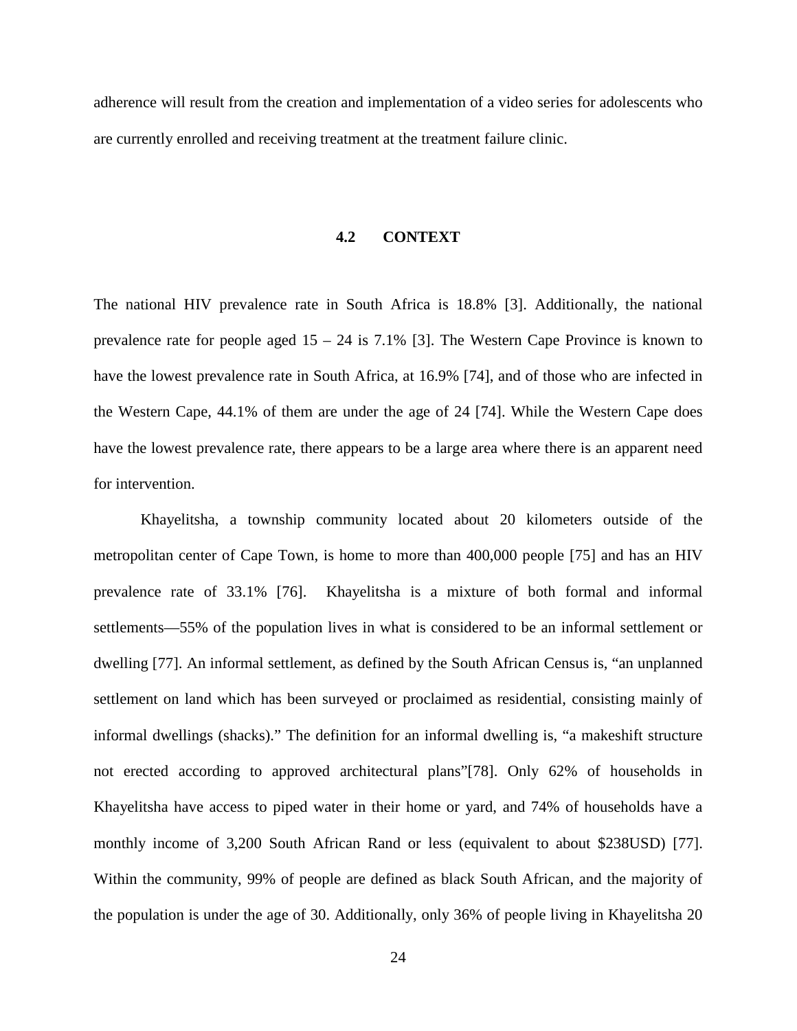adherence will result from the creation and implementation of a video series for adolescents who are currently enrolled and receiving treatment at the treatment failure clinic.

## 4.2 CONTEXT

The national HIV prevalence rate in South Africa is 18.8% [3]. Additionally, the national prevalence rate for people aged 15 – 24 is 7.1% [3]. The Western Cape Province is known to have the lowest prevalence rate in South Africa, at 16.9% [74], and of those who are infected in the Western Cape, 44.1% of them are under the age of 24 [74]. While the Western Cape does have the lowest prevalence rate, there appears to be a large area where there is an apparent need for intervention.

Khayelitsha, a township community located about 20 kilometers outside of the metropolitan center of Cape Town, is home to more than 400,000 people [75] and has an HIV prevalence rate of 33.1% [76]. Khayelitsha is a mixture of both formal and informal settlements—55% of the population lives in what is considered to be an informal settlement or dwelling [77]. An informal settlement, as defined by the South African Census is, "an unplanned settlement on land which has been surveyed or proclaimed as residential, consisting mainly of informal dwellings (shacks)." The definition for an informal dwelling is, "a makeshift structure not erected according to approved architectural plans"[78]. Only 62% of households in Khayelitsha have access to piped water in their home or yard, and 74% of households have a monthly income of 3,200 South African Rand or less (equivalent to about $238USD) [77]. Within the community, 99% of people are defined as black South African, and the majority of the population is under the age of 30. Additionally, only 36% of people living in Khayelitsha 20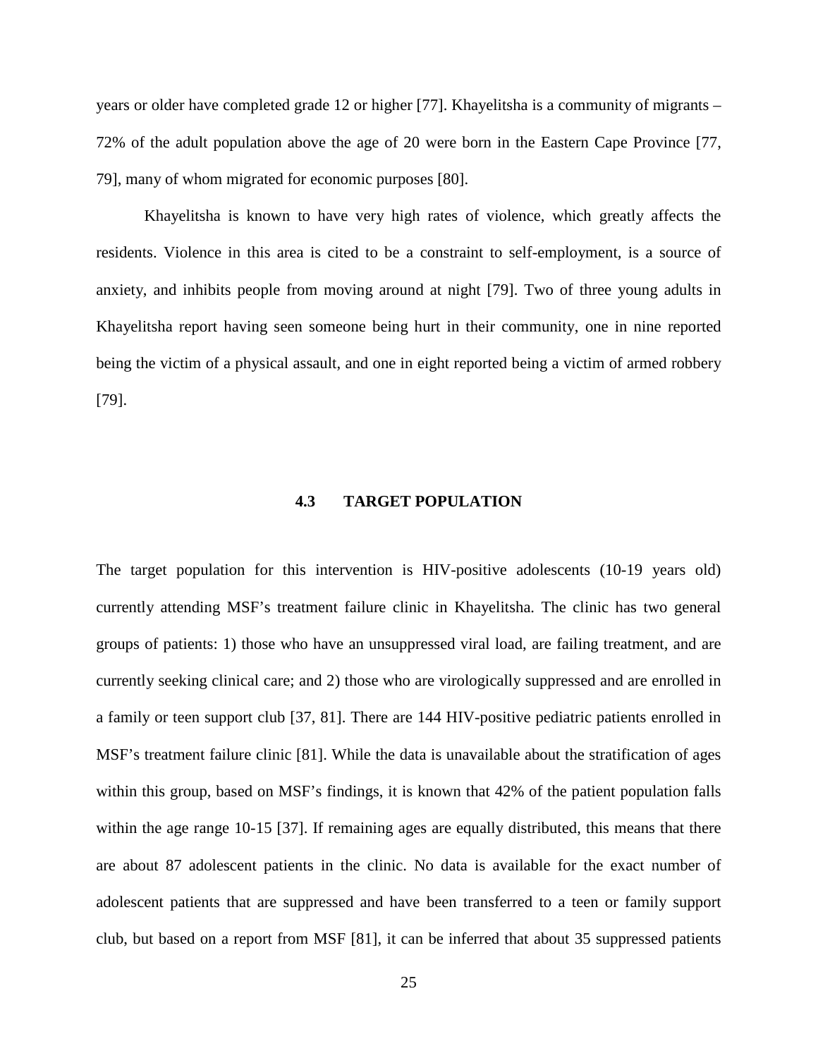years or older have completed grade 12 or higher [77]. Khayelitsha is a community of migrants – 72% of the adult population above the age of 20 were born in the Eastern Cape Province [77, 79], many of whom migrated for economic purposes [80].

Khayelitsha is known to have very high rates of violence, which greatly affects the residents. Violence in this area is cited to be a constraint to self-employment, is a source of anxiety, and inhibits people from moving around at night [79]. Two of three young adults in Khayelitsha report having seen someone being hurt in their community, one in nine reported being the victim of a physical assault, and one in eight reported being a victim of armed robbery [79].

## 4.3 TARGET POPULATION

The target population for this intervention is HIV-positive adolescents (10-19 years old) currently attending MSF's treatment failure clinic in Khayelitsha. The clinic has two general groups of patients: 1) those who have an unsuppressed viral load, are failing treatment, and are currently seeking clinical care; and 2) those who are virologically suppressed and are enrolled in a family or teen support club [37, 81]. There are 144 HIV-positive pediatric patients enrolled in MSF's treatment failure clinic [81]. While the data is unavailable about the stratification of ages within this group, based on MSF's findings, it is known that 42% of the patient population falls within the age range 10-15 [37]. If remaining ages are equally distributed, this means that there are about 87 adolescent patients in the clinic. No data is available for the exact number of adolescent patients that are suppressed and have been transferred to a teen or family support club, but based on a report from MSF [81], it can be inferred that about 35 suppressed patients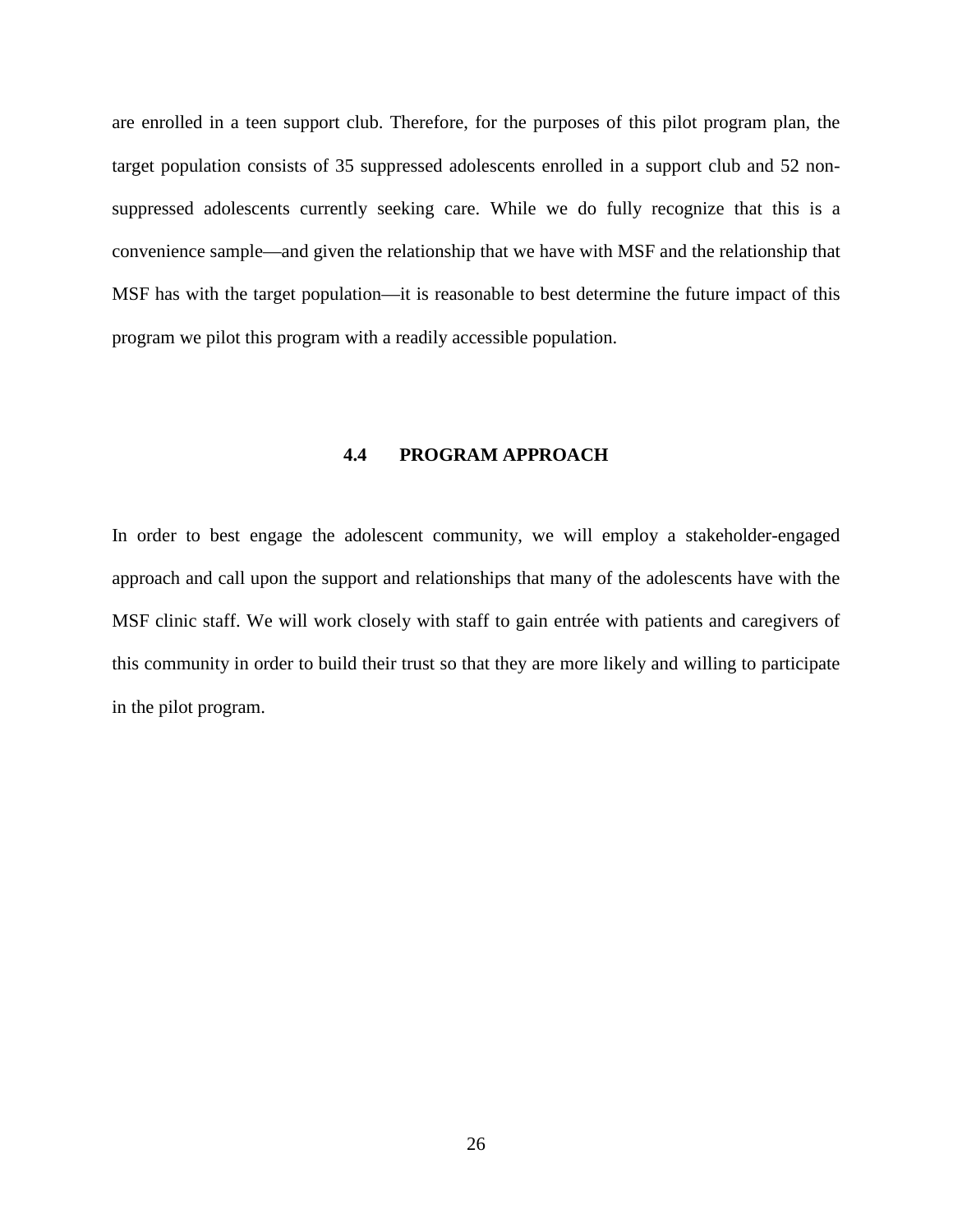are enrolled in a teen support club. Therefore, for the purposes of this pilot program plan, the target population consists of 35 suppressed adolescents enrolled in a support club and 52 non-suppressed adolescents currently seeking care. While we do fully recognize that this is a convenience sample—and given the relationship that we have with MSF and the relationship that MSF has with the target population—it is reasonable to best determine the future impact of this program we pilot this program with a readily accessible population.

### 4.4 PROGRAM APPROACH

In order to best engage the adolescent community, we will employ a stakeholder-engaged approach and call upon the support and relationships that many of the adolescents have with the MSF clinic staff. We will work closely with staff to gain entrée with patients and caregivers of this community in order to build their trust so that they are more likely and willing to participate in the pilot program.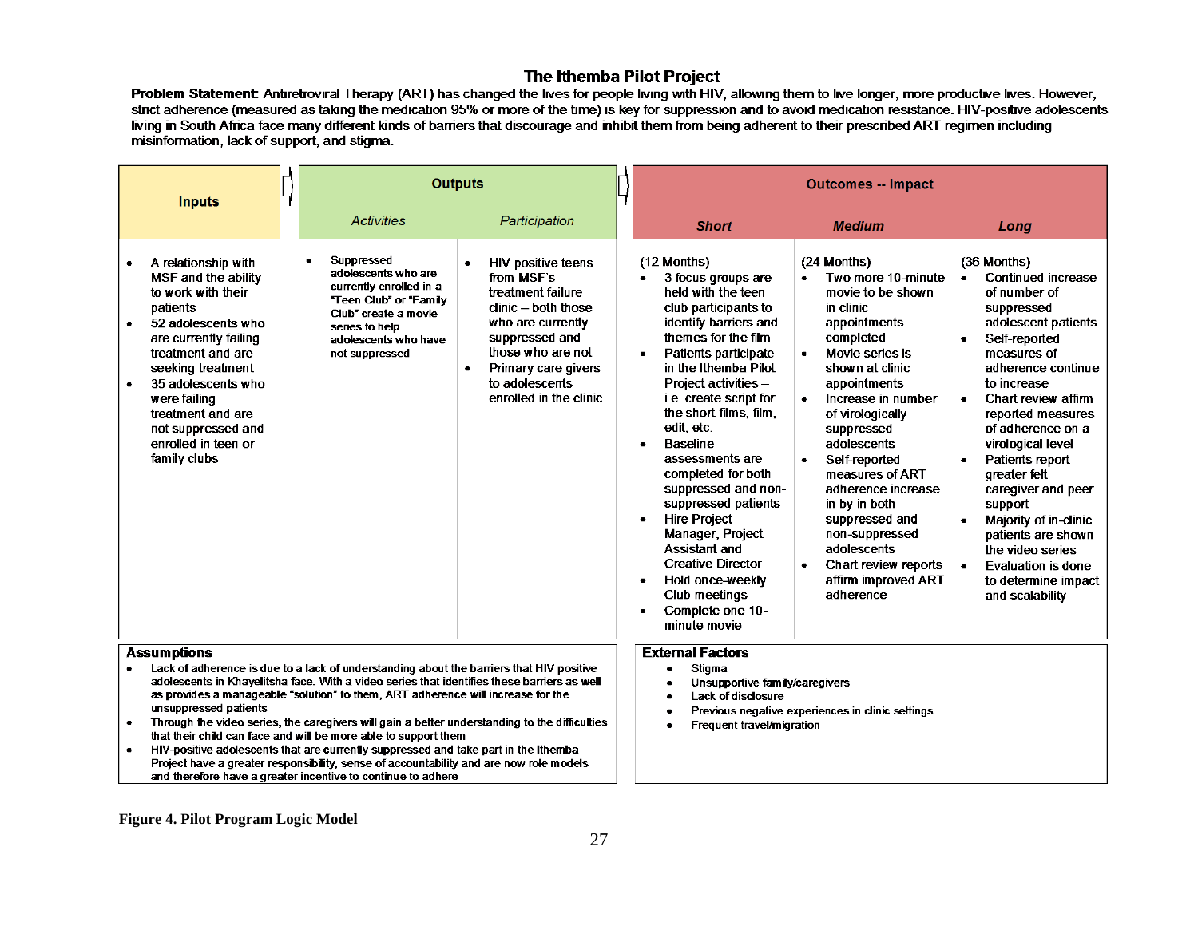# The Ithemba Pilot Project

**Problem Statement:** Antiretroviral Therapy (ART) has changed the lives for people living with HIV, allowing them to live longer, more productive lives. However, strict adherence (measured as taking the medication 95% or more of the time) is key for suppression and to avoid medication resistance. HIV-positive adolescents living in South Africa face many different kinds of barriers that discourage and inhibit them from being adherent to their prescribed ART regimen including misinformation, lack of support, and stigma.

| Inputs | Outputs | | Outcomes -- Impact | | |
|---|---|---|---|---|---|
| | *Activities* | *Participation* | ***Short*** | ***Medium*** | ***Long*** |
| • A relationship with MSF and the ability to work with their patients<br>• 52 adolescents who are currently failing treatment and are seeking treatment<br>• 35 adolescents who were failing treatment and are not suppressed and enrolled in teen or family clubs | • Suppressed adolescents who are currently enrolled in a "Teen Club" or "Family Club" create a movie series to help adolescents who have not suppressed | • HIV positive teens from MSF's treatment failure clinic – both those who are currently suppressed and those who are not<br>• Primary care givers to adolescents enrolled in the clinic | (12 Months)<br>• 3 focus groups are held with the teen club participants to identify barriers and themes for the film<br>• Patients participate in the Ithemba Pilot Project activities – i.e. create script for the short-films, film, edit, etc.<br>• Baseline assessments are completed for both suppressed and non-suppressed patients<br>• Hire Project Manager, Project Assistant and Creative Director<br>• Hold once-weekly Club meetings<br>• Complete one 10-minute movie | (24 Months)<br>• Two more 10-minute movie to be shown in clinic appointments completed<br>• Movie series is shown at clinic appointments<br>• Increase in number of virologically suppressed adolescents<br>• Self-reported measures of ART adherence increase in by in both suppressed and non-suppressed adolescents<br>• Chart review reports affirm improved ART adherence | (36 Months)<br>• Continued increase of number of suppressed adolescent patients<br>• Self-reported measures of adherence continue to increase<br>• Chart review affirm reported measures of adherence on a virological level<br>• Patients report greater felt caregiver and peer support<br>• Majority of in-clinic patients are shown the video series<br>• Evaluation is done to determine impact and scalability |

**Assumptions**

- Lack of adherence is due to a lack of understanding about the barriers that HIV positive adolescents in Khayelitsha face. With a video series that identifies these barriers as well as provides a manageable "solution" to them, ART adherence will increase for the unsuppressed patients
- Through the video series, the caregivers will gain a better understanding to the difficulties that their child can face and will be more able to support them
- HIV-positive adolescents that are currently suppressed and take part in the Ithemba Project have a greater responsibility, sense of accountability and are now role models and therefore have a greater incentive to continue to adhere

**External Factors**

- Stigma
- Unsupportive family/caregivers
- Lack of disclosure
- Previous negative experiences in clinic settings
- Frequent travel/migration

**Figure 4. Pilot Program Logic Model**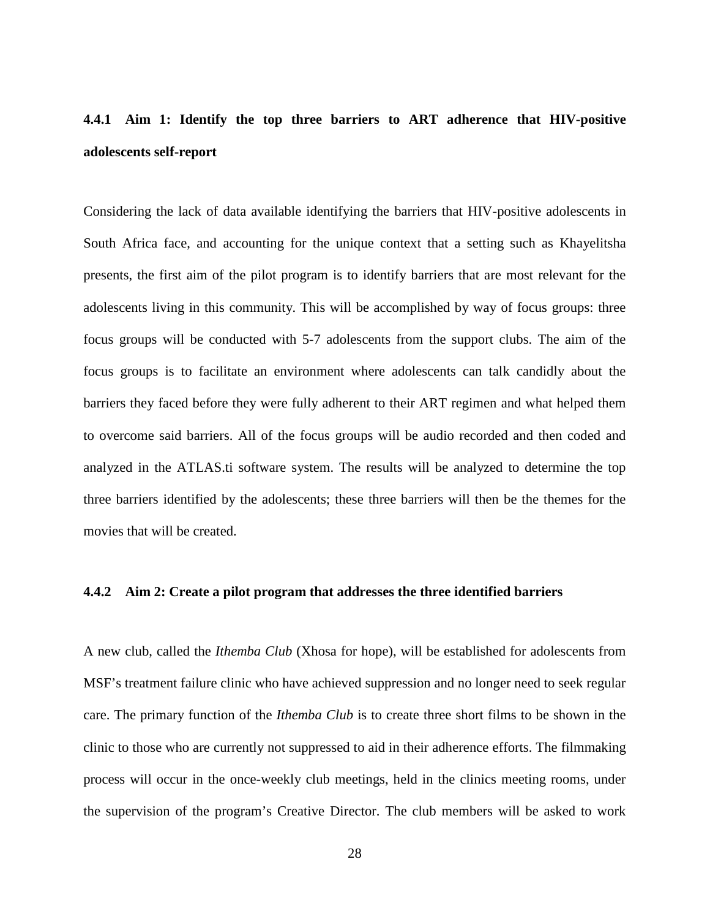### 4.4.1 Aim 1: Identify the top three barriers to ART adherence that HIV-positive adolescents self-report

Considering the lack of data available identifying the barriers that HIV-positive adolescents in South Africa face, and accounting for the unique context that a setting such as Khayelitsha presents, the first aim of the pilot program is to identify barriers that are most relevant for the adolescents living in this community. This will be accomplished by way of focus groups: three focus groups will be conducted with 5-7 adolescents from the support clubs. The aim of the focus groups is to facilitate an environment where adolescents can talk candidly about the barriers they faced before they were fully adherent to their ART regimen and what helped them to overcome said barriers. All of the focus groups will be audio recorded and then coded and analyzed in the ATLAS.ti software system. The results will be analyzed to determine the top three barriers identified by the adolescents; these three barriers will then be the themes for the movies that will be created.

### 4.4.2 Aim 2: Create a pilot program that addresses the three identified barriers

A new club, called the *Ithemba Club* (Xhosa for hope), will be established for adolescents from MSF's treatment failure clinic who have achieved suppression and no longer need to seek regular care. The primary function of the *Ithemba Club* is to create three short films to be shown in the clinic to those who are currently not suppressed to aid in their adherence efforts. The filmmaking process will occur in the once-weekly club meetings, held in the clinics meeting rooms, under the supervision of the program's Creative Director. The club members will be asked to work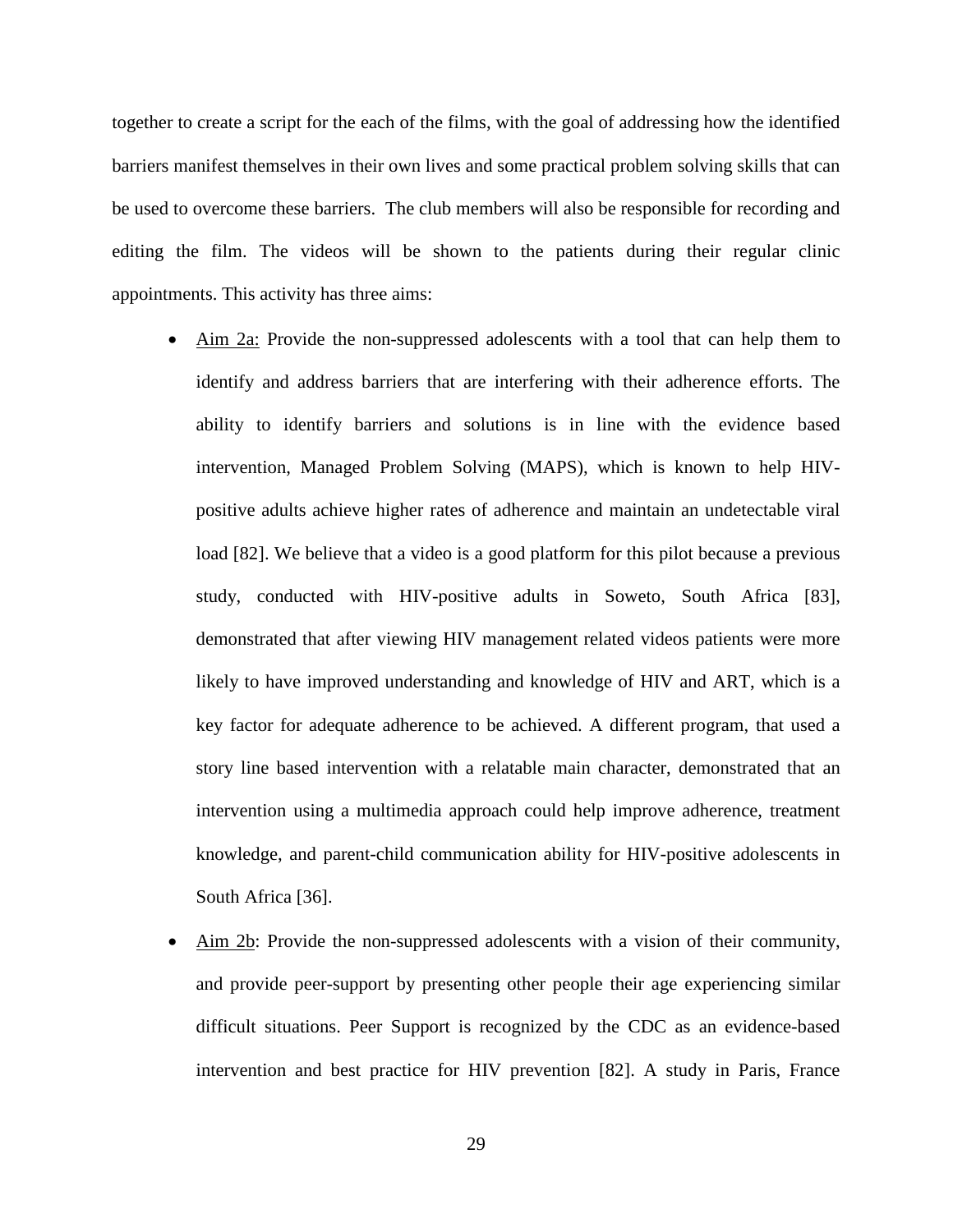together to create a script for the each of the films, with the goal of addressing how the identified barriers manifest themselves in their own lives and some practical problem solving skills that can be used to overcome these barriers. The club members will also be responsible for recording and editing the film. The videos will be shown to the patients during their regular clinic appointments. This activity has three aims:

- <u>Aim 2a:</u> Provide the non-suppressed adolescents with a tool that can help them to identify and address barriers that are interfering with their adherence efforts. The ability to identify barriers and solutions is in line with the evidence based intervention, Managed Problem Solving (MAPS), which is known to help HIV-positive adults achieve higher rates of adherence and maintain an undetectable viral load [82]. We believe that a video is a good platform for this pilot because a previous study, conducted with HIV-positive adults in Soweto, South Africa [83], demonstrated that after viewing HIV management related videos patients were more likely to have improved understanding and knowledge of HIV and ART, which is a key factor for adequate adherence to be achieved. A different program, that used a story line based intervention with a relatable main character, demonstrated that an intervention using a multimedia approach could help improve adherence, treatment knowledge, and parent-child communication ability for HIV-positive adolescents in South Africa [36].
- <u>Aim 2b</u>: Provide the non-suppressed adolescents with a vision of their community, and provide peer-support by presenting other people their age experiencing similar difficult situations. Peer Support is recognized by the CDC as an evidence-based intervention and best practice for HIV prevention [82]. A study in Paris, France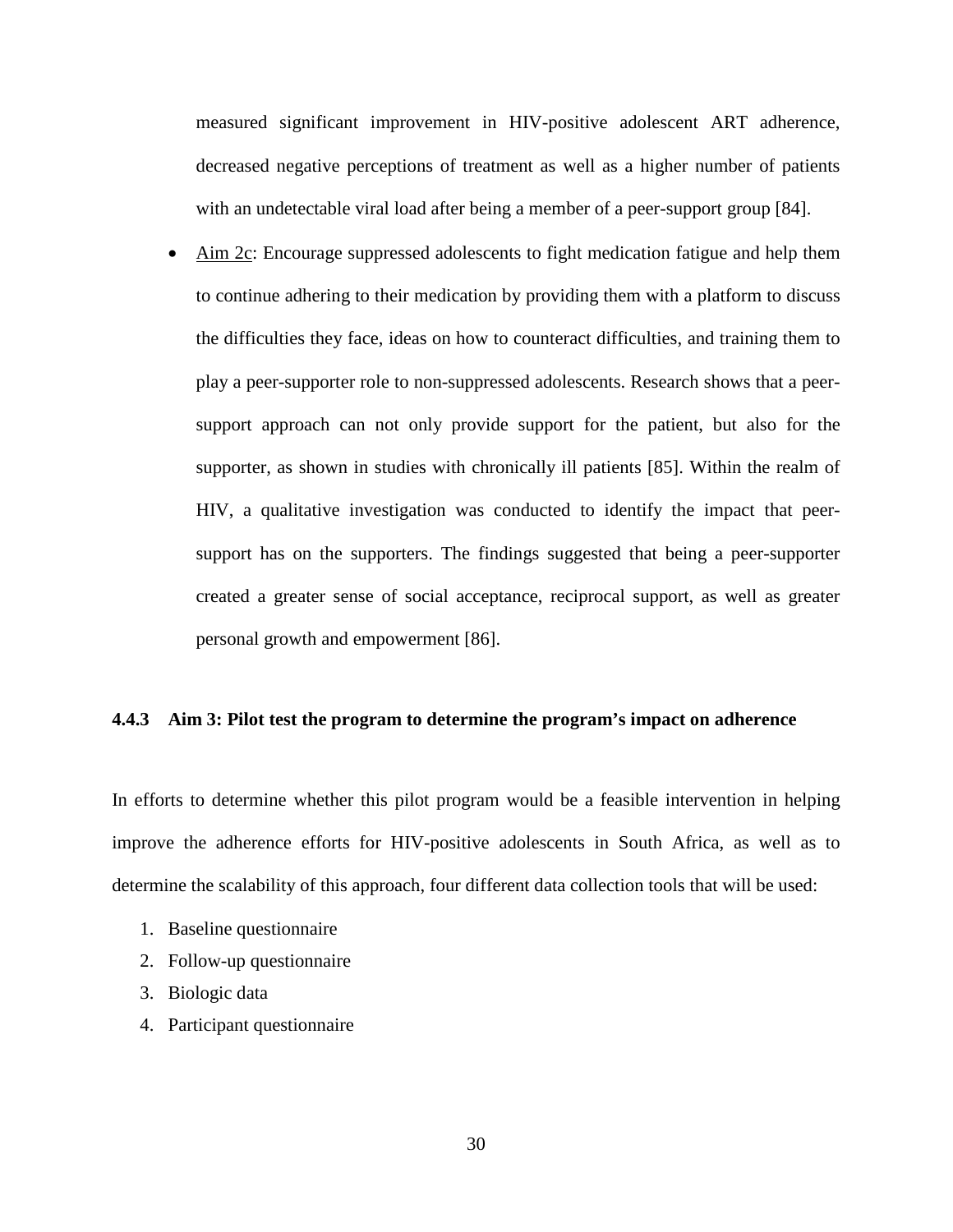measured significant improvement in HIV-positive adolescent ART adherence, decreased negative perceptions of treatment as well as a higher number of patients with an undetectable viral load after being a member of a peer-support group [84].

- Aim 2c: Encourage suppressed adolescents to fight medication fatigue and help them to continue adhering to their medication by providing them with a platform to discuss the difficulties they face, ideas on how to counteract difficulties, and training them to play a peer-supporter role to non-suppressed adolescents. Research shows that a peer-support approach can not only provide support for the patient, but also for the supporter, as shown in studies with chronically ill patients [85]. Within the realm of HIV, a qualitative investigation was conducted to identify the impact that peer-support has on the supporters. The findings suggested that being a peer-supporter created a greater sense of social acceptance, reciprocal support, as well as greater personal growth and empowerment [86].

### 4.4.3 Aim 3: Pilot test the program to determine the program's impact on adherence

In efforts to determine whether this pilot program would be a feasible intervention in helping improve the adherence efforts for HIV-positive adolescents in South Africa, as well as to determine the scalability of this approach, four different data collection tools that will be used:

1. Baseline questionnaire
2. Follow-up questionnaire
3. Biologic data
4. Participant questionnaire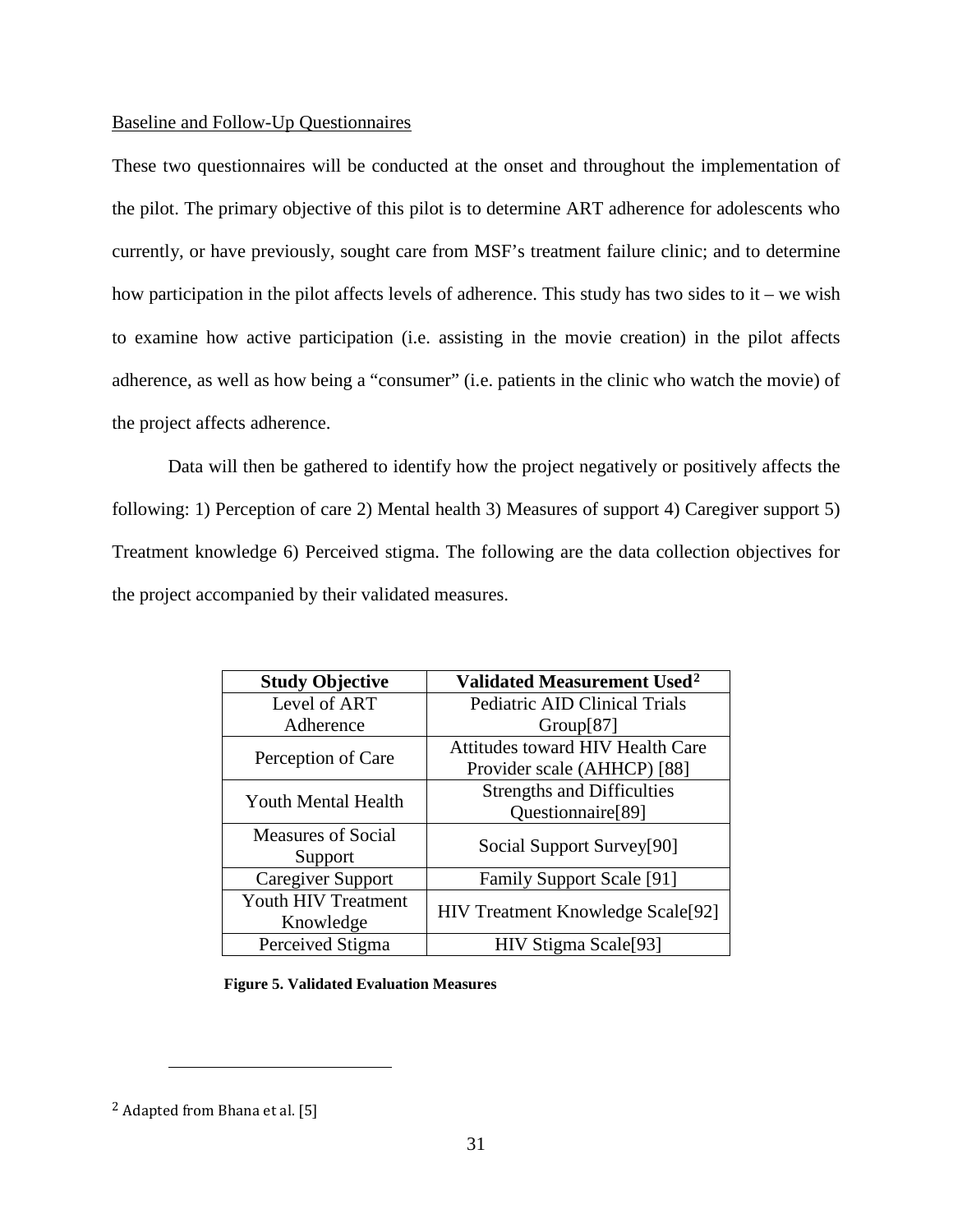Baseline and Follow-Up Questionnaires

These two questionnaires will be conducted at the onset and throughout the implementation of the pilot. The primary objective of this pilot is to determine ART adherence for adolescents who currently, or have previously, sought care from MSF's treatment failure clinic; and to determine how participation in the pilot affects levels of adherence. This study has two sides to it – we wish to examine how active participation (i.e. assisting in the movie creation) in the pilot affects adherence, as well as how being a "consumer" (i.e. patients in the clinic who watch the movie) of the project affects adherence.

Data will then be gathered to identify how the project negatively or positively affects the following: 1) Perception of care 2) Mental health 3) Measures of support 4) Caregiver support 5) Treatment knowledge 6) Perceived stigma. The following are the data collection objectives for the project accompanied by their validated measures.

| Study Objective | Validated Measurement Used[2] |
|---|---|
| Level of ART Adherence | Pediatric AID Clinical Trials Group[87] |
| Perception of Care | Attitudes toward HIV Health Care Provider scale (AHHCP) [88] |
| Youth Mental Health | Strengths and Difficulties Questionnaire[89] |
| Measures of Social Support | Social Support Survey[90] |
| Caregiver Support | Family Support Scale [91] |
| Youth HIV Treatment Knowledge | HIV Treatment Knowledge Scale[92] |
| Perceived Stigma | HIV Stigma Scale[93] |

**Figure 5. Validated Evaluation Measures**

[2] Adapted from Bhana et al. [5]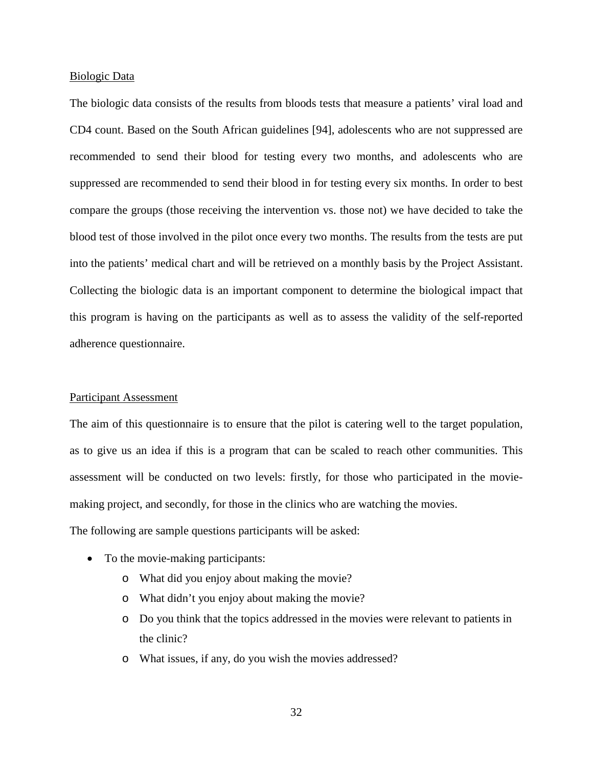Biologic Data

The biologic data consists of the results from bloods tests that measure a patients' viral load and CD4 count. Based on the South African guidelines [94], adolescents who are not suppressed are recommended to send their blood for testing every two months, and adolescents who are suppressed are recommended to send their blood in for testing every six months. In order to best compare the groups (those receiving the intervention vs. those not) we have decided to take the blood test of those involved in the pilot once every two months. The results from the tests are put into the patients' medical chart and will be retrieved on a monthly basis by the Project Assistant. Collecting the biologic data is an important component to determine the biological impact that this program is having on the participants as well as to assess the validity of the self-reported adherence questionnaire.

Participant Assessment

The aim of this questionnaire is to ensure that the pilot is catering well to the target population, as to give us an idea if this is a program that can be scaled to reach other communities. This assessment will be conducted on two levels: firstly, for those who participated in the movie-making project, and secondly, for those in the clinics who are watching the movies.

The following are sample questions participants will be asked:

- To the movie-making participants:
  - What did you enjoy about making the movie?
  - What didn't you enjoy about making the movie?
  - Do you think that the topics addressed in the movies were relevant to patients in the clinic?
  - What issues, if any, do you wish the movies addressed?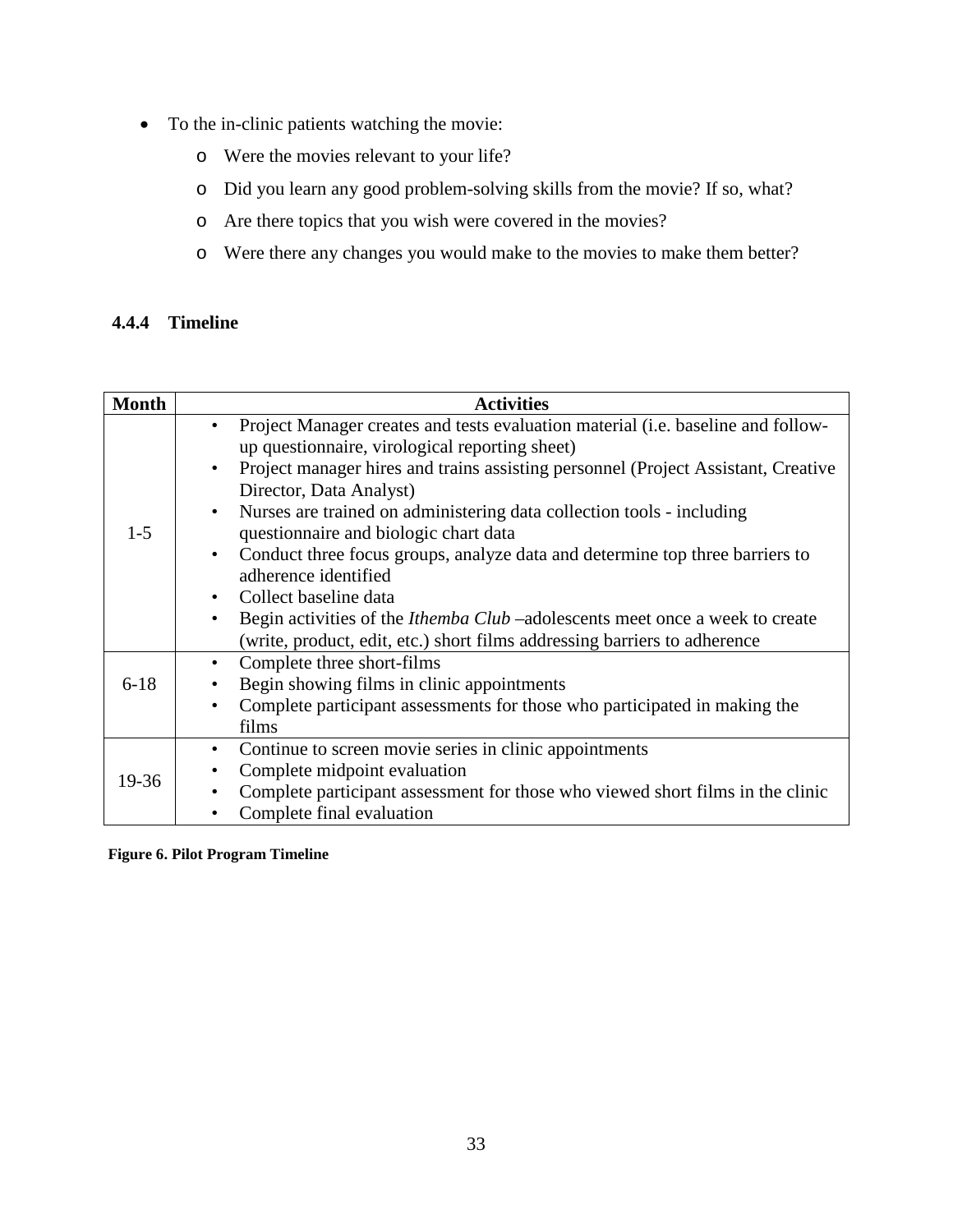- To the in-clinic patients watching the movie:
  - Were the movies relevant to your life?
  - Did you learn any good problem-solving skills from the movie? If so, what?
  - Are there topics that you wish were covered in the movies?
  - Were there any changes you would make to the movies to make them better?

### 4.4.4 Timeline

| Month | Activities |
|---|---|
| 1-5 | • Project Manager creates and tests evaluation material (i.e. baseline and follow-up questionnaire, virological reporting sheet)<br>• Project manager hires and trains assisting personnel (Project Assistant, Creative Director, Data Analyst)<br>• Nurses are trained on administering data collection tools - including questionnaire and biologic chart data<br>• Conduct three focus groups, analyze data and determine top three barriers to adherence identified<br>• Collect baseline data<br>• Begin activities of the *Ithemba Club* –adolescents meet once a week to create (write, product, edit, etc.) short films addressing barriers to adherence |
| 6-18 | • Complete three short-films<br>• Begin showing films in clinic appointments<br>• Complete participant assessments for those who participated in making the films |
| 19-36 | • Continue to screen movie series in clinic appointments<br>• Complete midpoint evaluation<br>• Complete participant assessment for those who viewed short films in the clinic<br>• Complete final evaluation |

**Figure 6. Pilot Program Timeline**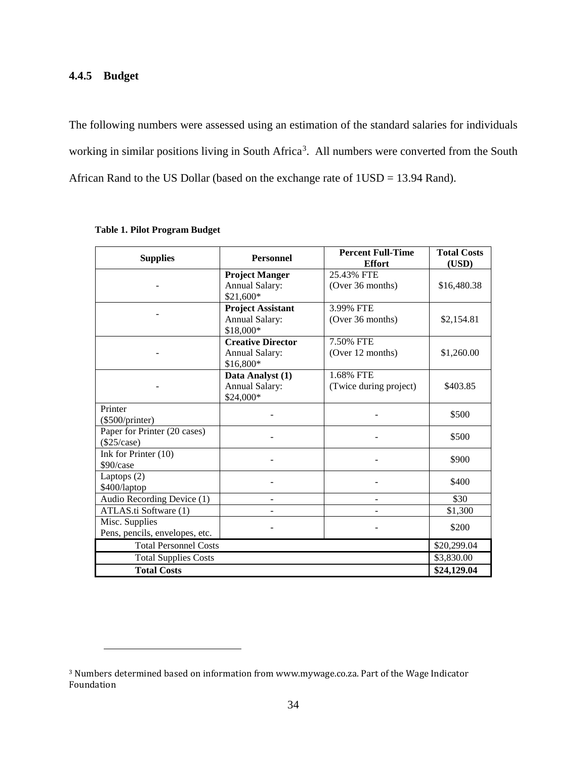### 4.4.5 Budget

The following numbers were assessed using an estimation of the standard salaries for individuals working in similar positions living in South Africa[3]. All numbers were converted from the South African Rand to the US Dollar (based on the exchange rate of 1USD = 13.94 Rand).

**Table 1. Pilot Program Budget**

| Supplies | Personnel | Percent Full-Time Effort | Total Costs (USD) |
|---|---|---|---|
| - | **Project Manger** Annual Salary: $21,600* | 25.43% FTE (Over 36 months) | $16,480.38 |
| - | **Project Assistant** Annual Salary: $18,000* | 3.99% FTE (Over 36 months) | $2,154.81 |
| - | **Creative Director** Annual Salary: $16,800* | 7.50% FTE (Over 12 months) | $1,260.00 |
| - | **Data Analyst (1)** Annual Salary: $24,000* | 1.68% FTE (Twice during project) | $403.85 |
| Printer ($500/printer) | - | - | $500 |
| Paper for Printer (20 cases) ($25/case) | - | - | $500 |
| Ink for Printer (10) $90/case | - | - | $900 |
| Laptops (2) $400/laptop | - | - | $400 |
| Audio Recording Device (1) | - | - | $30 |
| ATLAS.ti Software (1) | - | - | $1,300 |
| Misc. Supplies Pens, pencils, envelopes, etc. | - | - | $200 |
| Total Personnel Costs | | | $20,299.04 |
| Total Supplies Costs | | | $3,830.00 |
| **Total Costs** | | | **$24,129.04** |

[3] Numbers determined based on information from www.mywage.co.za. Part of the Wage Indicator Foundation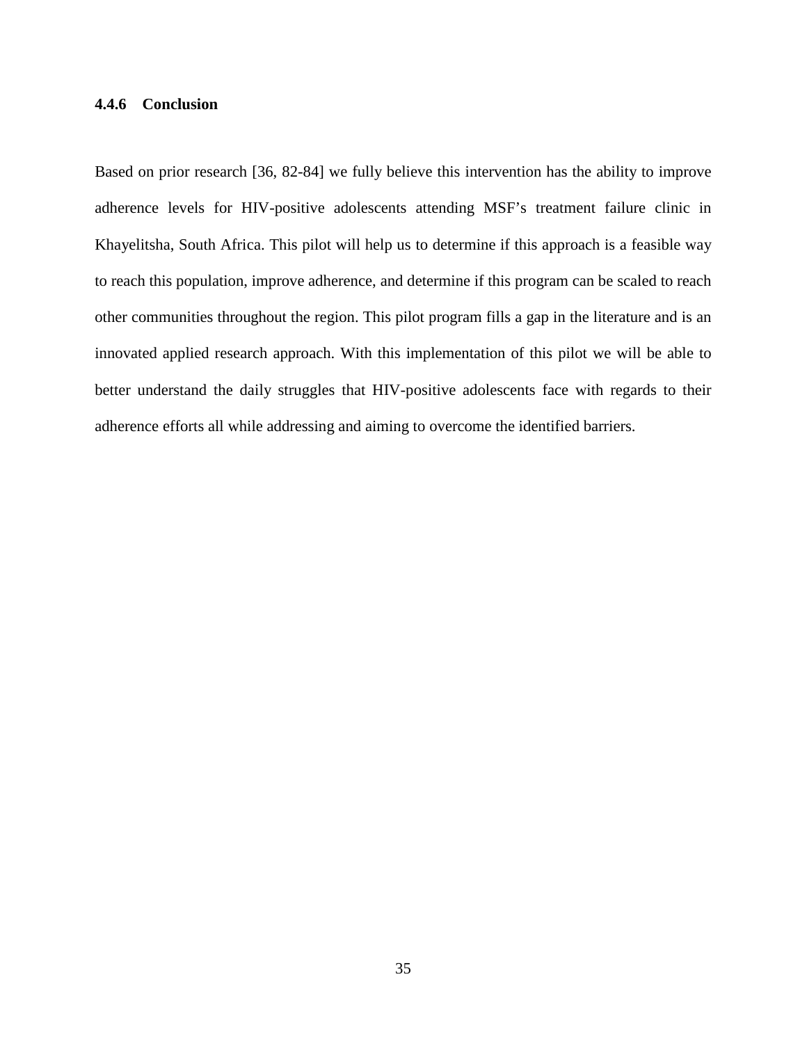#### 4.4.6 Conclusion

Based on prior research [36, 82-84] we fully believe this intervention has the ability to improve adherence levels for HIV-positive adolescents attending MSF's treatment failure clinic in Khayelitsha, South Africa. This pilot will help us to determine if this approach is a feasible way to reach this population, improve adherence, and determine if this program can be scaled to reach other communities throughout the region. This pilot program fills a gap in the literature and is an innovated applied research approach. With this implementation of this pilot we will be able to better understand the daily struggles that HIV-positive adolescents face with regards to their adherence efforts all while addressing and aiming to overcome the identified barriers.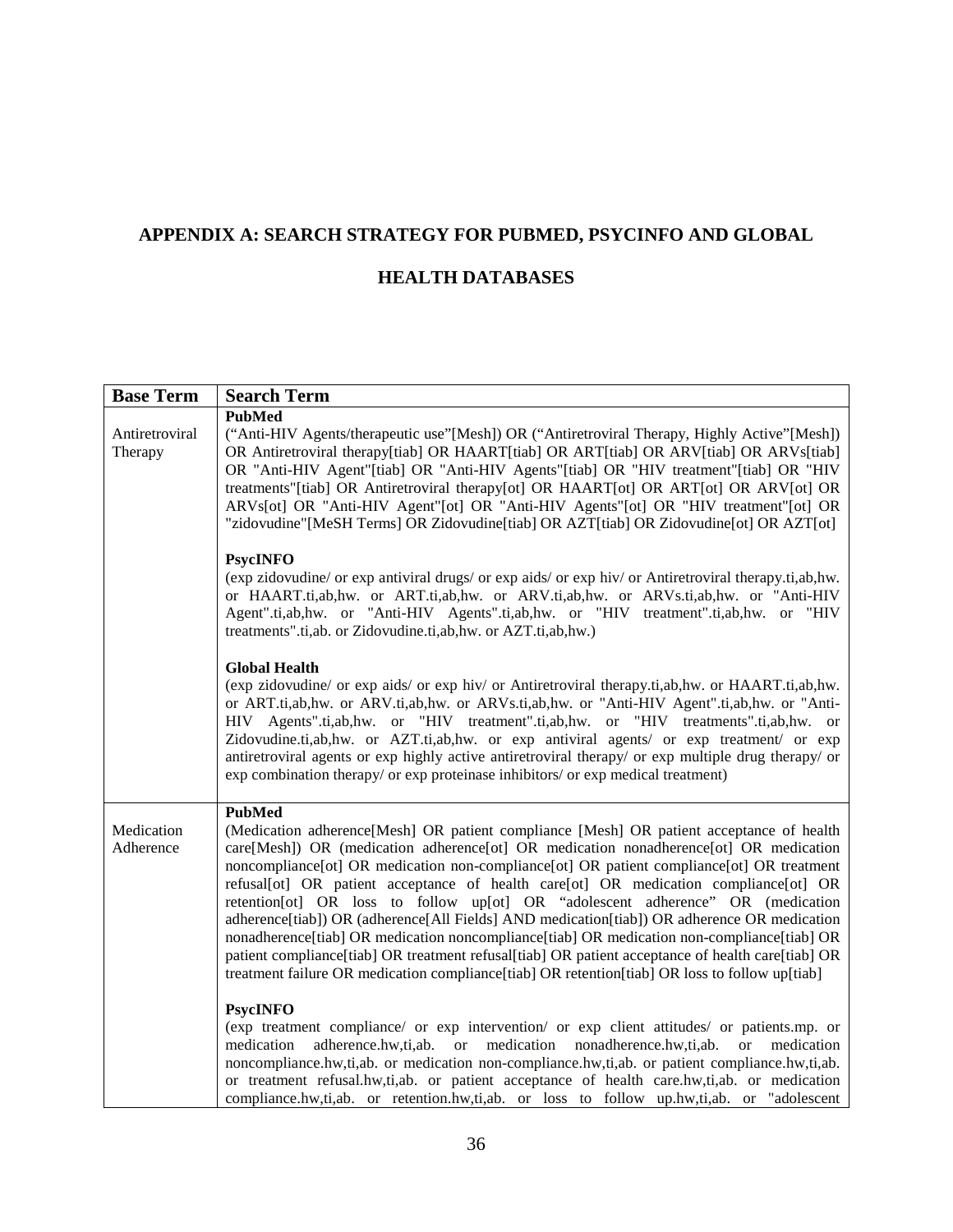# APPENDIX A: SEARCH STRATEGY FOR PUBMED, PSYCINFO AND GLOBAL HEALTH DATABASES

| Base Term | Search Term |
|---|---|
| Antiretroviral Therapy | **PubMed**<br>("Anti-HIV Agents/therapeutic use"[Mesh]) OR ("Antiretroviral Therapy, Highly Active"[Mesh]) OR Antiretroviral therapy[tiab] OR HAART[tiab] OR ART[tiab] OR ARV[tiab] OR ARVs[tiab] OR "Anti-HIV Agent"[tiab] OR "Anti-HIV Agents"[tiab] OR "HIV treatment"[tiab] OR "HIV treatments"[tiab] OR Antiretroviral therapy[ot] OR HAART[ot] OR ART[ot] OR ARV[ot] OR ARVs[ot] OR "Anti-HIV Agent"[ot] OR "Anti-HIV Agents"[ot] OR "HIV treatment"[ot] OR "zidovudine"[MeSH Terms] OR Zidovudine[tiab] OR AZT[tiab] OR Zidovudine[ot] OR AZT[ot]<br><br>**PsycINFO**<br>(exp zidovudine/ or exp antiviral drugs/ or exp aids/ or exp hiv/ or Antiretroviral therapy.ti,ab,hw. or HAART.ti,ab,hw. or ART.ti,ab,hw. or ARV.ti,ab,hw. or ARVs.ti,ab,hw. or "Anti-HIV Agent".ti,ab,hw. or "Anti-HIV Agents".ti,ab,hw. or "HIV treatment".ti,ab,hw. or "HIV treatments".ti,ab. or Zidovudine.ti,ab,hw. or AZT.ti,ab,hw.)<br><br>**Global Health**<br>(exp zidovudine/ or exp aids/ or exp hiv/ or Antiretroviral therapy.ti,ab,hw. or HAART.ti,ab,hw. or ART.ti,ab,hw. or ARV.ti,ab,hw. or ARVs.ti,ab,hw. or "Anti-HIV Agent".ti,ab,hw. or "Anti-HIV Agents".ti,ab,hw. or "HIV treatment".ti,ab,hw. or "HIV treatments".ti,ab,hw. or Zidovudine.ti,ab,hw. or AZT.ti,ab,hw. or exp antiviral agents/ or exp treatment/ or exp antiretroviral agents or exp highly active antiretroviral therapy/ or exp multiple drug therapy/ or exp combination therapy/ or exp proteinase inhibitors/ or exp medical treatment) |
| Medication Adherence | **PubMed**<br>(Medication adherence[Mesh] OR patient compliance [Mesh] OR patient acceptance of health care[Mesh]) OR (medication adherence[ot] OR medication nonadherence[ot] OR medication noncompliance[ot] OR medication non-compliance[ot] OR patient compliance[ot] OR treatment refusal[ot] OR patient acceptance of health care[ot] OR medication compliance[ot] OR retention[ot] OR loss to follow up[ot] OR "adolescent adherence" OR (medication adherence[tiab]) OR (adherence[All Fields] AND medication[tiab]) OR adherence OR medication nonadherence[tiab] OR medication noncompliance[tiab] OR medication non-compliance[tiab] OR patient compliance[tiab] OR treatment refusal[tiab] OR patient acceptance of health care[tiab] OR treatment failure OR medication compliance[tiab] OR retention[tiab] OR loss to follow up[tiab]<br><br>**PsycINFO**<br>(exp treatment compliance/ or exp intervention/ or exp client attitudes/ or patients.mp. or medication adherence.hw,ti,ab. or medication nonadherence.hw,ti,ab. or medication noncompliance.hw,ti,ab. or medication non-compliance.hw,ti,ab. or patient compliance.hw,ti,ab. or treatment refusal.hw,ti,ab. or patient acceptance of health care.hw,ti,ab. or medication compliance.hw,ti,ab. or retention.hw,ti,ab. or loss to follow up.hw,ti,ab. or "adolescent |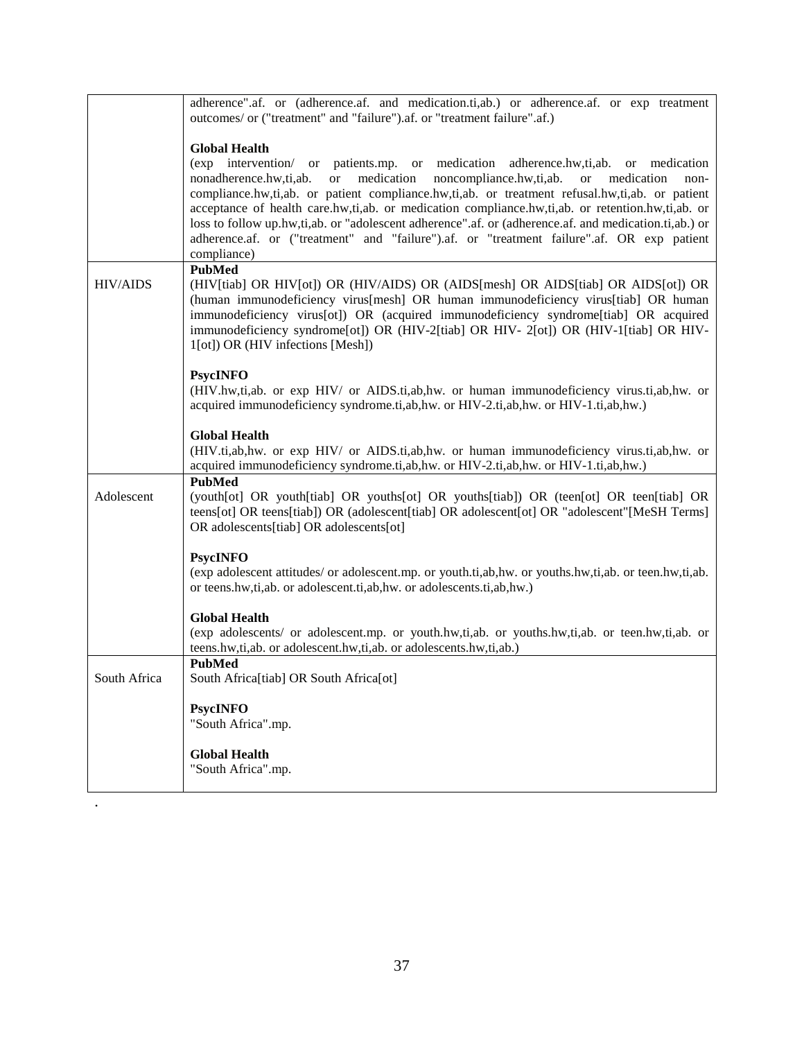| | |
|---|---|
| | adherence".af. or (adherence.af. and medication.ti,ab.) or adherence.af. or exp treatment outcomes/ or ("treatment" and "failure").af. or "treatment failure".af.)<br><br>**Global Health**<br>(exp intervention/ or patients.mp. or medication adherence.hw,ti,ab. or medication nonadherence.hw,ti,ab. or medication noncompliance.hw,ti,ab. or medication non-compliance.hw,ti,ab. or patient compliance.hw,ti,ab. or treatment refusal.hw,ti,ab. or patient acceptance of health care.hw,ti,ab. or medication compliance.hw,ti,ab. or retention.hw,ti,ab. or loss to follow up.hw,ti,ab. or "adolescent adherence".af. or (adherence.af. and medication.ti,ab.) or adherence.af. or ("treatment" and "failure").af. or "treatment failure".af. OR exp patient compliance) |
| HIV/AIDS | **PubMed**<br>(HIV[tiab] OR HIV[ot]) OR (HIV/AIDS) OR (AIDS[mesh] OR AIDS[tiab] OR AIDS[ot]) OR (human immunodeficiency virus[mesh] OR human immunodeficiency virus[tiab] OR human immunodeficiency virus[ot]) OR (acquired immunodeficiency syndrome[tiab] OR acquired immunodeficiency syndrome[ot]) OR (HIV-2[tiab] OR HIV- 2[ot]) OR (HIV-1[tiab] OR HIV-1[ot]) OR (HIV infections [Mesh])<br><br>**PsycINFO**<br>(HIV.hw,ti,ab. or exp HIV/ or AIDS.ti,ab,hw. or human immunodeficiency virus.ti,ab,hw. or acquired immunodeficiency syndrome.ti,ab,hw. or HIV-2.ti,ab,hw. or HIV-1.ti,ab,hw.)<br><br>**Global Health**<br>(HIV.ti,ab,hw. or exp HIV/ or AIDS.ti,ab,hw. or human immunodeficiency virus.ti,ab,hw. or acquired immunodeficiency syndrome.ti,ab,hw. or HIV-2.ti,ab,hw. or HIV-1.ti,ab,hw.) |
| Adolescent | **PubMed**<br>(youth[ot] OR youth[tiab] OR youths[ot] OR youths[tiab]) OR (teen[ot] OR teen[tiab] OR teens[ot] OR teens[tiab]) OR (adolescent[tiab] OR adolescent[ot] OR "adolescent"[MeSH Terms] OR adolescents[tiab] OR adolescents[ot]<br><br>**PsycINFO**<br>(exp adolescent attitudes/ or adolescent.mp. or youth.ti,ab,hw. or youths.hw,ti,ab. or teen.hw,ti,ab. or teens.hw,ti,ab. or adolescent.ti,ab,hw. or adolescents.ti,ab,hw.)<br><br>**Global Health**<br>(exp adolescents/ or adolescent.mp. or youth.hw,ti,ab. or youths.hw,ti,ab. or teen.hw,ti,ab. or teens.hw,ti,ab. or adolescent.hw,ti,ab. or adolescents.hw,ti,ab.) |
| South Africa | **PubMed**<br>South Africa[tiab] OR South Africa[ot]<br><br>**PsycINFO**<br>"South Africa".mp.<br><br>**Global Health**<br>"South Africa".mp. |

.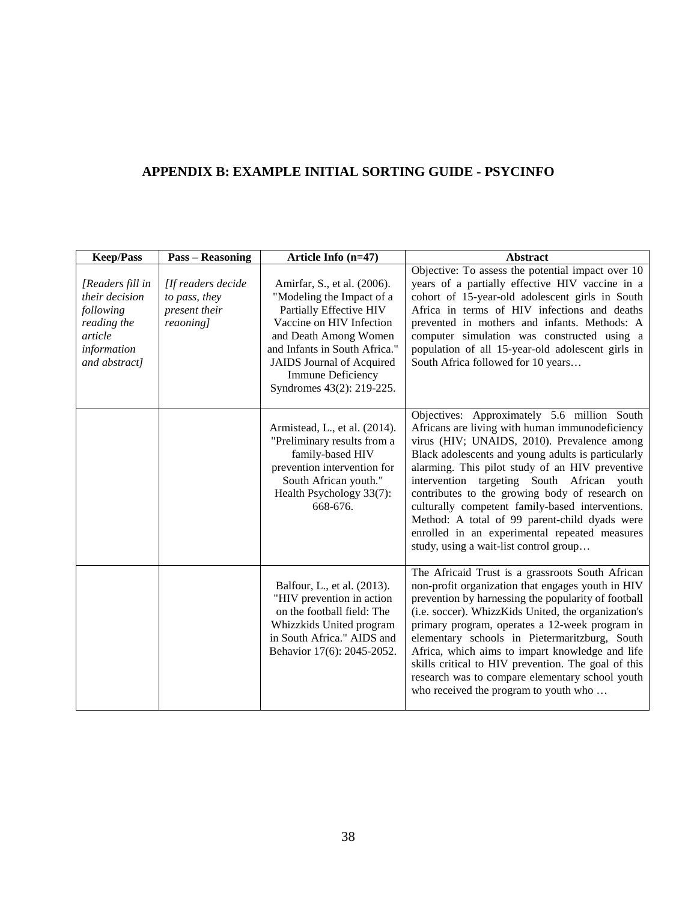## APPENDIX B: EXAMPLE INITIAL SORTING GUIDE - PSYCINFO

| Keep/Pass | Pass – Reasoning | Article Info (n=47) | Abstract |
|---|---|---|---|
| *[Readers fill in their decision following reading the article information and abstract]* | *[If readers decide to pass, they present their reaoning]* | Amirfar, S., et al. (2006). "Modeling the Impact of a Partially Effective HIV Vaccine on HIV Infection and Death Among Women and Infants in South Africa." JAIDS Journal of Acquired Immune Deficiency Syndromes 43(2): 219-225. | Objective: To assess the potential impact over 10 years of a partially effective HIV vaccine in a cohort of 15-year-old adolescent girls in South Africa in terms of HIV infections and deaths prevented in mothers and infants. Methods: A computer simulation was constructed using a population of all 15-year-old adolescent girls in South Africa followed for 10 years… |
| | | Armistead, L., et al. (2014). "Preliminary results from a family-based HIV prevention intervention for South African youth." Health Psychology 33(7): 668-676. | Objectives: Approximately 5.6 million South Africans are living with human immunodeficiency virus (HIV; UNAIDS, 2010). Prevalence among Black adolescents and young adults is particularly alarming. This pilot study of an HIV preventive intervention targeting South African youth contributes to the growing body of research on culturally competent family-based interventions. Method: A total of 99 parent-child dyads were enrolled in an experimental repeated measures study, using a wait-list control group… |
| | | Balfour, L., et al. (2013). "HIV prevention in action on the football field: The Whizzkids United program in South Africa." AIDS and Behavior 17(6): 2045-2052. | The Africaid Trust is a grassroots South African non-profit organization that engages youth in HIV prevention by harnessing the popularity of football (i.e. soccer). WhizzKids United, the organization's primary program, operates a 12-week program in elementary schools in Pietermaritzburg, South Africa, which aims to impart knowledge and life skills critical to HIV prevention. The goal of this research was to compare elementary school youth who received the program to youth who … |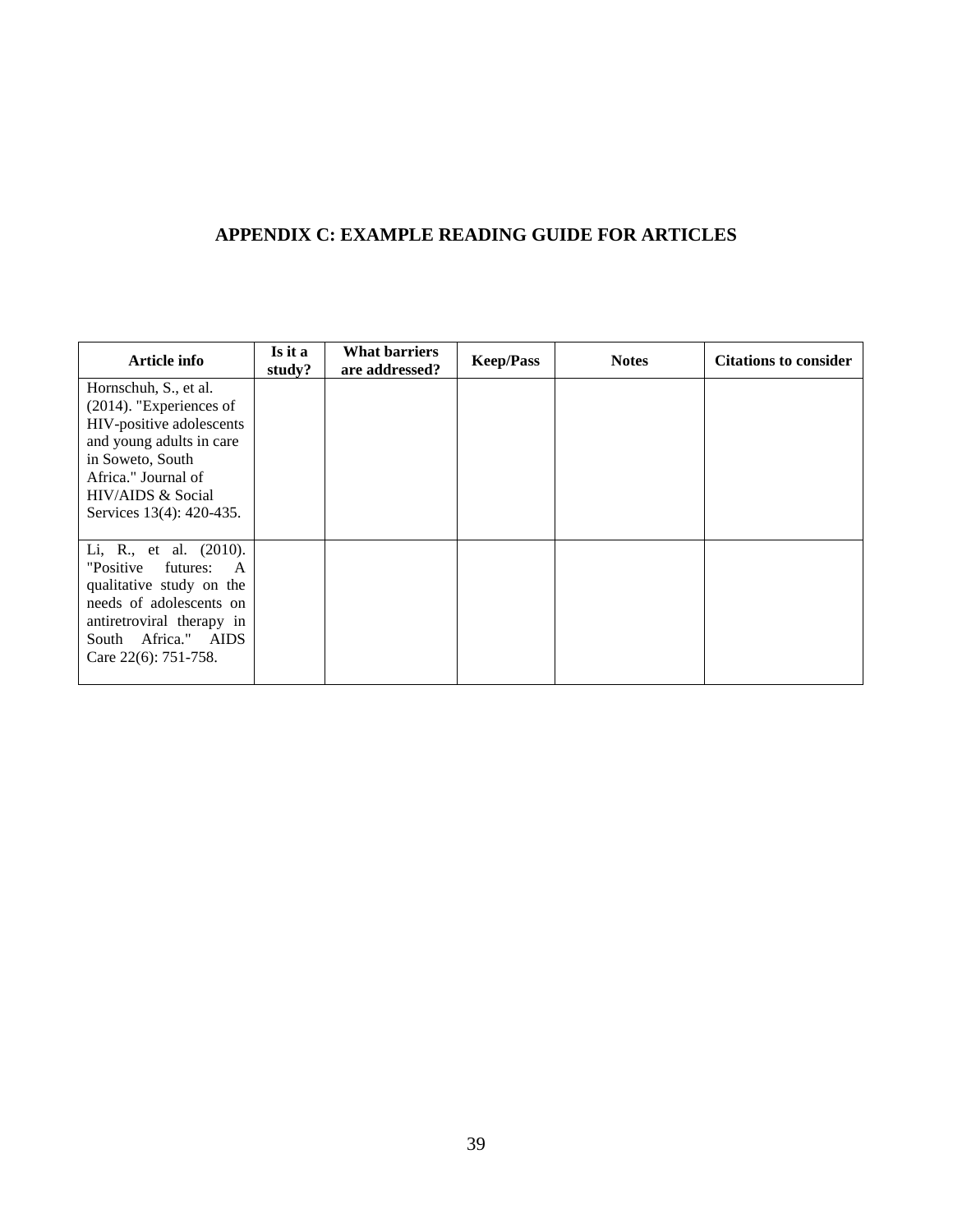## APPENDIX C: EXAMPLE READING GUIDE FOR ARTICLES

| Article info | Is it a study? | What barriers are addressed? | Keep/Pass | Notes | Citations to consider |
| --- | --- | --- | --- | --- | --- |
| Hornschuh, S., et al. (2014). "Experiences of HIV-positive adolescents and young adults in care in Soweto, South Africa." Journal of HIV/AIDS & Social Services 13(4): 420-435. | | | | | |
| Li, R., et al. (2010). "Positive futures: A qualitative study on the needs of adolescents on antiretroviral therapy in South Africa." AIDS Care 22(6): 751-758. | | | | | |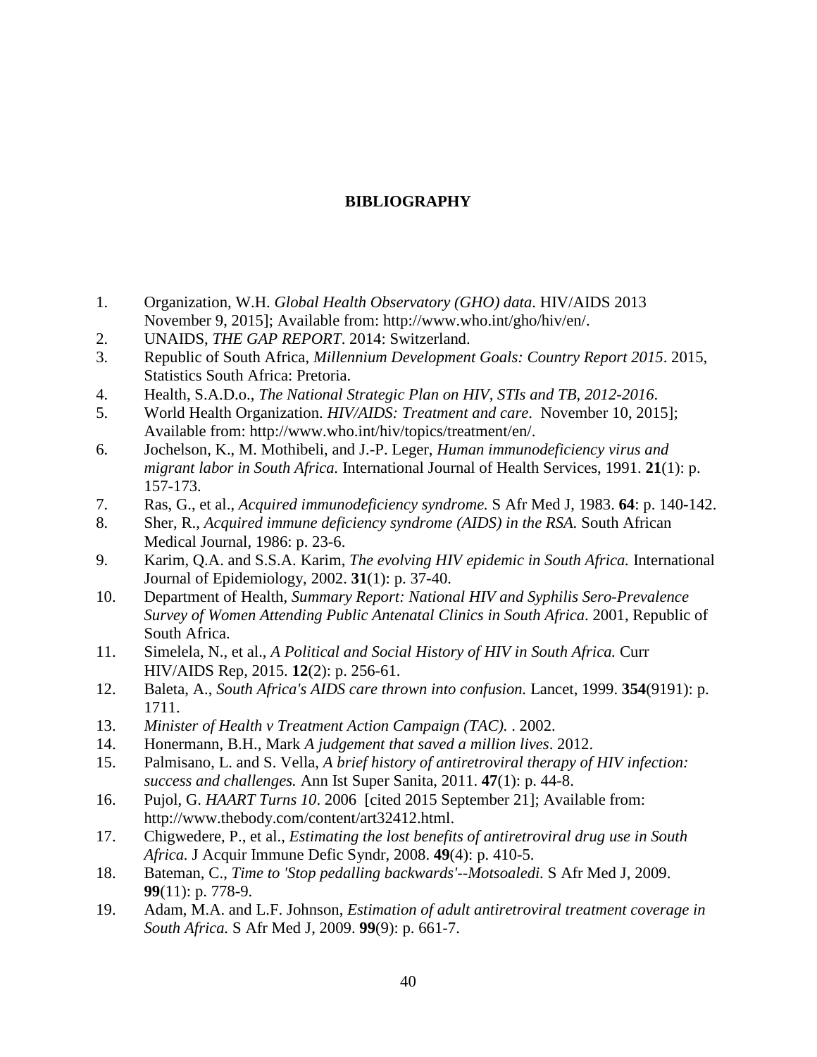# BIBLIOGRAPHY

1. Organization, W.H. *Global Health Observatory (GHO) data*. HIV/AIDS 2013 November 9, 2015]; Available from: http://www.who.int/gho/hiv/en/.
2. UNAIDS, *THE GAP REPORT*. 2014: Switzerland.
3. Republic of South Africa, *Millennium Development Goals: Country Report 2015*. 2015, Statistics South Africa: Pretoria.
4. Health, S.A.D.o., *The National Strategic Plan on HIV, STIs and TB, 2012-2016*.
5. World Health Organization. *HIV/AIDS: Treatment and care*. November 10, 2015]; Available from: http://www.who.int/hiv/topics/treatment/en/.
6. Jochelson, K., M. Mothibeli, and J.-P. Leger, *Human immunodeficiency virus and migrant labor in South Africa.* International Journal of Health Services, 1991. **21**(1): p. 157-173.
7. Ras, G., et al., *Acquired immunodeficiency syndrome.* S Afr Med J, 1983. **64**: p. 140-142.
8. Sher, R., *Acquired immune deficiency syndrome (AIDS) in the RSA.* South African Medical Journal, 1986: p. 23-6.
9. Karim, Q.A. and S.S.A. Karim, *The evolving HIV epidemic in South Africa.* International Journal of Epidemiology, 2002. **31**(1): p. 37-40.
10. Department of Health, *Summary Report: National HIV and Syphilis Sero-Prevalence Survey of Women Attending Public Antenatal Clinics in South Africa*. 2001, Republic of South Africa.
11. Simelela, N., et al., *A Political and Social History of HIV in South Africa.* Curr HIV/AIDS Rep, 2015. **12**(2): p. 256-61.
12. Baleta, A., *South Africa's AIDS care thrown into confusion.* Lancet, 1999. **354**(9191): p. 1711.
13. *Minister of Health v Treatment Action Campaign (TAC).* . 2002.
14. Honermann, B.H., Mark *A judgement that saved a million lives*. 2012.
15. Palmisano, L. and S. Vella, *A brief history of antiretroviral therapy of HIV infection: success and challenges.* Ann Ist Super Sanita, 2011. **47**(1): p. 44-8.
16. Pujol, G. *HAART Turns 10*. 2006 [cited 2015 September 21]; Available from: http://www.thebody.com/content/art32412.html.
17. Chigwedere, P., et al., *Estimating the lost benefits of antiretroviral drug use in South Africa.* J Acquir Immune Defic Syndr, 2008. **49**(4): p. 410-5.
18. Bateman, C., *Time to 'Stop pedalling backwards'--Motsoaledi.* S Afr Med J, 2009. **99**(11): p. 778-9.
19. Adam, M.A. and L.F. Johnson, *Estimation of adult antiretroviral treatment coverage in South Africa.* S Afr Med J, 2009. **99**(9): p. 661-7.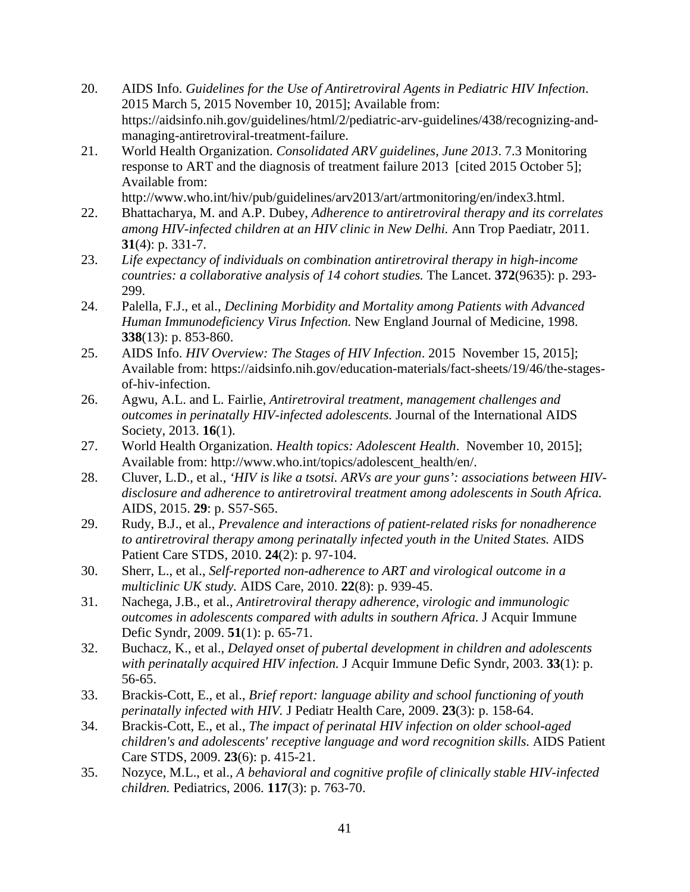20. AIDS Info. *Guidelines for the Use of Antiretroviral Agents in Pediatric HIV Infection*. 2015 March 5, 2015 November 10, 2015]; Available from: https://aidsinfo.nih.gov/guidelines/html/2/pediatric-arv-guidelines/438/recognizing-and-managing-antiretroviral-treatment-failure.
21. World Health Organization. *Consolidated ARV guidelines, June 2013*. 7.3 Monitoring response to ART and the diagnosis of treatment failure 2013 [cited 2015 October 5]; Available from: http://www.who.int/hiv/pub/guidelines/arv2013/art/artmonitoring/en/index3.html.
22. Bhattacharya, M. and A.P. Dubey, *Adherence to antiretroviral therapy and its correlates among HIV-infected children at an HIV clinic in New Delhi.* Ann Trop Paediatr, 2011. **31**(4): p. 331-7.
23. *Life expectancy of individuals on combination antiretroviral therapy in high-income countries: a collaborative analysis of 14 cohort studies.* The Lancet. **372**(9635): p. 293-299.
24. Palella, F.J., et al., *Declining Morbidity and Mortality among Patients with Advanced Human Immunodeficiency Virus Infection.* New England Journal of Medicine, 1998. **338**(13): p. 853-860.
25. AIDS Info. *HIV Overview: The Stages of HIV Infection*. 2015 November 15, 2015]; Available from: https://aidsinfo.nih.gov/education-materials/fact-sheets/19/46/the-stages-of-hiv-infection.
26. Agwu, A.L. and L. Fairlie, *Antiretroviral treatment, management challenges and outcomes in perinatally HIV-infected adolescents.* Journal of the International AIDS Society, 2013. **16**(1).
27. World Health Organization. *Health topics: Adolescent Health*. November 10, 2015]; Available from: http://www.who.int/topics/adolescent_health/en/.
28. Cluver, L.D., et al., *'HIV is like a tsotsi. ARVs are your guns': associations between HIV-disclosure and adherence to antiretroviral treatment among adolescents in South Africa.* AIDS, 2015. **29**: p. S57-S65.
29. Rudy, B.J., et al., *Prevalence and interactions of patient-related risks for nonadherence to antiretroviral therapy among perinatally infected youth in the United States.* AIDS Patient Care STDS, 2010. **24**(2): p. 97-104.
30. Sherr, L., et al., *Self-reported non-adherence to ART and virological outcome in a multiclinic UK study.* AIDS Care, 2010. **22**(8): p. 939-45.
31. Nachega, J.B., et al., *Antiretroviral therapy adherence, virologic and immunologic outcomes in adolescents compared with adults in southern Africa.* J Acquir Immune Defic Syndr, 2009. **51**(1): p. 65-71.
32. Buchacz, K., et al., *Delayed onset of pubertal development in children and adolescents with perinatally acquired HIV infection.* J Acquir Immune Defic Syndr, 2003. **33**(1): p. 56-65.
33. Brackis-Cott, E., et al., *Brief report: language ability and school functioning of youth perinatally infected with HIV.* J Pediatr Health Care, 2009. **23**(3): p. 158-64.
34. Brackis-Cott, E., et al., *The impact of perinatal HIV infection on older school-aged children's and adolescents' receptive language and word recognition skills.* AIDS Patient Care STDS, 2009. **23**(6): p. 415-21.
35. Nozyce, M.L., et al., *A behavioral and cognitive profile of clinically stable HIV-infected children.* Pediatrics, 2006. **117**(3): p. 763-70.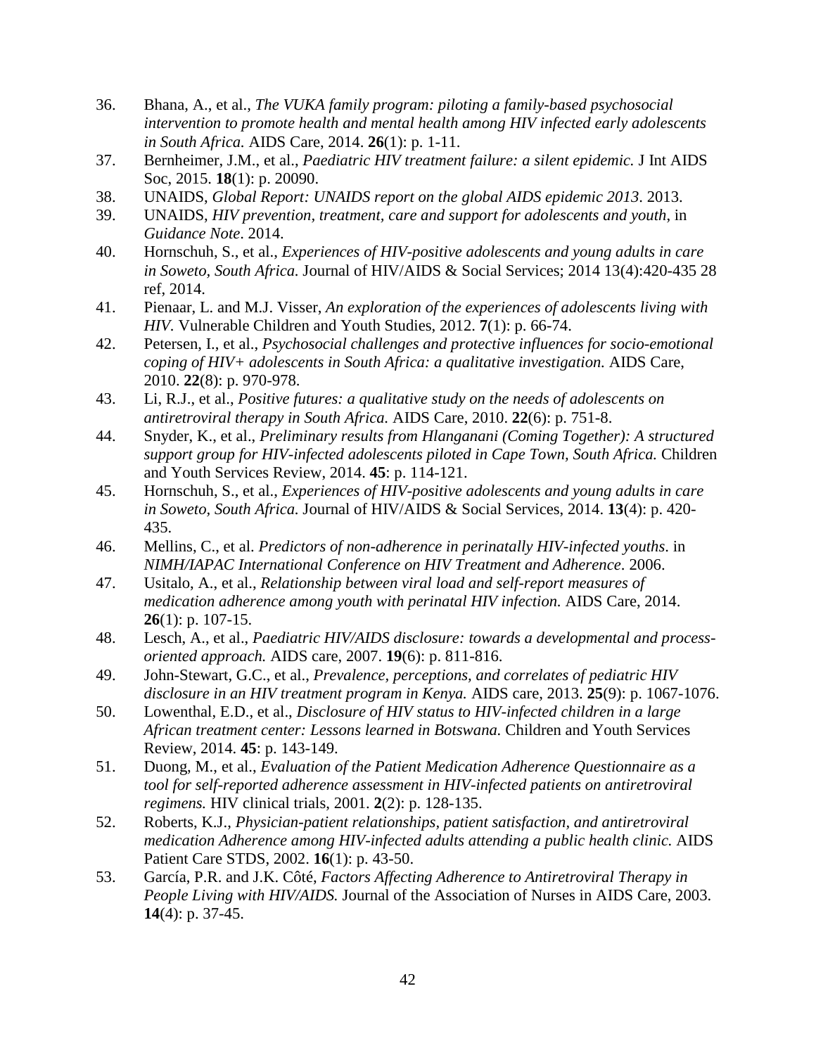36. Bhana, A., et al., *The VUKA family program: piloting a family-based psychosocial intervention to promote health and mental health among HIV infected early adolescents in South Africa.* AIDS Care, 2014. **26**(1): p. 1-11.
37. Bernheimer, J.M., et al., *Paediatric HIV treatment failure: a silent epidemic.* J Int AIDS Soc, 2015. **18**(1): p. 20090.
38. UNAIDS, *Global Report: UNAIDS report on the global AIDS epidemic 2013*. 2013.
39. UNAIDS, *HIV prevention, treatment, care and support for adolescents and youth*, in *Guidance Note*. 2014.
40. Hornschuh, S., et al., *Experiences of HIV-positive adolescents and young adults in care in Soweto, South Africa.* Journal of HIV/AIDS & Social Services; 2014 13(4):420-435 28 ref, 2014.
41. Pienaar, L. and M.J. Visser, *An exploration of the experiences of adolescents living with HIV.* Vulnerable Children and Youth Studies, 2012. **7**(1): p. 66-74.
42. Petersen, I., et al., *Psychosocial challenges and protective influences for socio-emotional coping of HIV+ adolescents in South Africa: a qualitative investigation.* AIDS Care, 2010. **22**(8): p. 970-978.
43. Li, R.J., et al., *Positive futures: a qualitative study on the needs of adolescents on antiretroviral therapy in South Africa.* AIDS Care, 2010. **22**(6): p. 751-8.
44. Snyder, K., et al., *Preliminary results from Hlanganani (Coming Together): A structured support group for HIV-infected adolescents piloted in Cape Town, South Africa.* Children and Youth Services Review, 2014. **45**: p. 114-121.
45. Hornschuh, S., et al., *Experiences of HIV-positive adolescents and young adults in care in Soweto, South Africa.* Journal of HIV/AIDS & Social Services, 2014. **13**(4): p. 420-435.
46. Mellins, C., et al. *Predictors of non-adherence in perinatally HIV-infected youths*. in *NIMH/IAPAC International Conference on HIV Treatment and Adherence*. 2006.
47. Usitalo, A., et al., *Relationship between viral load and self-report measures of medication adherence among youth with perinatal HIV infection.* AIDS Care, 2014. **26**(1): p. 107-15.
48. Lesch, A., et al., *Paediatric HIV/AIDS disclosure: towards a developmental and process-oriented approach.* AIDS care, 2007. **19**(6): p. 811-816.
49. John-Stewart, G.C., et al., *Prevalence, perceptions, and correlates of pediatric HIV disclosure in an HIV treatment program in Kenya.* AIDS care, 2013. **25**(9): p. 1067-1076.
50. Lowenthal, E.D., et al., *Disclosure of HIV status to HIV-infected children in a large African treatment center: Lessons learned in Botswana.* Children and Youth Services Review, 2014. **45**: p. 143-149.
51. Duong, M., et al., *Evaluation of the Patient Medication Adherence Questionnaire as a tool for self-reported adherence assessment in HIV-infected patients on antiretroviral regimens.* HIV clinical trials, 2001. **2**(2): p. 128-135.
52. Roberts, K.J., *Physician-patient relationships, patient satisfaction, and antiretroviral medication Adherence among HIV-infected adults attending a public health clinic.* AIDS Patient Care STDS, 2002. **16**(1): p. 43-50.
53. García, P.R. and J.K. Côté, *Factors Affecting Adherence to Antiretroviral Therapy in People Living with HIV/AIDS.* Journal of the Association of Nurses in AIDS Care, 2003. **14**(4): p. 37-45.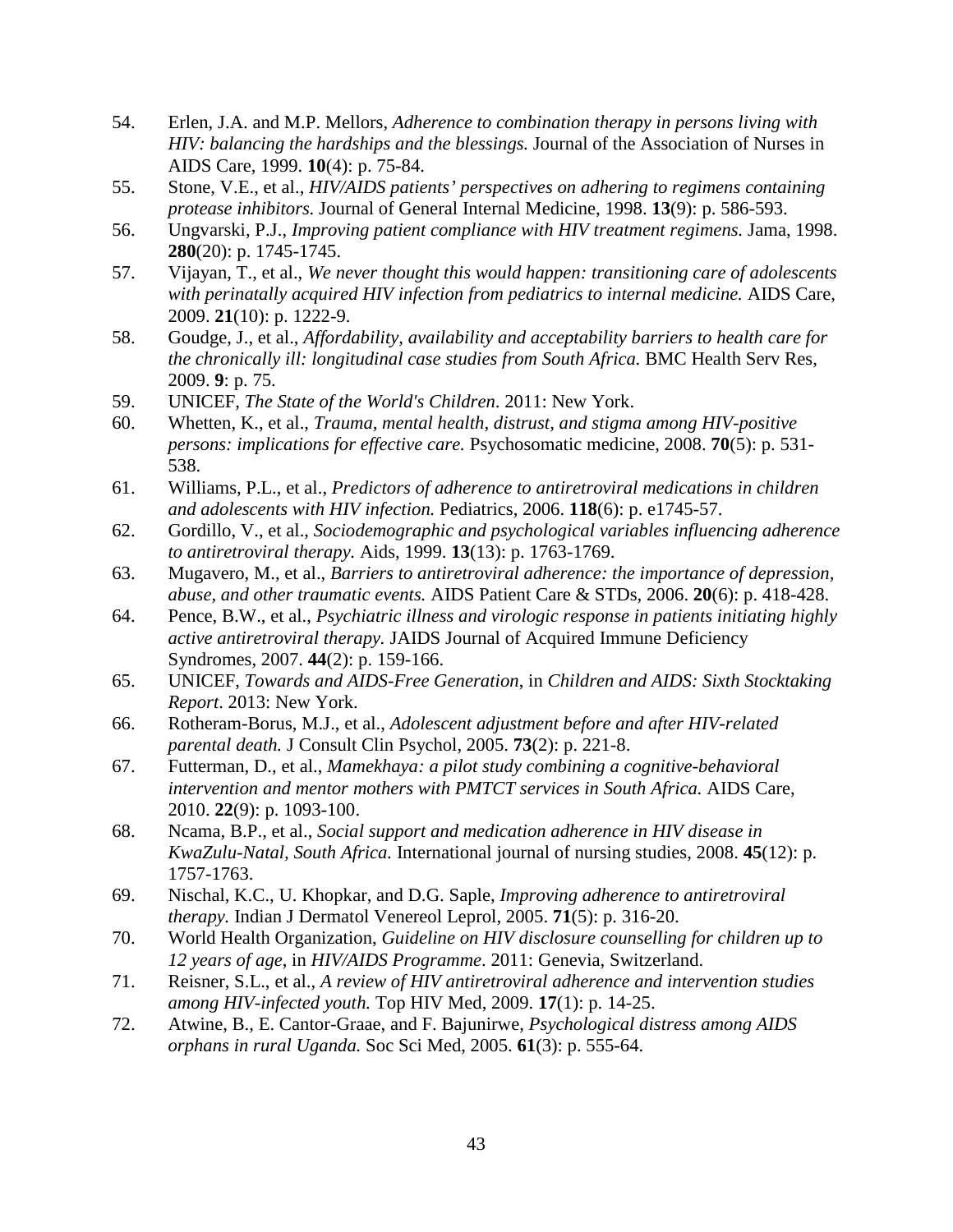54. Erlen, J.A. and M.P. Mellors, *Adherence to combination therapy in persons living with HIV: balancing the hardships and the blessings.* Journal of the Association of Nurses in AIDS Care, 1999. **10**(4): p. 75-84.
55. Stone, V.E., et al., *HIV/AIDS patients' perspectives on adhering to regimens containing protease inhibitors.* Journal of General Internal Medicine, 1998. **13**(9): p. 586-593.
56. Ungvarski, P.J., *Improving patient compliance with HIV treatment regimens.* Jama, 1998. **280**(20): p. 1745-1745.
57. Vijayan, T., et al., *We never thought this would happen: transitioning care of adolescents with perinatally acquired HIV infection from pediatrics to internal medicine.* AIDS Care, 2009. **21**(10): p. 1222-9.
58. Goudge, J., et al., *Affordability, availability and acceptability barriers to health care for the chronically ill: longitudinal case studies from South Africa.* BMC Health Serv Res, 2009. **9**: p. 75.
59. UNICEF, *The State of the World's Children*. 2011: New York.
60. Whetten, K., et al., *Trauma, mental health, distrust, and stigma among HIV-positive persons: implications for effective care.* Psychosomatic medicine, 2008. **70**(5): p. 531-538.
61. Williams, P.L., et al., *Predictors of adherence to antiretroviral medications in children and adolescents with HIV infection.* Pediatrics, 2006. **118**(6): p. e1745-57.
62. Gordillo, V., et al., *Sociodemographic and psychological variables influencing adherence to antiretroviral therapy.* Aids, 1999. **13**(13): p. 1763-1769.
63. Mugavero, M., et al., *Barriers to antiretroviral adherence: the importance of depression, abuse, and other traumatic events.* AIDS Patient Care & STDs, 2006. **20**(6): p. 418-428.
64. Pence, B.W., et al., *Psychiatric illness and virologic response in patients initiating highly active antiretroviral therapy.* JAIDS Journal of Acquired Immune Deficiency Syndromes, 2007. **44**(2): p. 159-166.
65. UNICEF, *Towards and AIDS-Free Generation*, in *Children and AIDS: Sixth Stocktaking Report*. 2013: New York.
66. Rotheram-Borus, M.J., et al., *Adolescent adjustment before and after HIV-related parental death.* J Consult Clin Psychol, 2005. **73**(2): p. 221-8.
67. Futterman, D., et al., *Mamekhaya: a pilot study combining a cognitive-behavioral intervention and mentor mothers with PMTCT services in South Africa.* AIDS Care, 2010. **22**(9): p. 1093-100.
68. Ncama, B.P., et al., *Social support and medication adherence in HIV disease in KwaZulu-Natal, South Africa.* International journal of nursing studies, 2008. **45**(12): p. 1757-1763.
69. Nischal, K.C., U. Khopkar, and D.G. Saple, *Improving adherence to antiretroviral therapy.* Indian J Dermatol Venereol Leprol, 2005. **71**(5): p. 316-20.
70. World Health Organization, *Guideline on HIV disclosure counselling for children up to 12 years of age*, in *HIV/AIDS Programme*. 2011: Genevia, Switzerland.
71. Reisner, S.L., et al., *A review of HIV antiretroviral adherence and intervention studies among HIV-infected youth.* Top HIV Med, 2009. **17**(1): p. 14-25.
72. Atwine, B., E. Cantor-Graae, and F. Bajunirwe, *Psychological distress among AIDS orphans in rural Uganda.* Soc Sci Med, 2005. **61**(3): p. 555-64.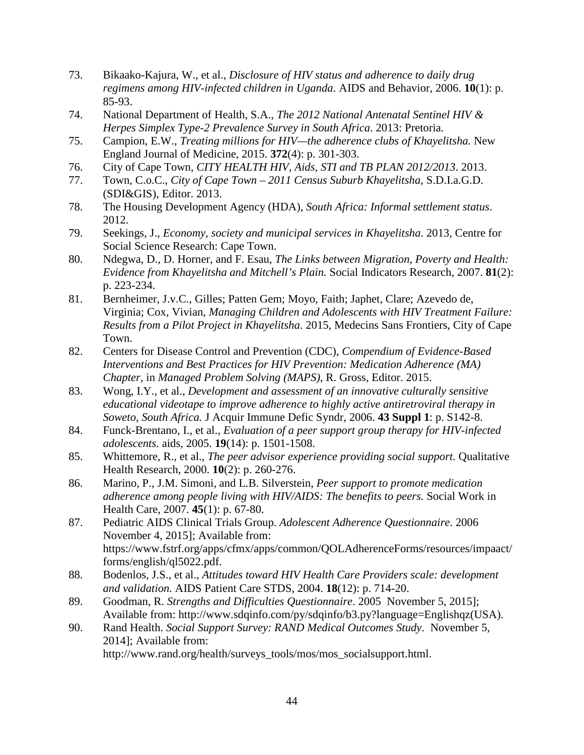73. Bikaako-Kajura, W., et al., *Disclosure of HIV status and adherence to daily drug regimens among HIV-infected children in Uganda.* AIDS and Behavior, 2006. **10**(1): p. 85-93.
74. National Department of Health, S.A., *The 2012 National Antenatal Sentinel HIV & Herpes Simplex Type-2 Prevalence Survey in South Africa*. 2013: Pretoria.
75. Campion, E.W., *Treating millions for HIV—the adherence clubs of Khayelitsha.* New England Journal of Medicine, 2015. **372**(4): p. 301-303.
76. City of Cape Town, *CITY HEALTH HIV, Aids, STI and TB PLAN 2012/2013*. 2013.
77. Town, C.o.C., *City of Cape Town – 2011 Census Suburb Khayelitsha*, S.D.I.a.G.D. (SDI&GIS), Editor. 2013.
78. The Housing Development Agency (HDA), *South Africa: Informal settlement status*. 2012.
79. Seekings, J., *Economy, society and municipal services in Khayelitsha*. 2013, Centre for Social Science Research: Cape Town.
80. Ndegwa, D., D. Horner, and F. Esau, *The Links between Migration, Poverty and Health: Evidence from Khayelitsha and Mitchell's Plain.* Social Indicators Research, 2007. **81**(2): p. 223-234.
81. Bernheimer, J.v.C., Gilles; Patten Gem; Moyo, Faith; Japhet, Clare; Azevedo de, Virginia; Cox, Vivian, *Managing Children and Adolescents with HIV Treatment Failure: Results from a Pilot Project in Khayelitsha*. 2015, Medecins Sans Frontiers, City of Cape Town.
82. Centers for Disease Control and Prevention (CDC), *Compendium of Evidence-Based Interventions and Best Practices for HIV Prevention: Medication Adherence (MA) Chapter*, in *Managed Problem Solving (MAPS)*, R. Gross, Editor. 2015.
83. Wong, I.Y., et al., *Development and assessment of an innovative culturally sensitive educational videotape to improve adherence to highly active antiretroviral therapy in Soweto, South Africa.* J Acquir Immune Defic Syndr, 2006. **43 Suppl 1**: p. S142-8.
84. Funck-Brentano, I., et al., *Evaluation of a peer support group therapy for HIV-infected adolescents.* aids, 2005. **19**(14): p. 1501-1508.
85. Whittemore, R., et al., *The peer advisor experience providing social support.* Qualitative Health Research, 2000. **10**(2): p. 260-276.
86. Marino, P., J.M. Simoni, and L.B. Silverstein, *Peer support to promote medication adherence among people living with HIV/AIDS: The benefits to peers.* Social Work in Health Care, 2007. **45**(1): p. 67-80.
87. Pediatric AIDS Clinical Trials Group. *Adolescent Adherence Questionnaire*. 2006 November 4, 2015]; Available from: https://www.fstrf.org/apps/cfmx/apps/common/QOLAdherenceForms/resources/impaact/forms/english/ql5022.pdf.
88. Bodenlos, J.S., et al., *Attitudes toward HIV Health Care Providers scale: development and validation.* AIDS Patient Care STDS, 2004. **18**(12): p. 714-20.
89. Goodman, R. *Strengths and Difficulties Questionnaire*. 2005 November 5, 2015]; Available from: http://www.sdqinfo.com/py/sdqinfo/b3.py?language=Englishqz(USA).
90. Rand Health. *Social Support Survey: RAND Medical Outcomes Study*. November 5, 2014]; Available from: http://www.rand.org/health/surveys_tools/mos/mos_socialsupport.html.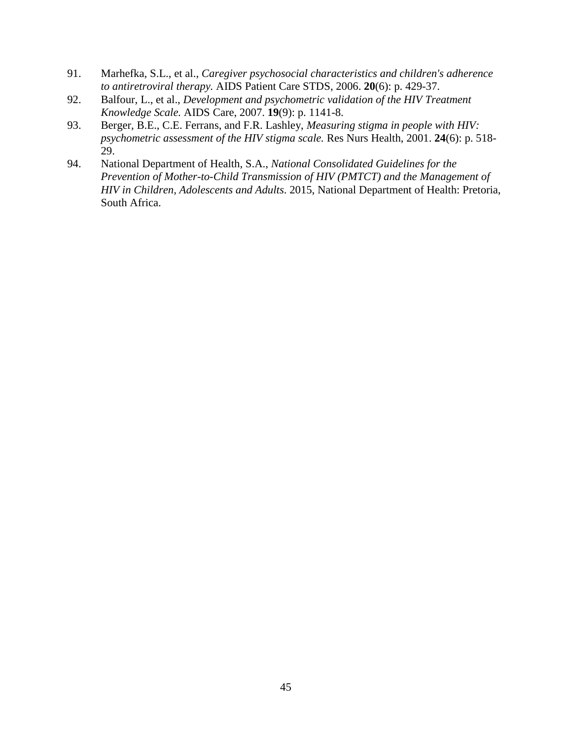91. Marhefka, S.L., et al., *Caregiver psychosocial characteristics and children's adherence to antiretroviral therapy.* AIDS Patient Care STDS, 2006. **20**(6): p. 429-37.
92. Balfour, L., et al., *Development and psychometric validation of the HIV Treatment Knowledge Scale.* AIDS Care, 2007. **19**(9): p. 1141-8.
93. Berger, B.E., C.E. Ferrans, and F.R. Lashley, *Measuring stigma in people with HIV: psychometric assessment of the HIV stigma scale.* Res Nurs Health, 2001. **24**(6): p. 518-29.
94. National Department of Health, S.A., *National Consolidated Guidelines for the Prevention of Mother-to-Child Transmission of HIV (PMTCT) and the Management of HIV in Children, Adolescents and Adults*. 2015, National Department of Health: Pretoria, South Africa.